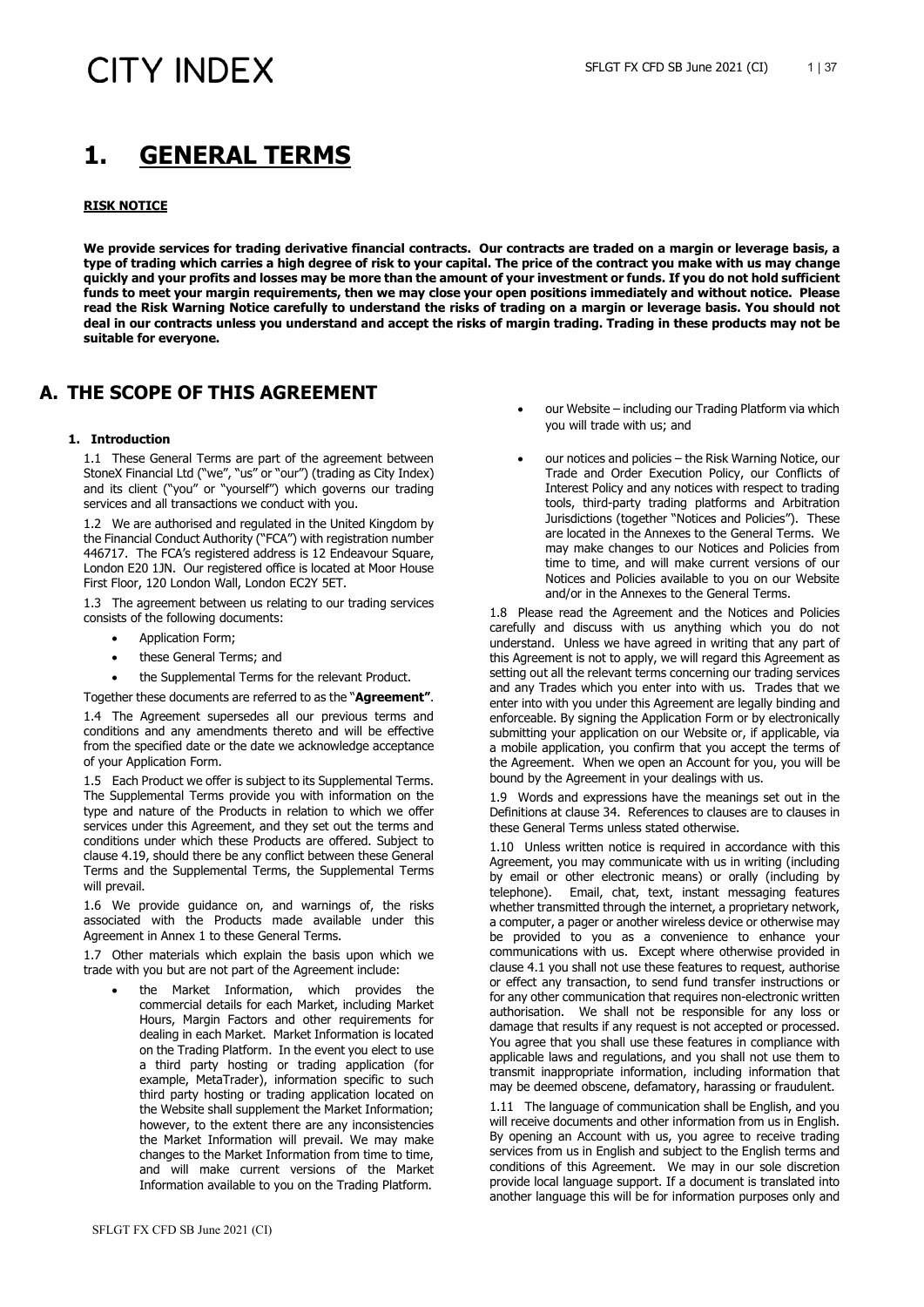# 1. GENERAL TERMS

**RISK NOTICE**

**We provide services for trading derivative financial contracts. Our contracts are traded on a margin or leverage basis, a type of trading which carries a high degree of risk to your capital. The price of the contract you make with us may change quickly and your profits and losses may be more than the amount of your investment or funds. If you do not hold sufficient funds to meet your margin requirements, then we may close your open positions immediately and without notice. Please read the Risk Warning Notice carefully to understand the risks of trading on a margin or leverage basis. You should not deal in our contracts unless you understand and accept the risks of margin trading. Trading in these products may not be suitable for everyone.**

## A. THE SCOPE OF THIS AGREEMENT

### 1. Introduction

1.1 These General Terms are part of the agreement between StoneX Financial Ltd ("we", "us" or "our") (trading as City Index) and its client ("you" or "yourself") which governs our trading services and all transactions we conduct with you.

1.2 We are authorised and regulated in the United Kingdom by the Financial Conduct Authority ("FCA") with registration number 446717. The FCA's registered address is 12 Endeavour Square, London E20 1JN. Our registered office is located at Moor House First Floor, 120 London Wall, London EC2Y 5ET.

1.3 The agreement between us relating to our trading services consists of the following documents:

- Application Form;
- these General Terms; and
- the Supplemental Terms for the relevant Product.

Together these documents are referred to as the "**Agreement**".

1.4 The Agreement supersedes all our previous terms and conditions and any amendments thereto and will be effective from the specified date or the date we acknowledge acceptance of your Application Form.

1.5 Each Product we offer is subject to its Supplemental Terms. The Supplemental Terms provide you with information on the type and nature of the Products in relation to which we offer services under this Agreement, and they set out the terms and conditions under which these Products are offered. Subject to clause 4.19, should there be any conflict between these General Terms and the Supplemental Terms, the Supplemental Terms will prevail.

1.6 We provide guidance on, and warnings of, the risks associated with the Products made available under this Agreement in Annex 1 to these General Terms.

1.7 Other materials which explain the basis upon which we trade with you but are not part of the Agreement include:

- the Market Information, which provides the commercial details for each Market, including Market Hours, Margin Factors and other requirements for dealing in each Market. Market Information is located on the Trading Platform. In the event you elect to use a third party hosting or trading application (for example, MetaTrader), information specific to such third party hosting or trading application located on the Website shall supplement the Market Information; however, to the extent there are any inconsistencies the Market Information will prevail. We may make changes to the Market Information from time to time, and will make current versions of the Market Information available to you on the Trading Platform.
- our Website – including our Trading Platform via which you will trade with us; and
- our notices and policies – the Risk Warning Notice, our Trade and Order Execution Policy, our Conflicts of Interest Policy and any notices with respect to trading tools, third-party trading platforms and Arbitration Jurisdictions (together "Notices and Policies"). These are located in the Annexes to the General Terms. We may make changes to our Notices and Policies from time to time, and will make current versions of our Notices and Policies available to you on our Website and/or in the Annexes to the General Terms.

1.8 Please read the Agreement and the Notices and Policies carefully and discuss with us anything which you do not understand. Unless we have agreed in writing that any part of this Agreement is not to apply, we will regard this Agreement as setting out all the relevant terms concerning our trading services and any Trades which you enter into with us. Trades that we enter into with you under this Agreement are legally binding and enforceable. By signing the Application Form or by electronically submitting your application on our Website or, if applicable, via a mobile application, you confirm that you accept the terms of the Agreement. When we open an Account for you, you will be bound by the Agreement in your dealings with us.

1.9 Words and expressions have the meanings set out in the Definitions at clause 34. References to clauses are to clauses in these General Terms unless stated otherwise.

1.10 Unless written notice is required in accordance with this Agreement, you may communicate with us in writing (including by email or other electronic means) or orally (including by telephone). Email, chat, text, instant messaging features whether transmitted through the internet, a proprietary network, a computer, a pager or another wireless device or otherwise may be provided to you as a convenience to enhance your communications with us. Except where otherwise provided in clause 4.1 you shall not use these features to request, authorise or effect any transaction, to send fund transfer instructions or for any other communication that requires non-electronic written authorisation. We shall not be responsible for any loss or damage that results if any request is not accepted or processed. You agree that you shall use these features in compliance with applicable laws and regulations, and you shall not use them to transmit inappropriate information, including information that may be deemed obscene, defamatory, harassing or fraudulent.

1.11 The language of communication shall be English, and you will receive documents and other information from us in English. By opening an Account with us, you agree to receive trading services from us in English and subject to the English terms and conditions of this Agreement. We may in our sole discretion provide local language support. If a document is translated into another language this will be for information purposes only and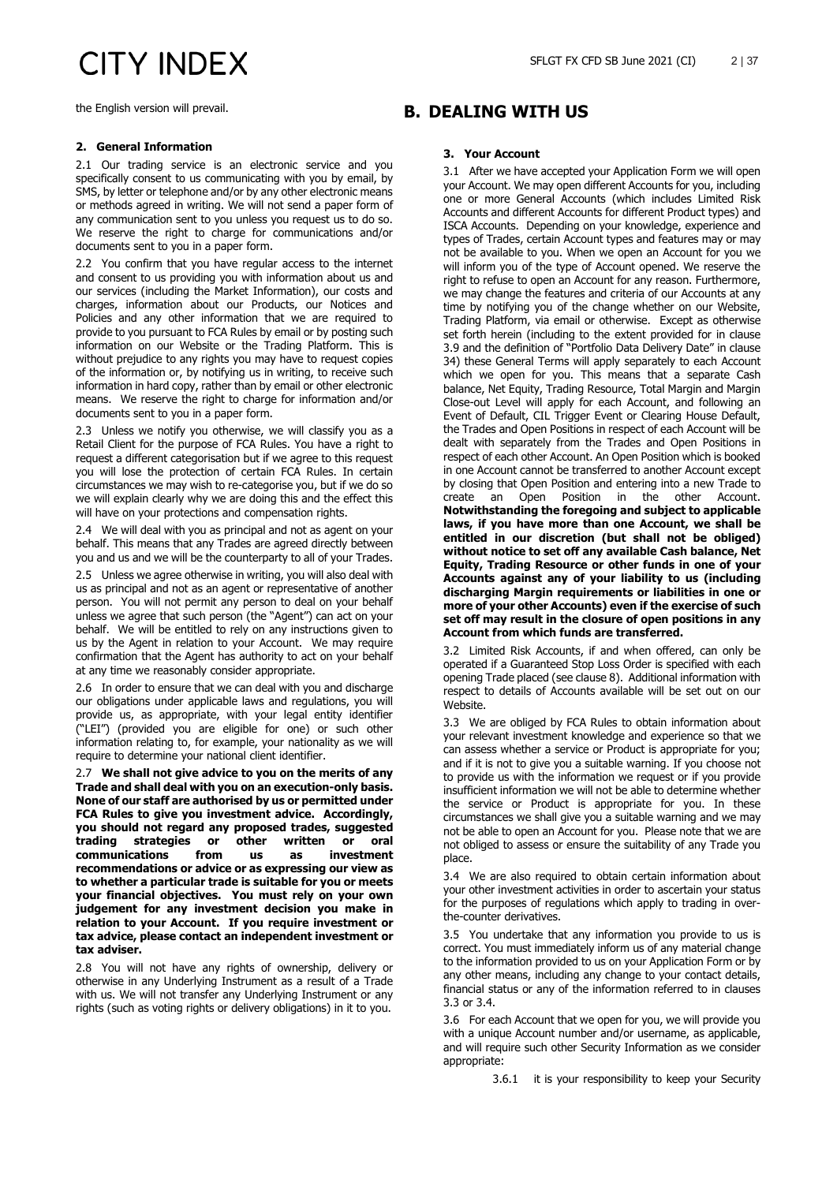the English version will prevail.

### 2. General Information

2.1 Our trading service is an electronic service and you specifically consent to us communicating with you by email, by SMS, by letter or telephone and/or by any other electronic means or methods agreed in writing. We will not send a paper form of any communication sent to you unless you request us to do so. We reserve the right to charge for communications and/or documents sent to you in a paper form.

2.2 You confirm that you have regular access to the internet and consent to us providing you with information about us and our services (including the Market Information), our costs and charges, information about our Products, our Notices and Policies and any other information that we are required to provide to you pursuant to FCA Rules by email or by posting such information on our Website or the Trading Platform. This is without prejudice to any rights you may have to request copies of the information or, by notifying us in writing, to receive such information in hard copy, rather than by email or other electronic means. We reserve the right to charge for information and/or documents sent to you in a paper form.

2.3 Unless we notify you otherwise, we will classify you as a Retail Client for the purpose of FCA Rules. You have a right to request a different categorisation but if we agree to this request you will lose the protection of certain FCA Rules. In certain circumstances we may wish to re-categorise you, but if we do so we will explain clearly why we are doing this and the effect this will have on your protections and compensation rights.

2.4 We will deal with you as principal and not as agent on your behalf. This means that any Trades are agreed directly between you and us and we will be the counterparty to all of your Trades.

2.5 Unless we agree otherwise in writing, you will also deal with us as principal and not as an agent or representative of another person. You will not permit any person to deal on your behalf unless we agree that such person (the "Agent") can act on your behalf. We will be entitled to rely on any instructions given to us by the Agent in relation to your Account. We may require confirmation that the Agent has authority to act on your behalf at any time we reasonably consider appropriate.

2.6 In order to ensure that we can deal with you and discharge our obligations under applicable laws and regulations, you will provide us, as appropriate, with your legal entity identifier ("LEI") (provided you are eligible for one) or such other information relating to, for example, your nationality as we will require to determine your national client identifier.

2.7 **We shall not give advice to you on the merits of any Trade and shall deal with you on an execution-only basis. None of our staff are authorised by us or permitted under FCA Rules to give you investment advice. Accordingly, you should not regard any proposed trades, suggested trading strategies or other written or oral communications from us as investment recommendations or advice or as expressing our view as to whether a particular trade is suitable for you or meets your financial objectives. You must rely on your own judgement for any investment decision you make in relation to your Account. If you require investment or tax advice, please contact an independent investment or tax adviser.**

2.8 You will not have any rights of ownership, delivery or otherwise in any Underlying Instrument as a result of a Trade with us. We will not transfer any Underlying Instrument or any rights (such as voting rights or delivery obligations) in it to you.

## B. DEALING WITH US

### 3. Your Account

3.1 After we have accepted your Application Form we will open your Account. We may open different Accounts for you, including one or more General Accounts (which includes Limited Risk Accounts and different Accounts for different Product types) and ISCA Accounts. Depending on your knowledge, experience and types of Trades, certain Account types and features may or may not be available to you. When we open an Account for you we will inform you of the type of Account opened. We reserve the right to refuse to open an Account for any reason. Furthermore, we may change the features and criteria of our Accounts at any time by notifying you of the change whether on our Website, Trading Platform, via email or otherwise. Except as otherwise set forth herein (including to the extent provided for in clause 3.9 and the definition of "Portfolio Data Delivery Date" in clause 34) these General Terms will apply separately to each Account which we open for you. This means that a separate Cash balance, Net Equity, Trading Resource, Total Margin and Margin Close-out Level will apply for each Account, and following an Event of Default, CIL Trigger Event or Clearing House Default, the Trades and Open Positions in respect of each Account will be dealt with separately from the Trades and Open Positions in respect of each other Account. An Open Position which is booked in one Account cannot be transferred to another Account except by closing that Open Position and entering into a new Trade to create an Open Position in the other Account. **Notwithstanding the foregoing and subject to applicable laws, if you have more than one Account, we shall be entitled in our discretion (but shall not be obliged) without notice to set off any available Cash balance, Net Equity, Trading Resource or other funds in one of your Accounts against any of your liability to us (including discharging Margin requirements or liabilities in one or more of your other Accounts) even if the exercise of such set off may result in the closure of open positions in any Account from which funds are transferred.**

3.2 Limited Risk Accounts, if and when offered, can only be operated if a Guaranteed Stop Loss Order is specified with each opening Trade placed (see clause 8). Additional information with respect to details of Accounts available will be set out on our Website.

3.3 We are obliged by FCA Rules to obtain information about your relevant investment knowledge and experience so that we can assess whether a service or Product is appropriate for you; and if it is not to give you a suitable warning. If you choose not to provide us with the information we request or if you provide insufficient information we will not be able to determine whether the service or Product is appropriate for you. In these circumstances we shall give you a suitable warning and we may not be able to open an Account for you. Please note that we are not obliged to assess or ensure the suitability of any Trade you place.

3.4 We are also required to obtain certain information about your other investment activities in order to ascertain your status for the purposes of regulations which apply to trading in over-the-counter derivatives.

3.5 You undertake that any information you provide to us is correct. You must immediately inform us of any material change to the information provided to us on your Application Form or by any other means, including any change to your contact details, financial status or any of the information referred to in clauses 3.3 or 3.4.

3.6 For each Account that we open for you, we will provide you with a unique Account number and/or username, as applicable, and will require such other Security Information as we consider appropriate:

3.6.1 it is your responsibility to keep your Security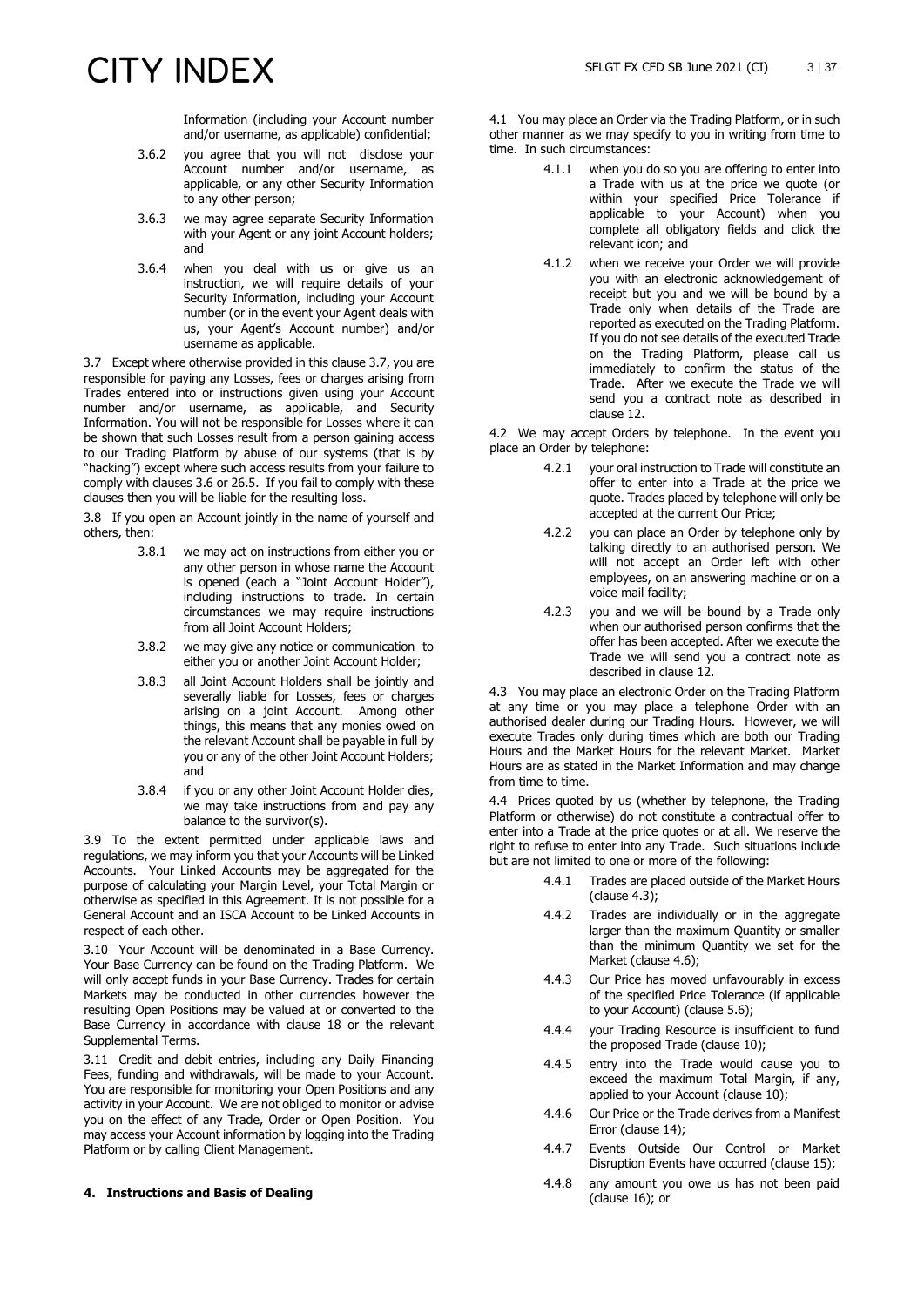Information (including your Account number and/or username, as applicable) confidential;

3.6.2 you agree that you will not disclose your Account number and/or username, as applicable, or any other Security Information to any other person;

3.6.3 we may agree separate Security Information with your Agent or any joint Account holders; and

3.6.4 when you deal with us or give us an instruction, we will require details of your Security Information, including your Account number (or in the event your Agent deals with us, your Agent's Account number) and/or username as applicable.

3.7 Except where otherwise provided in this clause 3.7, you are responsible for paying any Losses, fees or charges arising from Trades entered into or instructions given using your Account number and/or username, as applicable, and Security Information. You will not be responsible for Losses where it can be shown that such Losses result from a person gaining access to our Trading Platform by abuse of our systems (that is by "hacking") except where such access results from your failure to comply with clauses 3.6 or 26.5. If you fail to comply with these clauses then you will be liable for the resulting loss.

3.8 If you open an Account jointly in the name of yourself and others, then:

3.8.1 we may act on instructions from either you or any other person in whose name the Account is opened (each a "Joint Account Holder"), including instructions to trade. In certain circumstances we may require instructions from all Joint Account Holders;

3.8.2 we may give any notice or communication to either you or another Joint Account Holder;

3.8.3 all Joint Account Holders shall be jointly and severally liable for Losses, fees or charges arising on a joint Account. Among other things, this means that any monies owed on the relevant Account shall be payable in full by you or any of the other Joint Account Holders; and

3.8.4 if you or any other Joint Account Holder dies, we may take instructions from and pay any balance to the survivor(s).

3.9 To the extent permitted under applicable laws and regulations, we may inform you that your Accounts will be Linked Accounts. Your Linked Accounts may be aggregated for the purpose of calculating your Margin Level, your Total Margin or otherwise as specified in this Agreement. It is not possible for a General Account and an ISCA Account to be Linked Accounts in respect of each other.

3.10 Your Account will be denominated in a Base Currency. Your Base Currency can be found on the Trading Platform. We will only accept funds in your Base Currency. Trades for certain Markets may be conducted in other currencies however the resulting Open Positions may be valued at or converted to the Base Currency in accordance with clause 18 or the relevant Supplemental Terms.

3.11 Credit and debit entries, including any Daily Financing Fees, funding and withdrawals, will be made to your Account. You are responsible for monitoring your Open Positions and any activity in your Account. We are not obliged to monitor or advise you on the effect of any Trade, Order or Open Position. You may access your Account information by logging into the Trading Platform or by calling Client Management.

## 4. Instructions and Basis of Dealing

4.1 You may place an Order via the Trading Platform, or in such other manner as we may specify to you in writing from time to time. In such circumstances:

4.1.1 when you do so you are offering to enter into a Trade with us at the price we quote (or within your specified Price Tolerance if applicable to your Account) when you complete all obligatory fields and click the relevant icon; and

4.1.2 when we receive your Order we will provide you with an electronic acknowledgement of receipt but you and we will be bound by a Trade only when details of the Trade are reported as executed on the Trading Platform. If you do not see details of the executed Trade on the Trading Platform, please call us immediately to confirm the status of the Trade. After we execute the Trade we will send you a contract note as described in clause 12.

4.2 We may accept Orders by telephone. In the event you place an Order by telephone:

4.2.1 your oral instruction to Trade will constitute an offer to enter into a Trade at the price we quote. Trades placed by telephone will only be accepted at the current Our Price;

4.2.2 you can place an Order by telephone only by talking directly to an authorised person. We will not accept an Order left with other employees, on an answering machine or on a voice mail facility;

4.2.3 you and we will be bound by a Trade only when our authorised person confirms that the offer has been accepted. After we execute the Trade we will send you a contract note as described in clause 12.

4.3 You may place an electronic Order on the Trading Platform at any time or you may place a telephone Order with an authorised dealer during our Trading Hours. However, we will execute Trades only during times which are both our Trading Hours and the Market Hours for the relevant Market. Market Hours are as stated in the Market Information and may change from time to time.

4.4 Prices quoted by us (whether by telephone, the Trading Platform or otherwise) do not constitute a contractual offer to enter into a Trade at the price quotes or at all. We reserve the right to refuse to enter into any Trade. Such situations include but are not limited to one or more of the following:

4.4.1 Trades are placed outside of the Market Hours (clause 4.3);

4.4.2 Trades are individually or in the aggregate larger than the maximum Quantity or smaller than the minimum Quantity we set for the Market (clause 4.6);

4.4.3 Our Price has moved unfavourably in excess of the specified Price Tolerance (if applicable to your Account) (clause 5.6);

4.4.4 your Trading Resource is insufficient to fund the proposed Trade (clause 10);

4.4.5 entry into the Trade would cause you to exceed the maximum Total Margin, if any, applied to your Account (clause 10);

4.4.6 Our Price or the Trade derives from a Manifest Error (clause 14);

4.4.7 Events Outside Our Control or Market Disruption Events have occurred (clause 15);

4.4.8 any amount you owe us has not been paid (clause 16); or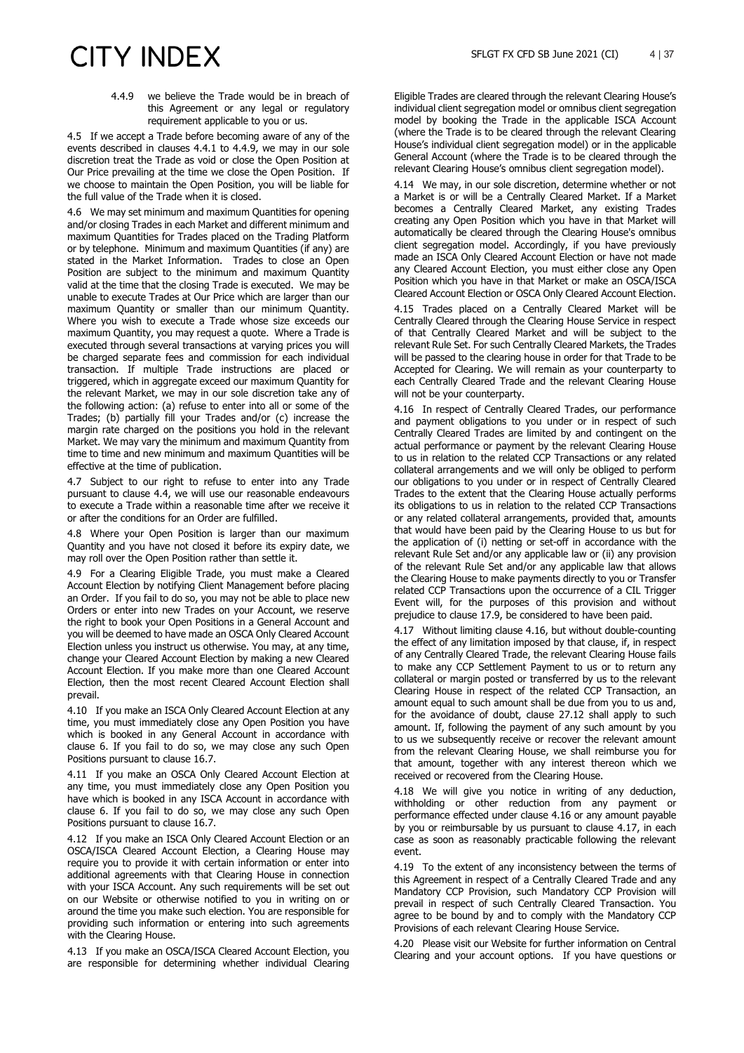4.4.9 we believe the Trade would be in breach of this Agreement or any legal or regulatory requirement applicable to you or us.

4.5 If we accept a Trade before becoming aware of any of the events described in clauses 4.4.1 to 4.4.9, we may in our sole discretion treat the Trade as void or close the Open Position at Our Price prevailing at the time we close the Open Position. If we choose to maintain the Open Position, you will be liable for the full value of the Trade when it is closed.

4.6 We may set minimum and maximum Quantities for opening and/or closing Trades in each Market and different minimum and maximum Quantities for Trades placed on the Trading Platform or by telephone. Minimum and maximum Quantities (if any) are stated in the Market Information. Trades to close an Open Position are subject to the minimum and maximum Quantity valid at the time that the closing Trade is executed. We may be unable to execute Trades at Our Price which are larger than our maximum Quantity or smaller than our minimum Quantity. Where you wish to execute a Trade whose size exceeds our maximum Quantity, you may request a quote. Where a Trade is executed through several transactions at varying prices you will be charged separate fees and commission for each individual transaction. If multiple Trade instructions are placed or triggered, which in aggregate exceed our maximum Quantity for the relevant Market, we may in our sole discretion take any of the following action: (a) refuse to enter into all or some of the Trades; (b) partially fill your Trades and/or (c) increase the margin rate charged on the positions you hold in the relevant Market. We may vary the minimum and maximum Quantity from time to time and new minimum and maximum Quantities will be effective at the time of publication.

4.7 Subject to our right to refuse to enter into any Trade pursuant to clause 4.4, we will use our reasonable endeavours to execute a Trade within a reasonable time after we receive it or after the conditions for an Order are fulfilled.

4.8 Where your Open Position is larger than our maximum Quantity and you have not closed it before its expiry date, we may roll over the Open Position rather than settle it.

4.9 For a Clearing Eligible Trade, you must make a Cleared Account Election by notifying Client Management before placing an Order. If you fail to do so, you may not be able to place new Orders or enter into new Trades on your Account, we reserve the right to book your Open Positions in a General Account and you will be deemed to have made an OSCA Only Cleared Account Election unless you instruct us otherwise. You may, at any time, change your Cleared Account Election by making a new Cleared Account Election. If you make more than one Cleared Account Election, then the most recent Cleared Account Election shall prevail.

4.10 If you make an ISCA Only Cleared Account Election at any time, you must immediately close any Open Position you have which is booked in any General Account in accordance with clause 6. If you fail to do so, we may close any such Open Positions pursuant to clause 16.7.

4.11 If you make an OSCA Only Cleared Account Election at any time, you must immediately close any Open Position you have which is booked in any ISCA Account in accordance with clause 6. If you fail to do so, we may close any such Open Positions pursuant to clause 16.7.

4.12 If you make an ISCA Only Cleared Account Election or an OSCA/ISCA Cleared Account Election, a Clearing House may require you to provide it with certain information or enter into additional agreements with that Clearing House in connection with your ISCA Account. Any such requirements will be set out on our Website or otherwise notified to you in writing on or around the time you make such election. You are responsible for providing such information or entering into such agreements with the Clearing House.

4.13 If you make an OSCA/ISCA Cleared Account Election, you are responsible for determining whether individual Clearing Eligible Trades are cleared through the relevant Clearing House's individual client segregation model or omnibus client segregation model by booking the Trade in the applicable ISCA Account (where the Trade is to be cleared through the relevant Clearing House's individual client segregation model) or in the applicable General Account (where the Trade is to be cleared through the relevant Clearing House's omnibus client segregation model).

4.14 We may, in our sole discretion, determine whether or not a Market is or will be a Centrally Cleared Market. If a Market becomes a Centrally Cleared Market, any existing Trades creating any Open Position which you have in that Market will automatically be cleared through the Clearing House's omnibus client segregation model. Accordingly, if you have previously made an ISCA Only Cleared Account Election or have not made any Cleared Account Election, you must either close any Open Position which you have in that Market or make an OSCA/ISCA Cleared Account Election or OSCA Only Cleared Account Election.

4.15 Trades placed on a Centrally Cleared Market will be Centrally Cleared through the Clearing House Service in respect of that Centrally Cleared Market and will be subject to the relevant Rule Set. For such Centrally Cleared Markets, the Trades will be passed to the clearing house in order for that Trade to be Accepted for Clearing. We will remain as your counterparty to each Centrally Cleared Trade and the relevant Clearing House will not be your counterparty.

4.16 In respect of Centrally Cleared Trades, our performance and payment obligations to you under or in respect of such Centrally Cleared Trades are limited by and contingent on the actual performance or payment by the relevant Clearing House to us in relation to the related CCP Transactions or any related collateral arrangements and we will only be obliged to perform our obligations to you under or in respect of Centrally Cleared Trades to the extent that the Clearing House actually performs its obligations to us in relation to the related CCP Transactions or any related collateral arrangements, provided that, amounts that would have been paid by the Clearing House to us but for the application of (i) netting or set-off in accordance with the relevant Rule Set and/or any applicable law or (ii) any provision of the relevant Rule Set and/or any applicable law that allows the Clearing House to make payments directly to you or Transfer related CCP Transactions upon the occurrence of a CIL Trigger Event will, for the purposes of this provision and without prejudice to clause 17.9, be considered to have been paid.

4.17 Without limiting clause 4.16, but without double-counting the effect of any limitation imposed by that clause, if, in respect of any Centrally Cleared Trade, the relevant Clearing House fails to make any CCP Settlement Payment to us or to return any collateral or margin posted or transferred by us to the relevant Clearing House in respect of the related CCP Transaction, an amount equal to such amount shall be due from you to us and, for the avoidance of doubt, clause 27.12 shall apply to such amount. If, following the payment of any such amount by you to us we subsequently receive or recover the relevant amount from the relevant Clearing House, we shall reimburse you for that amount, together with any interest thereon which we received or recovered from the Clearing House.

4.18 We will give you notice in writing of any deduction, withholding or other reduction from any payment or performance effected under clause 4.16 or any amount payable by you or reimbursable by us pursuant to clause 4.17, in each case as soon as reasonably practicable following the relevant event.

4.19 To the extent of any inconsistency between the terms of this Agreement in respect of a Centrally Cleared Trade and any Mandatory CCP Provision, such Mandatory CCP Provision will prevail in respect of such Centrally Cleared Transaction. You agree to be bound by and to comply with the Mandatory CCP Provisions of each relevant Clearing House Service.

4.20 Please visit our Website for further information on Central Clearing and your account options. If you have questions or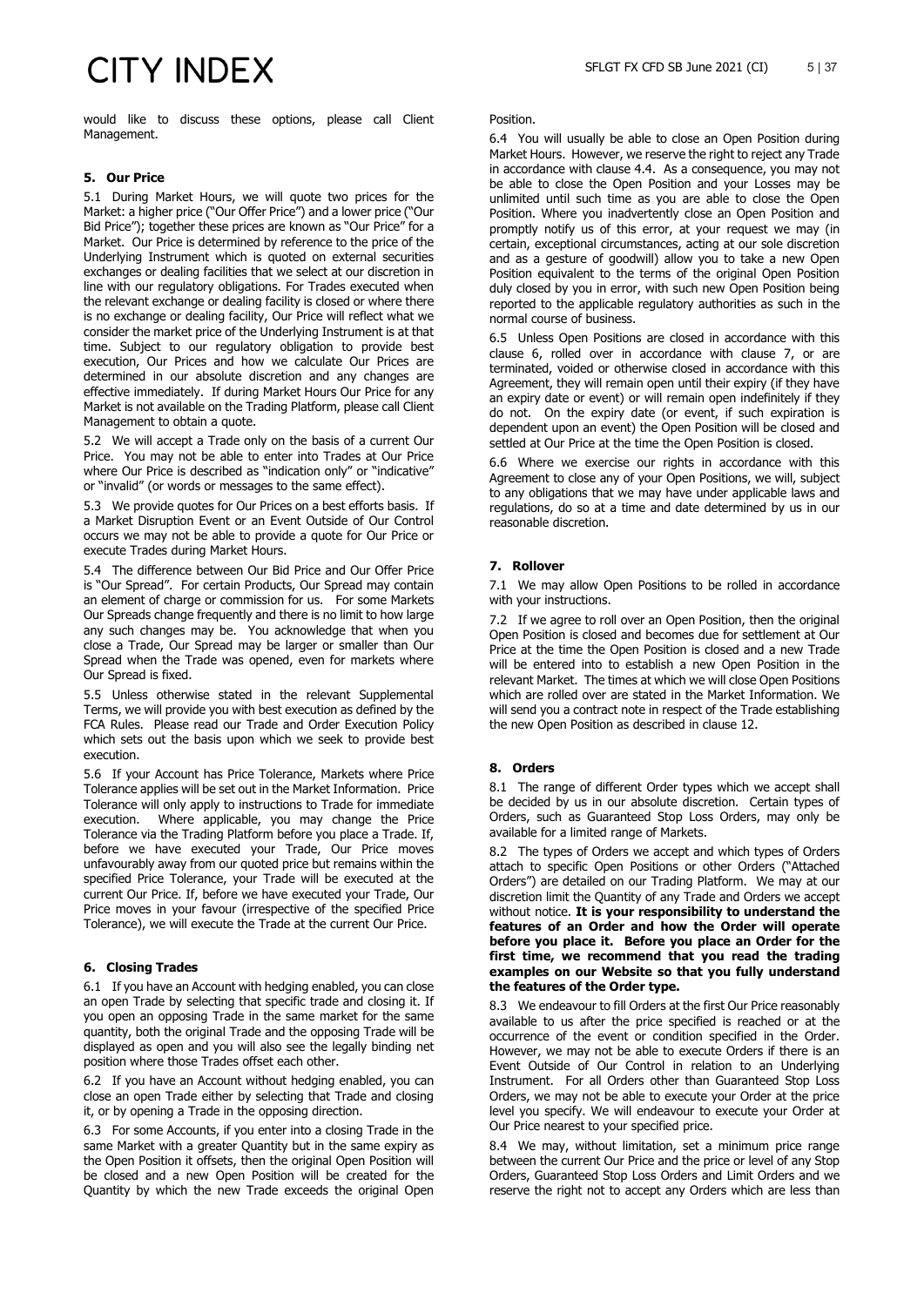would like to discuss these options, please call Client Management.

## 5. Our Price

5.1 During Market Hours, we will quote two prices for the Market: a higher price ("Our Offer Price") and a lower price ("Our Bid Price"); together these prices are known as "Our Price" for a Market. Our Price is determined by reference to the price of the Underlying Instrument which is quoted on external securities exchanges or dealing facilities that we select at our discretion in line with our regulatory obligations. For Trades executed when the relevant exchange or dealing facility is closed or where there is no exchange or dealing facility, Our Price will reflect what we consider the market price of the Underlying Instrument is at that time. Subject to our regulatory obligation to provide best execution, Our Prices and how we calculate Our Prices are determined in our absolute discretion and any changes are effective immediately. If during Market Hours Our Price for any Market is not available on the Trading Platform, please call Client Management to obtain a quote.

5.2 We will accept a Trade only on the basis of a current Our Price. You may not be able to enter into Trades at Our Price where Our Price is described as "indication only" or "indicative" or "invalid" (or words or messages to the same effect).

5.3 We provide quotes for Our Prices on a best efforts basis. If a Market Disruption Event or an Event Outside of Our Control occurs we may not be able to provide a quote for Our Price or execute Trades during Market Hours.

5.4 The difference between Our Bid Price and Our Offer Price is "Our Spread". For certain Products, Our Spread may contain an element of charge or commission for us. For some Markets Our Spreads change frequently and there is no limit to how large any such changes may be. You acknowledge that when you close a Trade, Our Spread may be larger or smaller than Our Spread when the Trade was opened, even for markets where Our Spread is fixed.

5.5 Unless otherwise stated in the relevant Supplemental Terms, we will provide you with best execution as defined by the FCA Rules. Please read our Trade and Order Execution Policy which sets out the basis upon which we seek to provide best execution.

5.6 If your Account has Price Tolerance, Markets where Price Tolerance applies will be set out in the Market Information. Price Tolerance will only apply to instructions to Trade for immediate execution. Where applicable, you may change the Price Tolerance via the Trading Platform before you place a Trade. If, before we have executed your Trade, Our Price moves unfavourably away from our quoted price but remains within the specified Price Tolerance, your Trade will be executed at the current Our Price. If, before we have executed your Trade, Our Price moves in your favour (irrespective of the specified Price Tolerance), we will execute the Trade at the current Our Price.

## 6. Closing Trades

6.1 If you have an Account with hedging enabled, you can close an open Trade by selecting that specific trade and closing it. If you open an opposing Trade in the same market for the same quantity, both the original Trade and the opposing Trade will be displayed as open and you will also see the legally binding net position where those Trades offset each other.

6.2 If you have an Account without hedging enabled, you can close an open Trade either by selecting that Trade and closing it, or by opening a Trade in the opposing direction.

6.3 For some Accounts, if you enter into a closing Trade in the same Market with a greater Quantity but in the same expiry as the Open Position it offsets, then the original Open Position will be closed and a new Open Position will be created for the Quantity by which the new Trade exceeds the original Open Position.

6.4 You will usually be able to close an Open Position during Market Hours. However, we reserve the right to reject any Trade in accordance with clause 4.4. As a consequence, you may not be able to close the Open Position and your Losses may be unlimited until such time as you are able to close the Open Position. Where you inadvertently close an Open Position and promptly notify us of this error, at your request we may (in certain, exceptional circumstances, acting at our sole discretion and as a gesture of goodwill) allow you to take a new Open Position equivalent to the terms of the original Open Position duly closed by you in error, with such new Open Position being reported to the applicable regulatory authorities as such in the normal course of business.

6.5 Unless Open Positions are closed in accordance with this clause 6, rolled over in accordance with clause 7, or are terminated, voided or otherwise closed in accordance with this Agreement, they will remain open until their expiry (if they have an expiry date or event) or will remain open indefinitely if they do not. On the expiry date (or event, if such expiration is dependent upon an event) the Open Position will be closed and settled at Our Price at the time the Open Position is closed.

6.6 Where we exercise our rights in accordance with this Agreement to close any of your Open Positions, we will, subject to any obligations that we may have under applicable laws and regulations, do so at a time and date determined by us in our reasonable discretion.

## 7. Rollover

7.1 We may allow Open Positions to be rolled in accordance with your instructions.

7.2 If we agree to roll over an Open Position, then the original Open Position is closed and becomes due for settlement at Our Price at the time the Open Position is closed and a new Trade will be entered into to establish a new Open Position in the relevant Market. The times at which we will close Open Positions which are rolled over are stated in the Market Information. We will send you a contract note in respect of the Trade establishing the new Open Position as described in clause 12.

## 8. Orders

8.1 The range of different Order types which we accept shall be decided by us in our absolute discretion. Certain types of Orders, such as Guaranteed Stop Loss Orders, may only be available for a limited range of Markets.

8.2 The types of Orders we accept and which types of Orders attach to specific Open Positions or other Orders ("Attached Orders") are detailed on our Trading Platform. We may at our discretion limit the Quantity of any Trade and Orders we accept without notice. **It is your responsibility to understand the features of an Order and how the Order will operate before you place it. Before you place an Order for the first time, we recommend that you read the trading examples on our Website so that you fully understand the features of the Order type.**

8.3 We endeavour to fill Orders at the first Our Price reasonably available to us after the price specified is reached or at the occurrence of the event or condition specified in the Order. However, we may not be able to execute Orders if there is an Event Outside of Our Control in relation to an Underlying Instrument. For all Orders other than Guaranteed Stop Loss Orders, we may not be able to execute your Order at the price level you specify. We will endeavour to execute your Order at Our Price nearest to your specified price.

8.4 We may, without limitation, set a minimum price range between the current Our Price and the price or level of any Stop Orders, Guaranteed Stop Loss Orders and Limit Orders and we reserve the right not to accept any Orders which are less than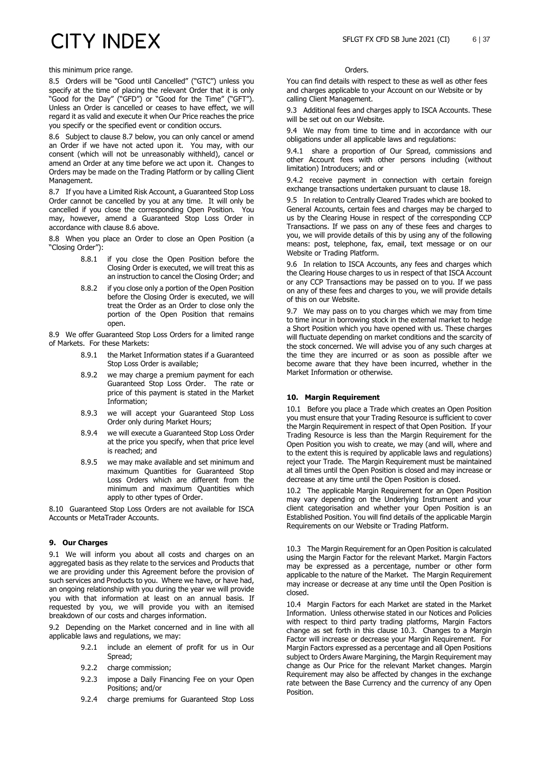this minimum price range.

8.5 Orders will be "Good until Cancelled" ("GTC") unless you specify at the time of placing the relevant Order that it is only "Good for the Day" ("GFD") or "Good for the Time" ("GFT"). Unless an Order is cancelled or ceases to have effect, we will regard it as valid and execute it when Our Price reaches the price you specify or the specified event or condition occurs.

8.6 Subject to clause 8.7 below, you can only cancel or amend an Order if we have not acted upon it. You may, with our consent (which will not be unreasonably withheld), cancel or amend an Order at any time before we act upon it. Changes to Orders may be made on the Trading Platform or by calling Client Management.

8.7 If you have a Limited Risk Account, a Guaranteed Stop Loss Order cannot be cancelled by you at any time. It will only be cancelled if you close the corresponding Open Position. You may, however, amend a Guaranteed Stop Loss Order in accordance with clause 8.6 above.

8.8 When you place an Order to close an Open Position (a "Closing Order"):

8.8.1 if you close the Open Position before the Closing Order is executed, we will treat this as an instruction to cancel the Closing Order; and

8.8.2 if you close only a portion of the Open Position before the Closing Order is executed, we will treat the Order as an Order to close only the portion of the Open Position that remains open.

8.9 We offer Guaranteed Stop Loss Orders for a limited range of Markets. For these Markets:

8.9.1 the Market Information states if a Guaranteed Stop Loss Order is available;

8.9.2 we may charge a premium payment for each Guaranteed Stop Loss Order. The rate or price of this payment is stated in the Market Information;

8.9.3 we will accept your Guaranteed Stop Loss Order only during Market Hours;

8.9.4 we will execute a Guaranteed Stop Loss Order at the price you specify, when that price level is reached; and

8.9.5 we may make available and set minimum and maximum Quantities for Guaranteed Stop Loss Orders which are different from the minimum and maximum Quantities which apply to other types of Order.

8.10 Guaranteed Stop Loss Orders are not available for ISCA Accounts or MetaTrader Accounts.

### 9. Our Charges

9.1 We will inform you about all costs and charges on an aggregated basis as they relate to the services and Products that we are providing under this Agreement before the provision of such services and Products to you. Where we have, or have had, an ongoing relationship with you during the year we will provide you with that information at least on an annual basis. If requested by you, we will provide you with an itemised breakdown of our costs and charges information.

9.2 Depending on the Market concerned and in line with all applicable laws and regulations, we may:

9.2.1 include an element of profit for us in Our Spread;

9.2.2 charge commission;

9.2.3 impose a Daily Financing Fee on your Open Positions; and/or

9.2.4 charge premiums for Guaranteed Stop Loss Orders.

You can find details with respect to these as well as other fees and charges applicable to your Account on our Website or by calling Client Management.

9.3 Additional fees and charges apply to ISCA Accounts. These will be set out on our Website.

9.4 We may from time to time and in accordance with our obligations under all applicable laws and regulations:

9.4.1 share a proportion of Our Spread, commissions and other Account fees with other persons including (without limitation) Introducers; and or

9.4.2 receive payment in connection with certain foreign exchange transactions undertaken pursuant to clause 18.

9.5 In relation to Centrally Cleared Trades which are booked to General Accounts, certain fees and charges may be charged to us by the Clearing House in respect of the corresponding CCP Transactions. If we pass on any of these fees and charges to you, we will provide details of this by using any of the following means: post, telephone, fax, email, text message or on our Website or Trading Platform.

9.6 In relation to ISCA Accounts, any fees and charges which the Clearing House charges to us in respect of that ISCA Account or any CCP Transactions may be passed on to you. If we pass on any of these fees and charges to you, we will provide details of this on our Website.

9.7 We may pass on to you charges which we may from time to time incur in borrowing stock in the external market to hedge a Short Position which you have opened with us. These charges will fluctuate depending on market conditions and the scarcity of the stock concerned. We will advise you of any such charges at the time they are incurred or as soon as possible after we become aware that they have been incurred, whether in the Market Information or otherwise.

### 10. Margin Requirement

10.1 Before you place a Trade which creates an Open Position you must ensure that your Trading Resource is sufficient to cover the Margin Requirement in respect of that Open Position. If your Trading Resource is less than the Margin Requirement for the Open Position you wish to create, we may (and will, where and to the extent this is required by applicable laws and regulations) reject your Trade. The Margin Requirement must be maintained at all times until the Open Position is closed and may increase or decrease at any time until the Open Position is closed.

10.2 The applicable Margin Requirement for an Open Position may vary depending on the Underlying Instrument and your client categorisation and whether your Open Position is an Established Position. You will find details of the applicable Margin Requirements on our Website or Trading Platform.

10.3 The Margin Requirement for an Open Position is calculated using the Margin Factor for the relevant Market. Margin Factors may be expressed as a percentage, number or other form applicable to the nature of the Market. The Margin Requirement may increase or decrease at any time until the Open Position is closed.

10.4 Margin Factors for each Market are stated in the Market Information. Unless otherwise stated in our Notices and Policies with respect to third party trading platforms, Margin Factors change as set forth in this clause 10.3. Changes to a Margin Factor will increase or decrease your Margin Requirement. For Margin Factors expressed as a percentage and all Open Positions subject to Orders Aware Margining, the Margin Requirement may change as Our Price for the relevant Market changes. Margin Requirement may also be affected by changes in the exchange rate between the Base Currency and the currency of any Open Position.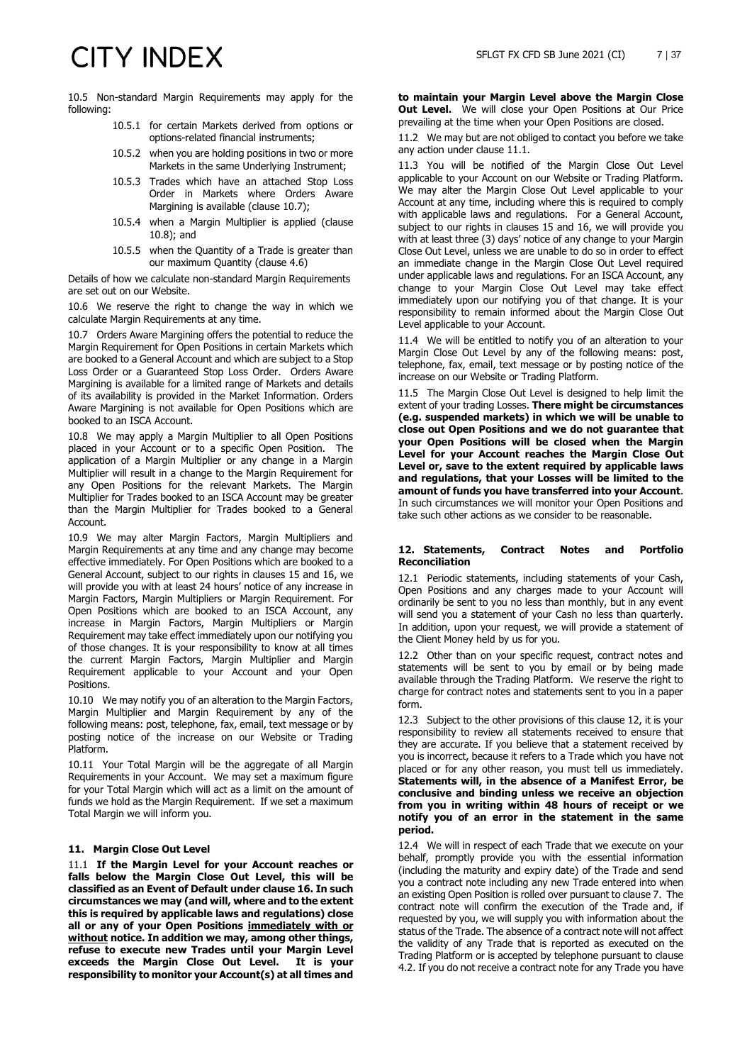10.5 Non-standard Margin Requirements may apply for the following:

- 10.5.1 for certain Markets derived from options or options-related financial instruments;
- 10.5.2 when you are holding positions in two or more Markets in the same Underlying Instrument;
- 10.5.3 Trades which have an attached Stop Loss Order in Markets where Orders Aware Margining is available (clause 10.7);
- 10.5.4 when a Margin Multiplier is applied (clause 10.8); and
- 10.5.5 when the Quantity of a Trade is greater than our maximum Quantity (clause 4.6)

Details of how we calculate non-standard Margin Requirements are set out on our Website.

10.6 We reserve the right to change the way in which we calculate Margin Requirements at any time.

10.7 Orders Aware Margining offers the potential to reduce the Margin Requirement for Open Positions in certain Markets which are booked to a General Account and which are subject to a Stop Loss Order or a Guaranteed Stop Loss Order. Orders Aware Margining is available for a limited range of Markets and details of its availability is provided in the Market Information. Orders Aware Margining is not available for Open Positions which are booked to an ISCA Account.

10.8 We may apply a Margin Multiplier to all Open Positions placed in your Account or to a specific Open Position. The application of a Margin Multiplier or any change in a Margin Multiplier will result in a change to the Margin Requirement for any Open Positions for the relevant Markets. The Margin Multiplier for Trades booked to an ISCA Account may be greater than the Margin Multiplier for Trades booked to a General Account.

10.9 We may alter Margin Factors, Margin Multipliers and Margin Requirements at any time and any change may become effective immediately. For Open Positions which are booked to a General Account, subject to our rights in clauses 15 and 16, we will provide you with at least 24 hours' notice of any increase in Margin Factors, Margin Multipliers or Margin Requirement. For Open Positions which are booked to an ISCA Account, any increase in Margin Factors, Margin Multipliers or Margin Requirement may take effect immediately upon our notifying you of those changes. It is your responsibility to know at all times the current Margin Factors, Margin Multiplier and Margin Requirement applicable to your Account and your Open Positions.

10.10 We may notify you of an alteration to the Margin Factors, Margin Multiplier and Margin Requirement by any of the following means: post, telephone, fax, email, text message or by posting notice of the increase on our Website or Trading Platform.

10.11 Your Total Margin will be the aggregate of all Margin Requirements in your Account. We may set a maximum figure for your Total Margin which will act as a limit on the amount of funds we hold as the Margin Requirement. If we set a maximum Total Margin we will inform you.

## 11. Margin Close Out Level

11.1 **If the Margin Level for your Account reaches or falls below the Margin Close Out Level, this will be classified as an Event of Default under clause 16. In such circumstances we may (and will, where and to the extent this is required by applicable laws and regulations) close all or any of your Open Positions immediately with or without notice. In addition we may, among other things, refuse to execute new Trades until your Margin Level exceeds the Margin Close Out Level. It is your responsibility to monitor your Account(s) at all times and to maintain your Margin Level above the Margin Close Out Level.** We will close your Open Positions at Our Price prevailing at the time when your Open Positions are closed.

11.2 We may but are not obliged to contact you before we take any action under clause 11.1.

11.3 You will be notified of the Margin Close Out Level applicable to your Account on our Website or Trading Platform. We may alter the Margin Close Out Level applicable to your Account at any time, including where this is required to comply with applicable laws and regulations. For a General Account, subject to our rights in clauses 15 and 16, we will provide you with at least three (3) days' notice of any change to your Margin Close Out Level, unless we are unable to do so in order to effect an immediate change in the Margin Close Out Level required under applicable laws and regulations. For an ISCA Account, any change to your Margin Close Out Level may take effect immediately upon our notifying you of that change. It is your responsibility to remain informed about the Margin Close Out Level applicable to your Account.

11.4 We will be entitled to notify you of an alteration to your Margin Close Out Level by any of the following means: post, telephone, fax, email, text message or by posting notice of the increase on our Website or Trading Platform.

11.5 The Margin Close Out Level is designed to help limit the extent of your trading Losses. **There might be circumstances (e.g. suspended markets) in which we will be unable to close out Open Positions and we do not guarantee that your Open Positions will be closed when the Margin Level for your Account reaches the Margin Close Out Level or, save to the extent required by applicable laws and regulations, that your Losses will be limited to the amount of funds you have transferred into your Account**. In such circumstances we will monitor your Open Positions and take such other actions as we consider to be reasonable.

## 12. Statements, Contract Notes and Portfolio Reconciliation

12.1 Periodic statements, including statements of your Cash, Open Positions and any charges made to your Account will ordinarily be sent to you no less than monthly, but in any event will send you a statement of your Cash no less than quarterly. In addition, upon your request, we will provide a statement of the Client Money held by us for you.

12.2 Other than on your specific request, contract notes and statements will be sent to you by email or by being made available through the Trading Platform. We reserve the right to charge for contract notes and statements sent to you in a paper form.

12.3 Subject to the other provisions of this clause 12, it is your responsibility to review all statements received to ensure that they are accurate. If you believe that a statement received by you is incorrect, because it refers to a Trade which you have not placed or for any other reason, you must tell us immediately. **Statements will, in the absence of a Manifest Error, be conclusive and binding unless we receive an objection from you in writing within 48 hours of receipt or we notify you of an error in the statement in the same period.**

12.4 We will in respect of each Trade that we execute on your behalf, promptly provide you with the essential information (including the maturity and expiry date) of the Trade and send you a contract note including any new Trade entered into when an existing Open Position is rolled over pursuant to clause 7. The contract note will confirm the execution of the Trade and, if requested by you, we will supply you with information about the status of the Trade. The absence of a contract note will not affect the validity of any Trade that is reported as executed on the Trading Platform or is accepted by telephone pursuant to clause 4.2. If you do not receive a contract note for any Trade you have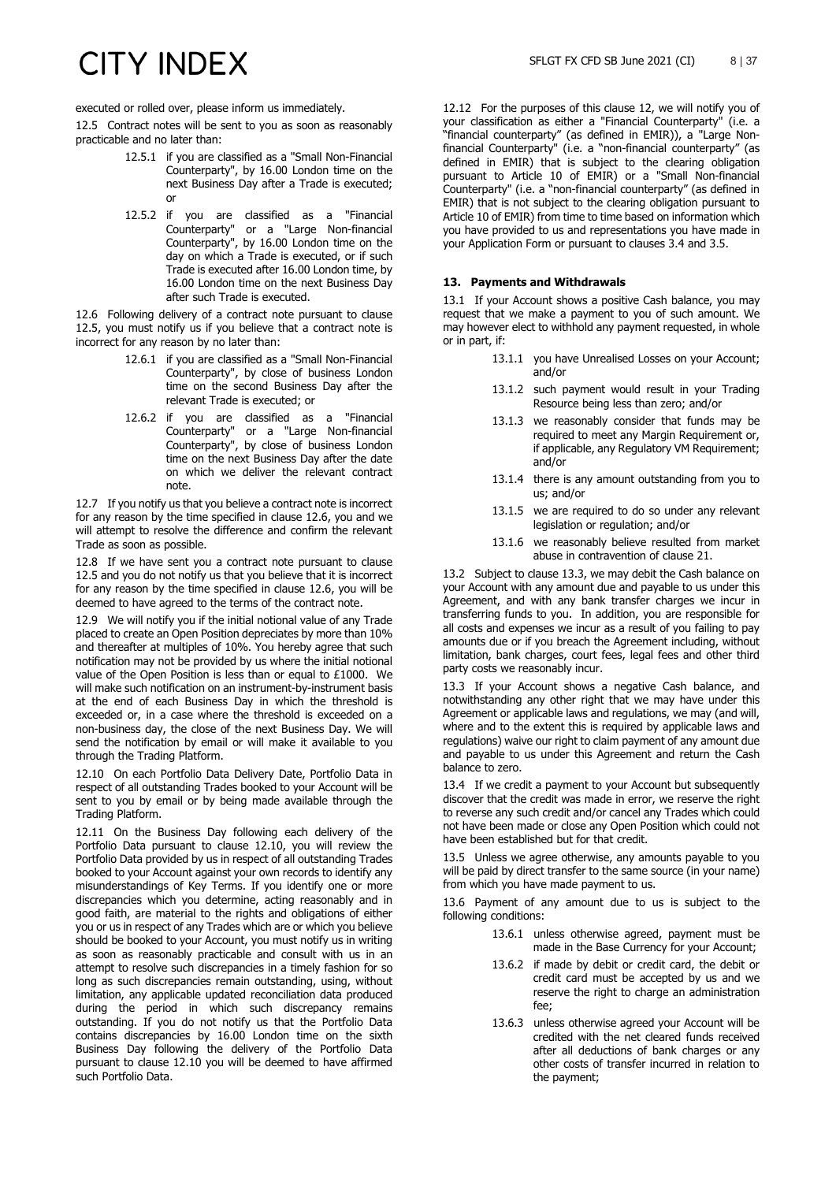executed or rolled over, please inform us immediately.

12.5 Contract notes will be sent to you as soon as reasonably practicable and no later than:

- 12.5.1 if you are classified as a "Small Non-Financial Counterparty", by 16.00 London time on the next Business Day after a Trade is executed; or
- 12.5.2 if you are classified as a "Financial Counterparty" or a "Large Non-financial Counterparty", by 16.00 London time on the day on which a Trade is executed, or if such Trade is executed after 16.00 London time, by 16.00 London time on the next Business Day after such Trade is executed.

12.6 Following delivery of a contract note pursuant to clause 12.5, you must notify us if you believe that a contract note is incorrect for any reason by no later than:

- 12.6.1 if you are classified as a "Small Non-Financial Counterparty", by close of business London time on the second Business Day after the relevant Trade is executed; or
- 12.6.2 if you are classified as a "Financial Counterparty" or a "Large Non-financial Counterparty", by close of business London time on the next Business Day after the date on which we deliver the relevant contract note.

12.7 If you notify us that you believe a contract note is incorrect for any reason by the time specified in clause 12.6, you and we will attempt to resolve the difference and confirm the relevant Trade as soon as possible.

12.8 If we have sent you a contract note pursuant to clause 12.5 and you do not notify us that you believe that it is incorrect for any reason by the time specified in clause 12.6, you will be deemed to have agreed to the terms of the contract note.

12.9 We will notify you if the initial notional value of any Trade placed to create an Open Position depreciates by more than 10% and thereafter at multiples of 10%. You hereby agree that such notification may not be provided by us where the initial notional value of the Open Position is less than or equal to £1000. We will make such notification on an instrument-by-instrument basis at the end of each Business Day in which the threshold is exceeded or, in a case where the threshold is exceeded on a non-business day, the close of the next Business Day. We will send the notification by email or will make it available to you through the Trading Platform.

12.10 On each Portfolio Data Delivery Date, Portfolio Data in respect of all outstanding Trades booked to your Account will be sent to you by email or by being made available through the Trading Platform.

12.11 On the Business Day following each delivery of the Portfolio Data pursuant to clause 12.10, you will review the Portfolio Data provided by us in respect of all outstanding Trades booked to your Account against your own records to identify any misunderstandings of Key Terms. If you identify one or more discrepancies which you determine, acting reasonably and in good faith, are material to the rights and obligations of either you or us in respect of any Trades which are or which you believe should be booked to your Account, you must notify us in writing as soon as reasonably practicable and consult with us in an attempt to resolve such discrepancies in a timely fashion for so long as such discrepancies remain outstanding, using, without limitation, any applicable updated reconciliation data produced during the period in which such discrepancy remains outstanding. If you do not notify us that the Portfolio Data contains discrepancies by 16.00 London time on the sixth Business Day following the delivery of the Portfolio Data pursuant to clause 12.10 you will be deemed to have affirmed such Portfolio Data.

12.12 For the purposes of this clause 12, we will notify you of your classification as either a "Financial Counterparty" (i.e. a "financial counterparty" (as defined in EMIR)), a "Large Non-financial Counterparty" (i.e. a "non-financial counterparty" (as defined in EMIR) that is subject to the clearing obligation pursuant to Article 10 of EMIR) or a "Small Non-financial Counterparty" (i.e. a "non-financial counterparty" (as defined in EMIR) that is not subject to the clearing obligation pursuant to Article 10 of EMIR) from time to time based on information which you have provided to us and representations you have made in your Application Form or pursuant to clauses 3.4 and 3.5.

### 13. Payments and Withdrawals

13.1 If your Account shows a positive Cash balance, you may request that we make a payment to you of such amount. We may however elect to withhold any payment requested, in whole or in part, if:

- 13.1.1 you have Unrealised Losses on your Account; and/or
- 13.1.2 such payment would result in your Trading Resource being less than zero; and/or
- 13.1.3 we reasonably consider that funds may be required to meet any Margin Requirement or, if applicable, any Regulatory VM Requirement; and/or
- 13.1.4 there is any amount outstanding from you to us; and/or
- 13.1.5 we are required to do so under any relevant legislation or regulation; and/or
- 13.1.6 we reasonably believe resulted from market abuse in contravention of clause 21.

13.2 Subject to clause 13.3, we may debit the Cash balance on your Account with any amount due and payable to us under this Agreement, and with any bank transfer charges we incur in transferring funds to you. In addition, you are responsible for all costs and expenses we incur as a result of you failing to pay amounts due or if you breach the Agreement including, without limitation, bank charges, court fees, legal fees and other third party costs we reasonably incur.

13.3 If your Account shows a negative Cash balance, and notwithstanding any other right that we may have under this Agreement or applicable laws and regulations, we may (and will, where and to the extent this is required by applicable laws and regulations) waive our right to claim payment of any amount due and payable to us under this Agreement and return the Cash balance to zero.

13.4 If we credit a payment to your Account but subsequently discover that the credit was made in error, we reserve the right to reverse any such credit and/or cancel any Trades which could not have been made or close any Open Position which could not have been established but for that credit.

13.5 Unless we agree otherwise, any amounts payable to you will be paid by direct transfer to the same source (in your name) from which you have made payment to us.

13.6 Payment of any amount due to us is subject to the following conditions:

- 13.6.1 unless otherwise agreed, payment must be made in the Base Currency for your Account;
- 13.6.2 if made by debit or credit card, the debit or credit card must be accepted by us and we reserve the right to charge an administration fee;
- 13.6.3 unless otherwise agreed your Account will be credited with the net cleared funds received after all deductions of bank charges or any other costs of transfer incurred in relation to the payment;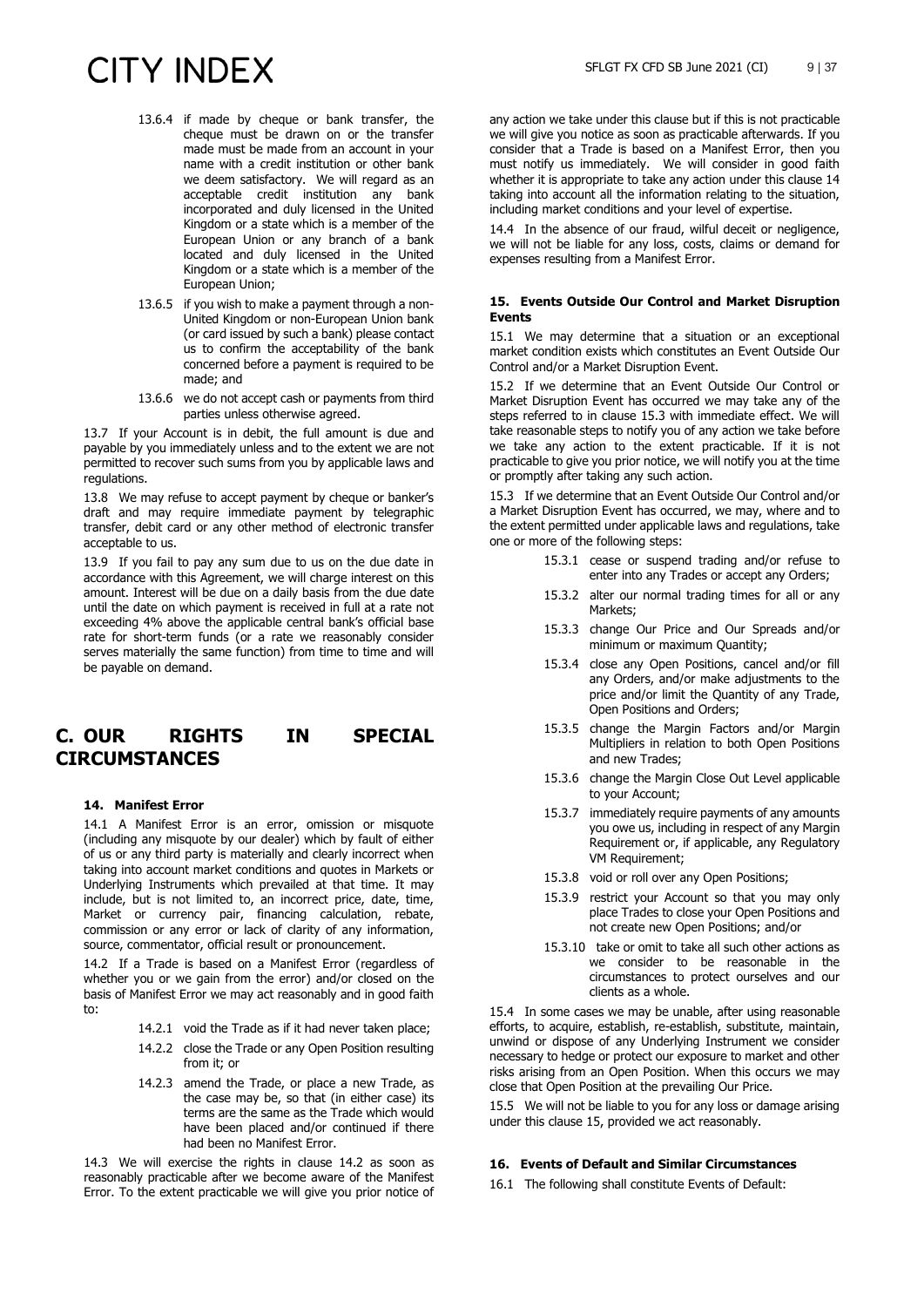13.6.4 if made by cheque or bank transfer, the cheque must be drawn on or the transfer made must be made from an account in your name with a credit institution or other bank we deem satisfactory. We will regard as an acceptable credit institution any bank incorporated and duly licensed in the United Kingdom or a state which is a member of the European Union or any branch of a bank located and duly licensed in the United Kingdom or a state which is a member of the European Union;

13.6.5 if you wish to make a payment through a non-United Kingdom or non-European Union bank (or card issued by such a bank) please contact us to confirm the acceptability of the bank concerned before a payment is required to be made; and

13.6.6 we do not accept cash or payments from third parties unless otherwise agreed.

13.7 If your Account is in debit, the full amount is due and payable by you immediately unless and to the extent we are not permitted to recover such sums from you by applicable laws and regulations.

13.8 We may refuse to accept payment by cheque or banker's draft and may require immediate payment by telegraphic transfer, debit card or any other method of electronic transfer acceptable to us.

13.9 If you fail to pay any sum due to us on the due date in accordance with this Agreement, we will charge interest on this amount. Interest will be due on a daily basis from the due date until the date on which payment is received in full at a rate not exceeding 4% above the applicable central bank's official base rate for short-term funds (or a rate we reasonably consider serves materially the same function) from time to time and will be payable on demand.

## C. OUR RIGHTS IN SPECIAL CIRCUMSTANCES

### 14. Manifest Error

14.1 A Manifest Error is an error, omission or misquote (including any misquote by our dealer) which by fault of either of us or any third party is materially and clearly incorrect when taking into account market conditions and quotes in Markets or Underlying Instruments which prevailed at that time. It may include, but is not limited to, an incorrect price, date, time, Market or currency pair, financing calculation, rebate, commission or any error or lack of clarity of any information, source, commentator, official result or pronouncement.

14.2 If a Trade is based on a Manifest Error (regardless of whether you or we gain from the error) and/or closed on the basis of Manifest Error we may act reasonably and in good faith to:

14.2.1 void the Trade as if it had never taken place;

14.2.2 close the Trade or any Open Position resulting from it; or

14.2.3 amend the Trade, or place a new Trade, as the case may be, so that (in either case) its terms are the same as the Trade which would have been placed and/or continued if there had been no Manifest Error.

14.3 We will exercise the rights in clause 14.2 as soon as reasonably practicable after we become aware of the Manifest Error. To the extent practicable we will give you prior notice of any action we take under this clause but if this is not practicable we will give you notice as soon as practicable afterwards. If you consider that a Trade is based on a Manifest Error, then you must notify us immediately. We will consider in good faith whether it is appropriate to take any action under this clause 14 taking into account all the information relating to the situation, including market conditions and your level of expertise.

14.4 In the absence of our fraud, wilful deceit or negligence, we will not be liable for any loss, costs, claims or demand for expenses resulting from a Manifest Error.

### 15. Events Outside Our Control and Market Disruption Events

15.1 We may determine that a situation or an exceptional market condition exists which constitutes an Event Outside Our Control and/or a Market Disruption Event.

15.2 If we determine that an Event Outside Our Control or Market Disruption Event has occurred we may take any of the steps referred to in clause 15.3 with immediate effect. We will take reasonable steps to notify you of any action we take before we take any action to the extent practicable. If it is not practicable to give you prior notice, we will notify you at the time or promptly after taking any such action.

15.3 If we determine that an Event Outside Our Control and/or a Market Disruption Event has occurred, we may, where and to the extent permitted under applicable laws and regulations, take one or more of the following steps:

15.3.1 cease or suspend trading and/or refuse to enter into any Trades or accept any Orders;

15.3.2 alter our normal trading times for all or any Markets;

15.3.3 change Our Price and Our Spreads and/or minimum or maximum Quantity;

15.3.4 close any Open Positions, cancel and/or fill any Orders, and/or make adjustments to the price and/or limit the Quantity of any Trade, Open Positions and Orders;

15.3.5 change the Margin Factors and/or Margin Multipliers in relation to both Open Positions and new Trades;

15.3.6 change the Margin Close Out Level applicable to your Account;

15.3.7 immediately require payments of any amounts you owe us, including in respect of any Margin Requirement or, if applicable, any Regulatory VM Requirement;

15.3.8 void or roll over any Open Positions;

15.3.9 restrict your Account so that you may only place Trades to close your Open Positions and not create new Open Positions; and/or

15.3.10 take or omit to take all such other actions as we consider to be reasonable in the circumstances to protect ourselves and our clients as a whole.

15.4 In some cases we may be unable, after using reasonable efforts, to acquire, establish, re-establish, substitute, maintain, unwind or dispose of any Underlying Instrument we consider necessary to hedge or protect our exposure to market and other risks arising from an Open Position. When this occurs we may close that Open Position at the prevailing Our Price.

15.5 We will not be liable to you for any loss or damage arising under this clause 15, provided we act reasonably.

### 16. Events of Default and Similar Circumstances

16.1 The following shall constitute Events of Default: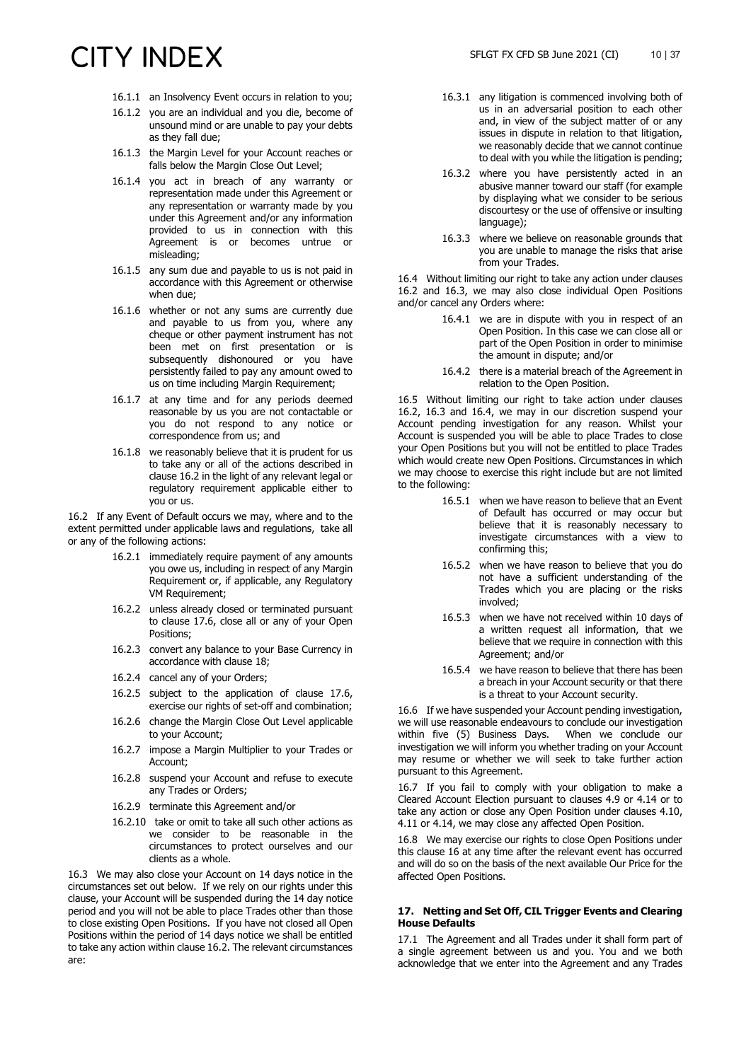16.1.1 an Insolvency Event occurs in relation to you;

16.1.2 you are an individual and you die, become of unsound mind or are unable to pay your debts as they fall due;

16.1.3 the Margin Level for your Account reaches or falls below the Margin Close Out Level;

16.1.4 you act in breach of any warranty or representation made under this Agreement or any representation or warranty made by you under this Agreement and/or any information provided to us in connection with this Agreement is or becomes untrue or misleading;

16.1.5 any sum due and payable to us is not paid in accordance with this Agreement or otherwise when due;

16.1.6 whether or not any sums are currently due and payable to us from you, where any cheque or other payment instrument has not been met on first presentation or is subsequently dishonoured or you have persistently failed to pay any amount owed to us on time including Margin Requirement;

16.1.7 at any time and for any periods deemed reasonable by us you are not contactable or you do not respond to any notice or correspondence from us; and

16.1.8 we reasonably believe that it is prudent for us to take any or all of the actions described in clause 16.2 in the light of any relevant legal or regulatory requirement applicable either to you or us.

16.2 If any Event of Default occurs we may, where and to the extent permitted under applicable laws and regulations, take all or any of the following actions:

16.2.1 immediately require payment of any amounts you owe us, including in respect of any Margin Requirement or, if applicable, any Regulatory VM Requirement;

16.2.2 unless already closed or terminated pursuant to clause 17.6, close all or any of your Open Positions;

16.2.3 convert any balance to your Base Currency in accordance with clause 18;

16.2.4 cancel any of your Orders;

16.2.5 subject to the application of clause 17.6, exercise our rights of set-off and combination;

16.2.6 change the Margin Close Out Level applicable to your Account;

16.2.7 impose a Margin Multiplier to your Trades or Account;

16.2.8 suspend your Account and refuse to execute any Trades or Orders;

16.2.9 terminate this Agreement and/or

16.2.10 take or omit to take all such other actions as we consider to be reasonable in the circumstances to protect ourselves and our clients as a whole.

16.3 We may also close your Account on 14 days notice in the circumstances set out below. If we rely on our rights under this clause, your Account will be suspended during the 14 day notice period and you will not be able to place Trades other than those to close existing Open Positions. If you have not closed all Open Positions within the period of 14 days notice we shall be entitled to take any action within clause 16.2. The relevant circumstances are:

16.3.1 any litigation is commenced involving both of us in an adversarial position to each other and, in view of the subject matter of or any issues in dispute in relation to that litigation, we reasonably decide that we cannot continue to deal with you while the litigation is pending;

16.3.2 where you have persistently acted in an abusive manner toward our staff (for example by displaying what we consider to be serious discourtesy or the use of offensive or insulting language);

16.3.3 where we believe on reasonable grounds that you are unable to manage the risks that arise from your Trades.

16.4 Without limiting our right to take any action under clauses 16.2 and 16.3, we may also close individual Open Positions and/or cancel any Orders where:

16.4.1 we are in dispute with you in respect of an Open Position. In this case we can close all or part of the Open Position in order to minimise the amount in dispute; and/or

16.4.2 there is a material breach of the Agreement in relation to the Open Position.

16.5 Without limiting our right to take action under clauses 16.2, 16.3 and 16.4, we may in our discretion suspend your Account pending investigation for any reason. Whilst your Account is suspended you will be able to place Trades to close your Open Positions but you will not be entitled to place Trades which would create new Open Positions. Circumstances in which we may choose to exercise this right include but are not limited to the following:

16.5.1 when we have reason to believe that an Event of Default has occurred or may occur but believe that it is reasonably necessary to investigate circumstances with a view to confirming this;

16.5.2 when we have reason to believe that you do not have a sufficient understanding of the Trades which you are placing or the risks involved;

16.5.3 when we have not received within 10 days of a written request all information, that we believe that we require in connection with this Agreement; and/or

16.5.4 we have reason to believe that there has been a breach in your Account security or that there is a threat to your Account security.

16.6 If we have suspended your Account pending investigation, we will use reasonable endeavours to conclude our investigation within five (5) Business Days. When we conclude our investigation we will inform you whether trading on your Account may resume or whether we will seek to take further action pursuant to this Agreement.

16.7 If you fail to comply with your obligation to make a Cleared Account Election pursuant to clauses 4.9 or 4.14 or to take any action or close any Open Position under clauses 4.10, 4.11 or 4.14, we may close any affected Open Position.

16.8 We may exercise our rights to close Open Positions under this clause 16 at any time after the relevant event has occurred and will do so on the basis of the next available Our Price for the affected Open Positions.

## 17. Netting and Set Off, CIL Trigger Events and Clearing House Defaults

17.1 The Agreement and all Trades under it shall form part of a single agreement between us and you. You and we both acknowledge that we enter into the Agreement and any Trades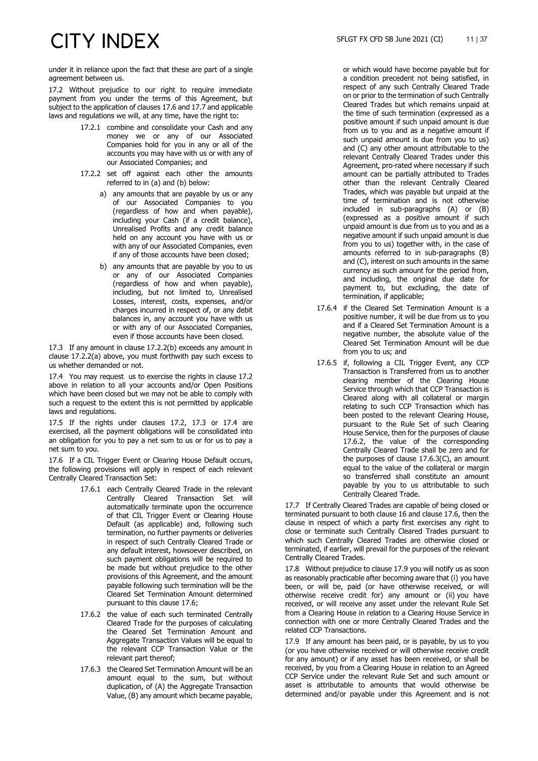under it in reliance upon the fact that these are part of a single agreement between us.

17.2 Without prejudice to our right to require immediate payment from you under the terms of this Agreement, but subject to the application of clauses 17.6 and 17.7 and applicable laws and regulations we will, at any time, have the right to:

17.2.1 combine and consolidate your Cash and any money we or any of our Associated Companies hold for you in any or all of the accounts you may have with us or with any of our Associated Companies; and

17.2.2 set off against each other the amounts referred to in (a) and (b) below:

a) any amounts that are payable by us or any of our Associated Companies to you (regardless of how and when payable), including your Cash (if a credit balance), Unrealised Profits and any credit balance held on any account you have with us or with any of our Associated Companies, even if any of those accounts have been closed;

b) any amounts that are payable by you to us or any of our Associated Companies (regardless of how and when payable), including, but not limited to, Unrealised Losses, interest, costs, expenses, and/or charges incurred in respect of, or any debit balances in, any account you have with us or with any of our Associated Companies, even if those accounts have been closed.

17.3 If any amount in clause 17.2.2(b) exceeds any amount in clause 17.2.2(a) above, you must forthwith pay such excess to us whether demanded or not.

17.4 You may request us to exercise the rights in clause 17.2 above in relation to all your accounts and/or Open Positions which have been closed but we may not be able to comply with such a request to the extent this is not permitted by applicable laws and regulations.

17.5 If the rights under clauses 17.2, 17.3 or 17.4 are exercised, all the payment obligations will be consolidated into an obligation for you to pay a net sum to us or for us to pay a net sum to you.

17.6 If a CIL Trigger Event or Clearing House Default occurs, the following provisions will apply in respect of each relevant Centrally Cleared Transaction Set:

17.6.1 each Centrally Cleared Trade in the relevant Centrally Cleared Transaction Set will automatically terminate upon the occurrence of that CIL Trigger Event or Clearing House Default (as applicable) and, following such termination, no further payments or deliveries in respect of such Centrally Cleared Trade or any default interest, howsoever described, on such payment obligations will be required to be made but without prejudice to the other provisions of this Agreement, and the amount payable following such termination will be the Cleared Set Termination Amount determined pursuant to this clause 17.6;

17.6.2 the value of each such terminated Centrally Cleared Trade for the purposes of calculating the Cleared Set Termination Amount and Aggregate Transaction Values will be equal to the relevant CCP Transaction Value or the relevant part thereof;

17.6.3 the Cleared Set Termination Amount will be an amount equal to the sum, but without duplication, of (A) the Aggregate Transaction Value, (B) any amount which became payable, or which would have become payable but for a condition precedent not being satisfied, in respect of any such Centrally Cleared Trade on or prior to the termination of such Centrally Cleared Trades but which remains unpaid at the time of such termination (expressed as a positive amount if such unpaid amount is due from us to you and as a negative amount if such unpaid amount is due from you to us) and (C) any other amount attributable to the relevant Centrally Cleared Trades under this Agreement, pro-rated where necessary if such amount can be partially attributed to Trades other than the relevant Centrally Cleared Trades, which was payable but unpaid at the time of termination and is not otherwise included in sub-paragraphs (A) or (B) (expressed as a positive amount if such unpaid amount is due from us to you and as a negative amount if such unpaid amount is due from you to us) together with, in the case of amounts referred to in sub-paragraphs (B) and (C), interest on such amounts in the same currency as such amount for the period from, and including, the original due date for payment to, but excluding, the date of termination, if applicable;

17.6.4 if the Cleared Set Termination Amount is a positive number, it will be due from us to you and if a Cleared Set Termination Amount is a negative number, the absolute value of the Cleared Set Termination Amount will be due from you to us; and

17.6.5 if, following a CIL Trigger Event, any CCP Transaction is Transferred from us to another clearing member of the Clearing House Service through which that CCP Transaction is Cleared along with all collateral or margin relating to such CCP Transaction which has been posted to the relevant Clearing House, pursuant to the Rule Set of such Clearing House Service, then for the purposes of clause 17.6.2, the value of the corresponding Centrally Cleared Trade shall be zero and for the purposes of clause 17.6.3(C), an amount equal to the value of the collateral or margin so transferred shall constitute an amount payable by you to us attributable to such Centrally Cleared Trade.

17.7 If Centrally Cleared Trades are capable of being closed or terminated pursuant to both clause 16 and clause 17.6, then the clause in respect of which a party first exercises any right to close or terminate such Centrally Cleared Trades pursuant to which such Centrally Cleared Trades are otherwise closed or terminated, if earlier, will prevail for the purposes of the relevant Centrally Cleared Trades.

17.8 Without prejudice to clause 17.9 you will notify us as soon as reasonably practicable after becoming aware that (i) you have been, or will be, paid (or have otherwise received, or will otherwise receive credit for) any amount or (ii) you have received, or will receive any asset under the relevant Rule Set from a Clearing House in relation to a Clearing House Service in connection with one or more Centrally Cleared Trades and the related CCP Transactions.

17.9 If any amount has been paid, or is payable, by us to you (or you have otherwise received or will otherwise receive credit for any amount) or if any asset has been received, or shall be received, by you from a Clearing House in relation to an Agreed CCP Service under the relevant Rule Set and such amount or asset is attributable to amounts that would otherwise be determined and/or payable under this Agreement and is not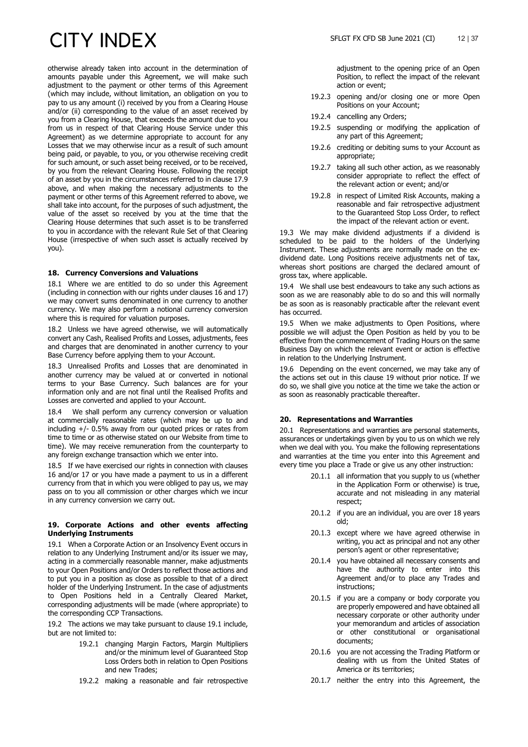otherwise already taken into account in the determination of amounts payable under this Agreement, we will make such adjustment to the payment or other terms of this Agreement (which may include, without limitation, an obligation on you to pay to us any amount (i) received by you from a Clearing House and/or (ii) corresponding to the value of an asset received by you from a Clearing House, that exceeds the amount due to you from us in respect of that Clearing House Service under this Agreement) as we determine appropriate to account for any Losses that we may otherwise incur as a result of such amount being paid, or payable, to you, or you otherwise receiving credit for such amount, or such asset being received, or to be received, by you from the relevant Clearing House. Following the receipt of an asset by you in the circumstances referred to in clause 17.9 above, and when making the necessary adjustments to the payment or other terms of this Agreement referred to above, we shall take into account, for the purposes of such adjustment, the value of the asset so received by you at the time that the Clearing House determines that such asset is to be transferred to you in accordance with the relevant Rule Set of that Clearing House (irrespective of when such asset is actually received by you).

### 18. Currency Conversions and Valuations

18.1 Where we are entitled to do so under this Agreement (including in connection with our rights under clauses 16 and 17) we may convert sums denominated in one currency to another currency. We may also perform a notional currency conversion where this is required for valuation purposes.

18.2 Unless we have agreed otherwise, we will automatically convert any Cash, Realised Profits and Losses, adjustments, fees and charges that are denominated in another currency to your Base Currency before applying them to your Account.

18.3 Unrealised Profits and Losses that are denominated in another currency may be valued at or converted in notional terms to your Base Currency. Such balances are for your information only and are not final until the Realised Profits and Losses are converted and applied to your Account.

18.4 We shall perform any currency conversion or valuation at commercially reasonable rates (which may be up to and including +/- 0.5% away from our quoted prices or rates from time to time or as otherwise stated on our Website from time to time). We may receive remuneration from the counterparty to any foreign exchange transaction which we enter into.

18.5 If we have exercised our rights in connection with clauses 16 and/or 17 or you have made a payment to us in a different currency from that in which you were obliged to pay us, we may pass on to you all commission or other charges which we incur in any currency conversion we carry out.

### 19. Corporate Actions and other events affecting Underlying Instruments

19.1 When a Corporate Action or an Insolvency Event occurs in relation to any Underlying Instrument and/or its issuer we may, acting in a commercially reasonable manner, make adjustments to your Open Positions and/or Orders to reflect those actions and to put you in a position as close as possible to that of a direct holder of the Underlying Instrument. In the case of adjustments to Open Positions held in a Centrally Cleared Market, corresponding adjustments will be made (where appropriate) to the corresponding CCP Transactions.

19.2 The actions we may take pursuant to clause 19.1 include, but are not limited to:

- 19.2.1 changing Margin Factors, Margin Multipliers and/or the minimum level of Guaranteed Stop Loss Orders both in relation to Open Positions and new Trades;
- 19.2.2 making a reasonable and fair retrospective adjustment to the opening price of an Open Position, to reflect the impact of the relevant action or event;
- 19.2.3 opening and/or closing one or more Open Positions on your Account;
- 19.2.4 cancelling any Orders;
- 19.2.5 suspending or modifying the application of any part of this Agreement;
- 19.2.6 crediting or debiting sums to your Account as appropriate;
- 19.2.7 taking all such other action, as we reasonably consider appropriate to reflect the effect of the relevant action or event; and/or
- 19.2.8 in respect of Limited Risk Accounts, making a reasonable and fair retrospective adjustment to the Guaranteed Stop Loss Order, to reflect the impact of the relevant action or event.

19.3 We may make dividend adjustments if a dividend is scheduled to be paid to the holders of the Underlying Instrument. These adjustments are normally made on the ex-dividend date. Long Positions receive adjustments net of tax, whereas short positions are charged the declared amount of gross tax, where applicable.

19.4 We shall use best endeavours to take any such actions as soon as we are reasonably able to do so and this will normally be as soon as is reasonably practicable after the relevant event has occurred.

19.5 When we make adjustments to Open Positions, where possible we will adjust the Open Position as held by you to be effective from the commencement of Trading Hours on the same Business Day on which the relevant event or action is effective in relation to the Underlying Instrument.

19.6 Depending on the event concerned, we may take any of the actions set out in this clause 19 without prior notice. If we do so, we shall give you notice at the time we take the action or as soon as reasonably practicable thereafter.

### 20. Representations and Warranties

20.1 Representations and warranties are personal statements, assurances or undertakings given by you to us on which we rely when we deal with you. You make the following representations and warranties at the time you enter into this Agreement and every time you place a Trade or give us any other instruction:

- 20.1.1 all information that you supply to us (whether in the Application Form or otherwise) is true, accurate and not misleading in any material respect;
- 20.1.2 if you are an individual, you are over 18 years old;
- 20.1.3 except where we have agreed otherwise in writing, you act as principal and not any other person's agent or other representative;
- 20.1.4 you have obtained all necessary consents and have the authority to enter into this Agreement and/or to place any Trades and instructions;
- 20.1.5 if you are a company or body corporate you are properly empowered and have obtained all necessary corporate or other authority under your memorandum and articles of association or other constitutional or organisational documents;
- 20.1.6 you are not accessing the Trading Platform or dealing with us from the United States of America or its territories;
- 20.1.7 neither the entry into this Agreement, the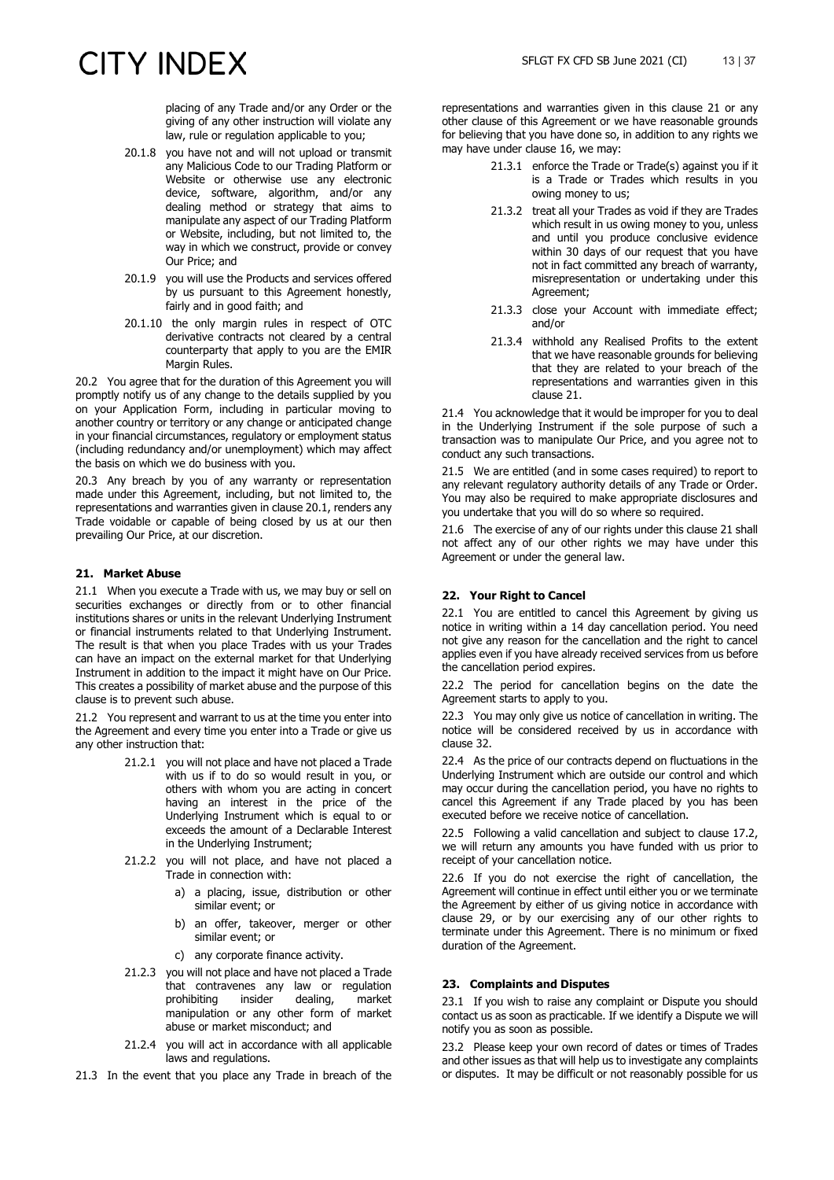placing of any Trade and/or any Order or the giving of any other instruction will violate any law, rule or regulation applicable to you;

20.1.8 you have not and will not upload or transmit any Malicious Code to our Trading Platform or Website or otherwise use any electronic device, software, algorithm, and/or any dealing method or strategy that aims to manipulate any aspect of our Trading Platform or Website, including, but not limited to, the way in which we construct, provide or convey Our Price; and

20.1.9 you will use the Products and services offered by us pursuant to this Agreement honestly, fairly and in good faith; and

20.1.10 the only margin rules in respect of OTC derivative contracts not cleared by a central counterparty that apply to you are the EMIR Margin Rules.

20.2 You agree that for the duration of this Agreement you will promptly notify us of any change to the details supplied by you on your Application Form, including in particular moving to another country or territory or any change or anticipated change in your financial circumstances, regulatory or employment status (including redundancy and/or unemployment) which may affect the basis on which we do business with you.

20.3 Any breach by you of any warranty or representation made under this Agreement, including, but not limited to, the representations and warranties given in clause 20.1, renders any Trade voidable or capable of being closed by us at our then prevailing Our Price, at our discretion.

### 21. Market Abuse

21.1 When you execute a Trade with us, we may buy or sell on securities exchanges or directly from or to other financial institutions shares or units in the relevant Underlying Instrument or financial instruments related to that Underlying Instrument. The result is that when you place Trades with us your Trades can have an impact on the external market for that Underlying Instrument in addition to the impact it might have on Our Price. This creates a possibility of market abuse and the purpose of this clause is to prevent such abuse.

21.2 You represent and warrant to us at the time you enter into the Agreement and every time you enter into a Trade or give us any other instruction that:

21.2.1 you will not place and have not placed a Trade with us if to do so would result in you, or others with whom you are acting in concert having an interest in the price of the Underlying Instrument which is equal to or exceeds the amount of a Declarable Interest in the Underlying Instrument;

21.2.2 you will not place, and have not placed a Trade in connection with:

a) a placing, issue, distribution or other similar event; or

b) an offer, takeover, merger or other similar event; or

c) any corporate finance activity.

21.2.3 you will not place and have not placed a Trade that contravenes any law or regulation prohibiting insider dealing, market manipulation or any other form of market abuse or market misconduct; and

21.2.4 you will act in accordance with all applicable laws and regulations.

21.3 In the event that you place any Trade in breach of the representations and warranties given in this clause 21 or any other clause of this Agreement or we have reasonable grounds for believing that you have done so, in addition to any rights we may have under clause 16, we may:

21.3.1 enforce the Trade or Trade(s) against you if it is a Trade or Trades which results in you owing money to us;

21.3.2 treat all your Trades as void if they are Trades which result in us owing money to you, unless and until you produce conclusive evidence within 30 days of our request that you have not in fact committed any breach of warranty, misrepresentation or undertaking under this Agreement;

21.3.3 close your Account with immediate effect; and/or

21.3.4 withhold any Realised Profits to the extent that we have reasonable grounds for believing that they are related to your breach of the representations and warranties given in this clause 21.

21.4 You acknowledge that it would be improper for you to deal in the Underlying Instrument if the sole purpose of such a transaction was to manipulate Our Price, and you agree not to conduct any such transactions.

21.5 We are entitled (and in some cases required) to report to any relevant regulatory authority details of any Trade or Order. You may also be required to make appropriate disclosures and you undertake that you will do so where so required.

21.6 The exercise of any of our rights under this clause 21 shall not affect any of our other rights we may have under this Agreement or under the general law.

### 22. Your Right to Cancel

22.1 You are entitled to cancel this Agreement by giving us notice in writing within a 14 day cancellation period. You need not give any reason for the cancellation and the right to cancel applies even if you have already received services from us before the cancellation period expires.

22.2 The period for cancellation begins on the date the Agreement starts to apply to you.

22.3 You may only give us notice of cancellation in writing. The notice will be considered received by us in accordance with clause 32.

22.4 As the price of our contracts depend on fluctuations in the Underlying Instrument which are outside our control and which may occur during the cancellation period, you have no rights to cancel this Agreement if any Trade placed by you has been executed before we receive notice of cancellation.

22.5 Following a valid cancellation and subject to clause 17.2, we will return any amounts you have funded with us prior to receipt of your cancellation notice.

22.6 If you do not exercise the right of cancellation, the Agreement will continue in effect until either you or we terminate the Agreement by either of us giving notice in accordance with clause 29, or by our exercising any of our other rights to terminate under this Agreement. There is no minimum or fixed duration of the Agreement.

### 23. Complaints and Disputes

23.1 If you wish to raise any complaint or Dispute you should contact us as soon as practicable. If we identify a Dispute we will notify you as soon as possible.

23.2 Please keep your own record of dates or times of Trades and other issues as that will help us to investigate any complaints or disputes. It may be difficult or not reasonably possible for us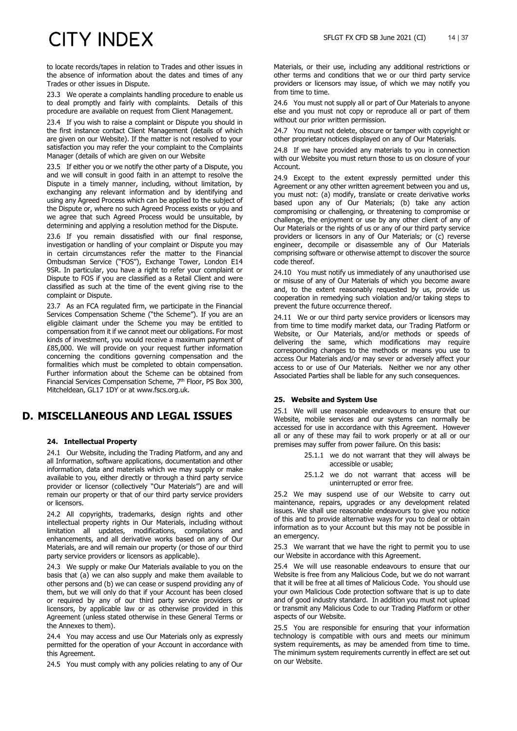to locate records/tapes in relation to Trades and other issues in the absence of information about the dates and times of any Trades or other issues in Dispute.

23.3 We operate a complaints handling procedure to enable us to deal promptly and fairly with complaints. Details of this procedure are available on request from Client Management.

23.4 If you wish to raise a complaint or Dispute you should in the first instance contact Client Management (details of which are given on our Website). If the matter is not resolved to your satisfaction you may refer the your complaint to the Complaints Manager (details of which are given on our Website

23.5 If either you or we notify the other party of a Dispute, you and we will consult in good faith in an attempt to resolve the Dispute in a timely manner, including, without limitation, by exchanging any relevant information and by identifying and using any Agreed Process which can be applied to the subject of the Dispute or, where no such Agreed Process exists or you and we agree that such Agreed Process would be unsuitable, by determining and applying a resolution method for the Dispute.

23.6 If you remain dissatisfied with our final response, investigation or handling of your complaint or Dispute you may in certain circumstances refer the matter to the Financial Ombudsman Service ("FOS"), Exchange Tower, London E14 9SR. In particular, you have a right to refer your complaint or Dispute to FOS if you are classified as a Retail Client and were classified as such at the time of the event giving rise to the complaint or Dispute.

23.7 As an FCA regulated firm, we participate in the Financial Services Compensation Scheme ("the Scheme"). If you are an eligible claimant under the Scheme you may be entitled to compensation from it if we cannot meet our obligations. For most kinds of investment, you would receive a maximum payment of £85,000. We will provide on your request further information concerning the conditions governing compensation and the formalities which must be completed to obtain compensation. Further information about the Scheme can be obtained from Financial Services Compensation Scheme, 7th Floor, PS Box 300, Mitcheldean, GL17 1DY or at www.fscs.org.uk.

## D. MISCELLANEOUS AND LEGAL ISSUES

### 24. Intellectual Property

24.1 Our Website, including the Trading Platform, and any and all Information, software applications, documentation and other information, data and materials which we may supply or make available to you, either directly or through a third party service provider or licensor (collectively "Our Materials") are and will remain our property or that of our third party service providers or licensors.

24.2 All copyrights, trademarks, design rights and other intellectual property rights in Our Materials, including without limitation all updates, modifications, compilations and enhancements, and all derivative works based on any of Our Materials, are and will remain our property (or those of our third party service providers or licensors as applicable).

24.3 We supply or make Our Materials available to you on the basis that (a) we can also supply and make them available to other persons and (b) we can cease or suspend providing any of them, but we will only do that if your Account has been closed or required by any of our third party service providers or licensors, by applicable law or as otherwise provided in this Agreement (unless stated otherwise in these General Terms or the Annexes to them).

24.4 You may access and use Our Materials only as expressly permitted for the operation of your Account in accordance with this Agreement.

24.5 You must comply with any policies relating to any of Our Materials, or their use, including any additional restrictions or other terms and conditions that we or our third party service providers or licensors may issue, of which we may notify you from time to time.

24.6 You must not supply all or part of Our Materials to anyone else and you must not copy or reproduce all or part of them without our prior written permission.

24.7 You must not delete, obscure or tamper with copyright or other proprietary notices displayed on any of Our Materials.

24.8 If we have provided any materials to you in connection with our Website you must return those to us on closure of your Account.

24.9 Except to the extent expressly permitted under this Agreement or any other written agreement between you and us, you must not: (a) modify, translate or create derivative works based upon any of Our Materials; (b) take any action compromising or challenging, or threatening to compromise or challenge, the enjoyment or use by any other client of any of Our Materials or the rights of us or any of our third party service providers or licensors in any of Our Materials; or (c) reverse engineer, decompile or disassemble any of Our Materials comprising software or otherwise attempt to discover the source code thereof.

24.10 You must notify us immediately of any unauthorised use or misuse of any of Our Materials of which you become aware and, to the extent reasonably requested by us, provide us cooperation in remedying such violation and/or taking steps to prevent the future occurrence thereof.

24.11 We or our third party service providers or licensors may from time to time modify market data, our Trading Platform or Website, or Our Materials, and/or methods or speeds of delivering the same, which modifications may require corresponding changes to the methods or means you use to access Our Materials and/or may sever or adversely affect your access to or use of Our Materials. Neither we nor any other Associated Parties shall be liable for any such consequences.

### 25. Website and System Use

25.1 We will use reasonable endeavours to ensure that our Website, mobile services and our systems can normally be accessed for use in accordance with this Agreement. However all or any of these may fail to work properly or at all or our premises may suffer from power failure. On this basis:

- 25.1.1 we do not warrant that they will always be accessible or usable;
- 25.1.2 we do not warrant that access will be uninterrupted or error free.

25.2 We may suspend use of our Website to carry out maintenance, repairs, upgrades or any development related issues. We shall use reasonable endeavours to give you notice of this and to provide alternative ways for you to deal or obtain information as to your Account but this may not be possible in an emergency.

25.3 We warrant that we have the right to permit you to use our Website in accordance with this Agreement.

25.4 We will use reasonable endeavours to ensure that our Website is free from any Malicious Code, but we do not warrant that it will be free at all times of Malicious Code. You should use your own Malicious Code protection software that is up to date and of good industry standard. In addition you must not upload or transmit any Malicious Code to our Trading Platform or other aspects of our Website.

25.5 You are responsible for ensuring that your information technology is compatible with ours and meets our minimum system requirements, as may be amended from time to time. The minimum system requirements currently in effect are set out on our Website.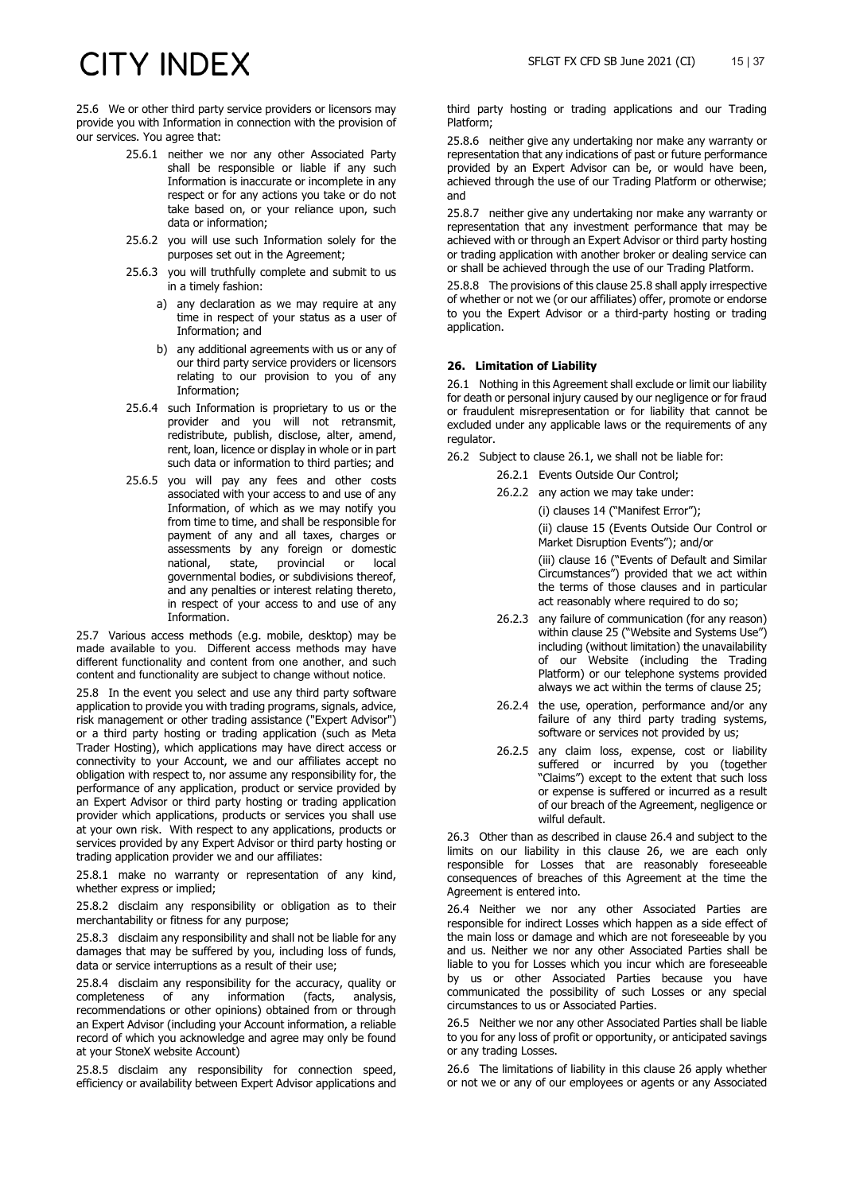25.6 We or other third party service providers or licensors may provide you with Information in connection with the provision of our services. You agree that:

- 25.6.1 neither we nor any other Associated Party shall be responsible or liable if any such Information is inaccurate or incomplete in any respect or for any actions you take or do not take based on, or your reliance upon, such data or information;
- 25.6.2 you will use such Information solely for the purposes set out in the Agreement;
- 25.6.3 you will truthfully complete and submit to us in a timely fashion:
  - a) any declaration as we may require at any time in respect of your status as a user of Information; and
  - b) any additional agreements with us or any of our third party service providers or licensors relating to our provision to you of any Information;
- 25.6.4 such Information is proprietary to us or the provider and you will not retransmit, redistribute, publish, disclose, alter, amend, rent, loan, licence or display in whole or in part such data or information to third parties; and
- 25.6.5 you will pay any fees and other costs associated with your access to and use of any Information, of which as we may notify you from time to time, and shall be responsible for payment of any and all taxes, charges or assessments by any foreign or domestic national, state, provincial or local governmental bodies, or subdivisions thereof, and any penalties or interest relating thereto, in respect of your access to and use of any Information.

25.7 Various access methods (e.g. mobile, desktop) may be made available to you. Different access methods may have different functionality and content from one another, and such content and functionality are subject to change without notice.

25.8 In the event you select and use any third party software application to provide you with trading programs, signals, advice, risk management or other trading assistance ("Expert Advisor") or a third party hosting or trading application (such as Meta Trader Hosting), which applications may have direct access or connectivity to your Account, we and our affiliates accept no obligation with respect to, nor assume any responsibility for, the performance of any application, product or service provided by an Expert Advisor or third party hosting or trading application provider which applications, products or services you shall use at your own risk. With respect to any applications, products or services provided by any Expert Advisor or third party hosting or trading application provider we and our affiliates:

25.8.1 make no warranty or representation of any kind, whether express or implied;

25.8.2 disclaim any responsibility or obligation as to their merchantability or fitness for any purpose;

25.8.3 disclaim any responsibility and shall not be liable for any damages that may be suffered by you, including loss of funds, data or service interruptions as a result of their use;

25.8.4 disclaim any responsibility for the accuracy, quality or completeness of any information (facts, analysis, recommendations or other opinions) obtained from or through an Expert Advisor (including your Account information, a reliable record of which you acknowledge and agree may only be found at your StoneX website Account)

25.8.5 disclaim any responsibility for connection speed, efficiency or availability between Expert Advisor applications and third party hosting or trading applications and our Trading Platform;

25.8.6 neither give any undertaking nor make any warranty or representation that any indications of past or future performance provided by an Expert Advisor can be, or would have been, achieved through the use of our Trading Platform or otherwise; and

25.8.7 neither give any undertaking nor make any warranty or representation that any investment performance that may be achieved with or through an Expert Advisor or third party hosting or trading application with another broker or dealing service can or shall be achieved through the use of our Trading Platform.

25.8.8 The provisions of this clause 25.8 shall apply irrespective of whether or not we (or our affiliates) offer, promote or endorse to you the Expert Advisor or a third-party hosting or trading application.

#### 26. Limitation of Liability

26.1 Nothing in this Agreement shall exclude or limit our liability for death or personal injury caused by our negligence or for fraud or fraudulent misrepresentation or for liability that cannot be excluded under any applicable laws or the requirements of any regulator.

26.2 Subject to clause 26.1, we shall not be liable for:

- 26.2.1 Events Outside Our Control;
- 26.2.2 any action we may take under:

  (i) clauses 14 ("Manifest Error");

  (ii) clause 15 (Events Outside Our Control or Market Disruption Events"); and/or

  (iii) clause 16 ("Events of Default and Similar Circumstances") provided that we act within the terms of those clauses and in particular act reasonably where required to do so;
- 26.2.3 any failure of communication (for any reason) within clause 25 ("Website and Systems Use") including (without limitation) the unavailability of our Website (including the Trading Platform) or our telephone systems provided always we act within the terms of clause 25;
- 26.2.4 the use, operation, performance and/or any failure of any third party trading systems, software or services not provided by us;
- 26.2.5 any claim loss, expense, cost or liability suffered or incurred by you (together "Claims") except to the extent that such loss or expense is suffered or incurred as a result of our breach of the Agreement, negligence or wilful default.

26.3 Other than as described in clause 26.4 and subject to the limits on our liability in this clause 26, we are each only responsible for Losses that are reasonably foreseeable consequences of breaches of this Agreement at the time the Agreement is entered into.

26.4 Neither we nor any other Associated Parties are responsible for indirect Losses which happen as a side effect of the main loss or damage and which are not foreseeable by you and us. Neither we nor any other Associated Parties shall be liable to you for Losses which you incur which are foreseeable by us or other Associated Parties because you have communicated the possibility of such Losses or any special circumstances to us or Associated Parties.

26.5 Neither we nor any other Associated Parties shall be liable to you for any loss of profit or opportunity, or anticipated savings or any trading Losses.

26.6 The limitations of liability in this clause 26 apply whether or not we or any of our employees or agents or any Associated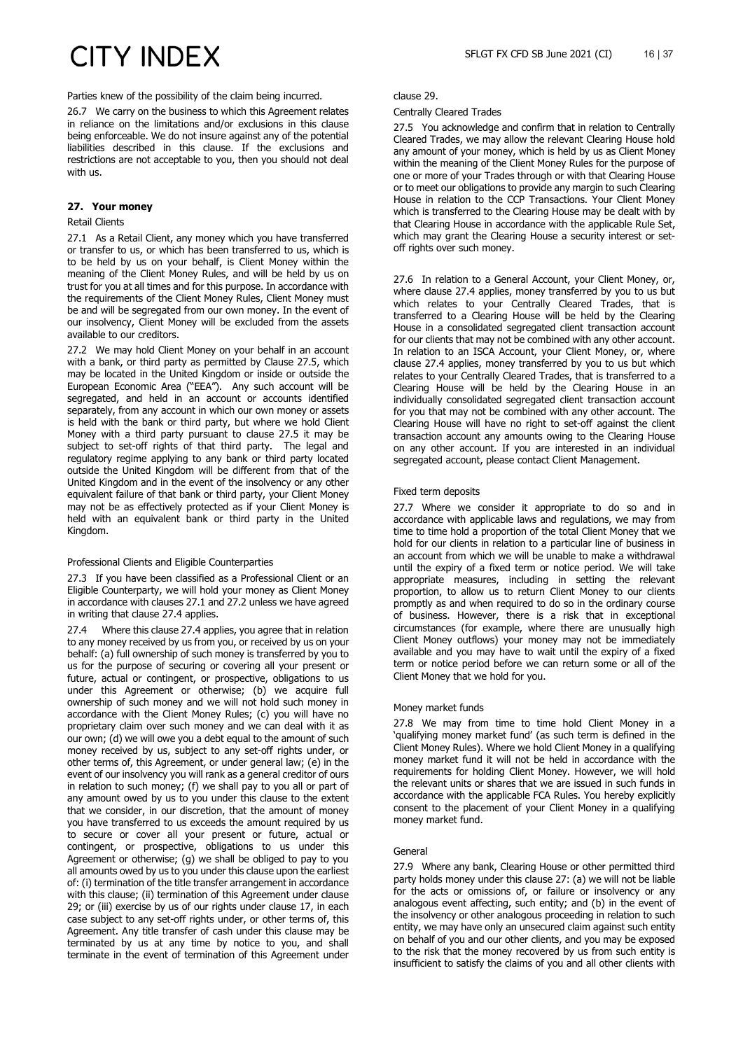Parties knew of the possibility of the claim being incurred.

26.7 We carry on the business to which this Agreement relates in reliance on the limitations and/or exclusions in this clause being enforceable. We do not insure against any of the potential liabilities described in this clause. If the exclusions and restrictions are not acceptable to you, then you should not deal with us.

## 27. Your money

Retail Clients

27.1 As a Retail Client, any money which you have transferred or transfer to us, or which has been transferred to us, which is to be held by us on your behalf, is Client Money within the meaning of the Client Money Rules, and will be held by us on trust for you at all times and for this purpose. In accordance with the requirements of the Client Money Rules, Client Money must be and will be segregated from our own money. In the event of our insolvency, Client Money will be excluded from the assets available to our creditors.

27.2 We may hold Client Money on your behalf in an account with a bank, or third party as permitted by Clause 27.5, which may be located in the United Kingdom or inside or outside the European Economic Area ("EEA"). Any such account will be segregated, and held in an account or accounts identified separately, from any account in which our own money or assets is held with the bank or third party, but where we hold Client Money with a third party pursuant to clause 27.5 it may be subject to set-off rights of that third party. The legal and regulatory regime applying to any bank or third party located outside the United Kingdom will be different from that of the United Kingdom and in the event of the insolvency or any other equivalent failure of that bank or third party, your Client Money may not be as effectively protected as if your Client Money is held with an equivalent bank or third party in the United Kingdom.

Professional Clients and Eligible Counterparties

27.3 If you have been classified as a Professional Client or an Eligible Counterparty, we will hold your money as Client Money in accordance with clauses 27.1 and 27.2 unless we have agreed in writing that clause 27.4 applies.

27.4 Where this clause 27.4 applies, you agree that in relation to any money received by us from you, or received by us on your behalf: (a) full ownership of such money is transferred by you to us for the purpose of securing or covering all your present or future, actual or contingent, or prospective, obligations to us under this Agreement or otherwise; (b) we acquire full ownership of such money and we will not hold such money in accordance with the Client Money Rules; (c) you will have no proprietary claim over such money and we can deal with it as our own; (d) we will owe you a debt equal to the amount of such money received by us, subject to any set-off rights under, or other terms of, this Agreement, or under general law; (e) in the event of our insolvency you will rank as a general creditor of ours in relation to such money; (f) we shall pay to you all or part of any amount owed by us to you under this clause to the extent that we consider, in our discretion, that the amount of money you have transferred to us exceeds the amount required by us to secure or cover all your present or future, actual or contingent, or prospective, obligations to us under this Agreement or otherwise; (g) we shall be obliged to pay to you all amounts owed by us to you under this clause upon the earliest of: (i) termination of the title transfer arrangement in accordance with this clause; (ii) termination of this Agreement under clause 29; or (iii) exercise by us of our rights under clause 17, in each case subject to any set-off rights under, or other terms of, this Agreement. Any title transfer of cash under this clause may be terminated by us at any time by notice to you, and shall terminate in the event of termination of this Agreement under clause 29.

Centrally Cleared Trades

27.5 You acknowledge and confirm that in relation to Centrally Cleared Trades, we may allow the relevant Clearing House hold any amount of your money, which is held by us as Client Money within the meaning of the Client Money Rules for the purpose of one or more of your Trades through or with that Clearing House or to meet our obligations to provide any margin to such Clearing House in relation to the CCP Transactions. Your Client Money which is transferred to the Clearing House may be dealt with by that Clearing House in accordance with the applicable Rule Set, which may grant the Clearing House a security interest or set-off rights over such money.

27.6 In relation to a General Account, your Client Money, or, where clause 27.4 applies, money transferred by you to us but which relates to your Centrally Cleared Trades, that is transferred to a Clearing House will be held by the Clearing House in a consolidated segregated client transaction account for our clients that may not be combined with any other account. In relation to an ISCA Account, your Client Money, or, where clause 27.4 applies, money transferred by you to us but which relates to your Centrally Cleared Trades, that is transferred to a Clearing House will be held by the Clearing House in an individually consolidated segregated client transaction account for you that may not be combined with any other account. The Clearing House will have no right to set-off against the client transaction account any amounts owing to the Clearing House on any other account. If you are interested in an individual segregated account, please contact Client Management.

Fixed term deposits

27.7 Where we consider it appropriate to do so and in accordance with applicable laws and regulations, we may from time to time hold a proportion of the total Client Money that we hold for our clients in relation to a particular line of business in an account from which we will be unable to make a withdrawal until the expiry of a fixed term or notice period. We will take appropriate measures, including in setting the relevant proportion, to allow us to return Client Money to our clients promptly as and when required to do so in the ordinary course of business. However, there is a risk that in exceptional circumstances (for example, where there are unusually high Client Money outflows) your money may not be immediately available and you may have to wait until the expiry of a fixed term or notice period before we can return some or all of the Client Money that we hold for you.

Money market funds

27.8 We may from time to time hold Client Money in a 'qualifying money market fund' (as such term is defined in the Client Money Rules). Where we hold Client Money in a qualifying money market fund it will not be held in accordance with the requirements for holding Client Money. However, we will hold the relevant units or shares that we are issued in such funds in accordance with the applicable FCA Rules. You hereby explicitly consent to the placement of your Client Money in a qualifying money market fund.

General

27.9 Where any bank, Clearing House or other permitted third party holds money under this clause 27: (a) we will not be liable for the acts or omissions of, or failure or insolvency or any analogous event affecting, such entity; and (b) in the event of the insolvency or other analogous proceeding in relation to such entity, we may have only an unsecured claim against such entity on behalf of you and our other clients, and you may be exposed to the risk that the money recovered by us from such entity is insufficient to satisfy the claims of you and all other clients with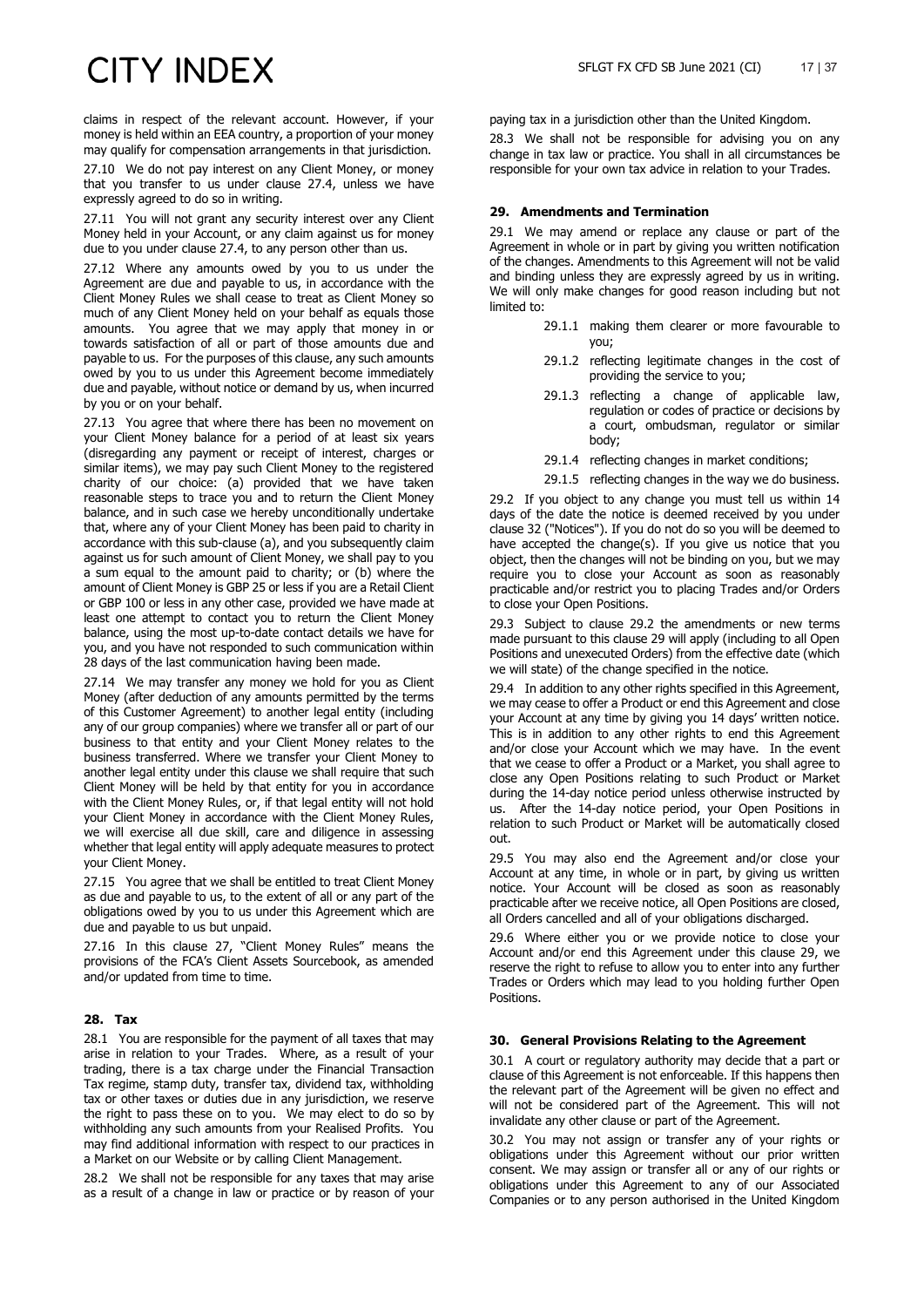claims in respect of the relevant account. However, if your money is held within an EEA country, a proportion of your money may qualify for compensation arrangements in that jurisdiction.

27.10 We do not pay interest on any Client Money, or money that you transfer to us under clause 27.4, unless we have expressly agreed to do so in writing.

27.11 You will not grant any security interest over any Client Money held in your Account, or any claim against us for money due to you under clause 27.4, to any person other than us.

27.12 Where any amounts owed by you to us under the Agreement are due and payable to us, in accordance with the Client Money Rules we shall cease to treat as Client Money so much of any Client Money held on your behalf as equals those amounts. You agree that we may apply that money in or towards satisfaction of all or part of those amounts due and payable to us. For the purposes of this clause, any such amounts owed by you to us under this Agreement become immediately due and payable, without notice or demand by us, when incurred by you or on your behalf.

27.13 You agree that where there has been no movement on your Client Money balance for a period of at least six years (disregarding any payment or receipt of interest, charges or similar items), we may pay such Client Money to the registered charity of our choice: (a) provided that we have taken reasonable steps to trace you and to return the Client Money balance, and in such case we hereby unconditionally undertake that, where any of your Client Money has been paid to charity in accordance with this sub-clause (a), and you subsequently claim against us for such amount of Client Money, we shall pay to you a sum equal to the amount paid to charity; or (b) where the amount of Client Money is GBP 25 or less if you are a Retail Client or GBP 100 or less in any other case, provided we have made at least one attempt to contact you to return the Client Money balance, using the most up-to-date contact details we have for you, and you have not responded to such communication within 28 days of the last communication having been made.

27.14 We may transfer any money we hold for you as Client Money (after deduction of any amounts permitted by the terms of this Customer Agreement) to another legal entity (including any of our group companies) where we transfer all or part of our business to that entity and your Client Money relates to the business transferred. Where we transfer your Client Money to another legal entity under this clause we shall require that such Client Money will be held by that entity for you in accordance with the Client Money Rules, or, if that legal entity will not hold your Client Money in accordance with the Client Money Rules, we will exercise all due skill, care and diligence in assessing whether that legal entity will apply adequate measures to protect your Client Money.

27.15 You agree that we shall be entitled to treat Client Money as due and payable to us, to the extent of all or any part of the obligations owed by you to us under this Agreement which are due and payable to us but unpaid.

27.16 In this clause 27, "Client Money Rules" means the provisions of the FCA's Client Assets Sourcebook, as amended and/or updated from time to time.

## 28. Tax

28.1 You are responsible for the payment of all taxes that may arise in relation to your Trades. Where, as a result of your trading, there is a tax charge under the Financial Transaction Tax regime, stamp duty, transfer tax, dividend tax, withholding tax or other taxes or duties due in any jurisdiction, we reserve the right to pass these on to you. We may elect to do so by withholding any such amounts from your Realised Profits. You may find additional information with respect to our practices in a Market on our Website or by calling Client Management.

28.2 We shall not be responsible for any taxes that may arise as a result of a change in law or practice or by reason of your paying tax in a jurisdiction other than the United Kingdom.

28.3 We shall not be responsible for advising you on any change in tax law or practice. You shall in all circumstances be responsible for your own tax advice in relation to your Trades.

## 29. Amendments and Termination

29.1 We may amend or replace any clause or part of the Agreement in whole or in part by giving you written notification of the changes. Amendments to this Agreement will not be valid and binding unless they are expressly agreed by us in writing. We will only make changes for good reason including but not limited to:

- 29.1.1 making them clearer or more favourable to you;
- 29.1.2 reflecting legitimate changes in the cost of providing the service to you;
- 29.1.3 reflecting a change of applicable law, regulation or codes of practice or decisions by a court, ombudsman, regulator or similar body;
- 29.1.4 reflecting changes in market conditions;
- 29.1.5 reflecting changes in the way we do business.

29.2 If you object to any change you must tell us within 14 days of the date the notice is deemed received by you under clause 32 ("Notices"). If you do not do so you will be deemed to have accepted the change(s). If you give us notice that you object, then the changes will not be binding on you, but we may require you to close your Account as soon as reasonably practicable and/or restrict you to placing Trades and/or Orders to close your Open Positions.

29.3 Subject to clause 29.2 the amendments or new terms made pursuant to this clause 29 will apply (including to all Open Positions and unexecuted Orders) from the effective date (which we will state) of the change specified in the notice.

29.4 In addition to any other rights specified in this Agreement, we may cease to offer a Product or end this Agreement and close your Account at any time by giving you 14 days' written notice. This is in addition to any other rights to end this Agreement and/or close your Account which we may have. In the event that we cease to offer a Product or a Market, you shall agree to close any Open Positions relating to such Product or Market during the 14-day notice period unless otherwise instructed by us. After the 14-day notice period, your Open Positions in relation to such Product or Market will be automatically closed out.

29.5 You may also end the Agreement and/or close your Account at any time, in whole or in part, by giving us written notice. Your Account will be closed as soon as reasonably practicable after we receive notice, all Open Positions are closed, all Orders cancelled and all of your obligations discharged.

29.6 Where either you or we provide notice to close your Account and/or end this Agreement under this clause 29, we reserve the right to refuse to allow you to enter into any further Trades or Orders which may lead to you holding further Open Positions.

## 30. General Provisions Relating to the Agreement

30.1 A court or regulatory authority may decide that a part or clause of this Agreement is not enforceable. If this happens then the relevant part of the Agreement will be given no effect and will not be considered part of the Agreement. This will not invalidate any other clause or part of the Agreement.

30.2 You may not assign or transfer any of your rights or obligations under this Agreement without our prior written consent. We may assign or transfer all or any of our rights or obligations under this Agreement to any of our Associated Companies or to any person authorised in the United Kingdom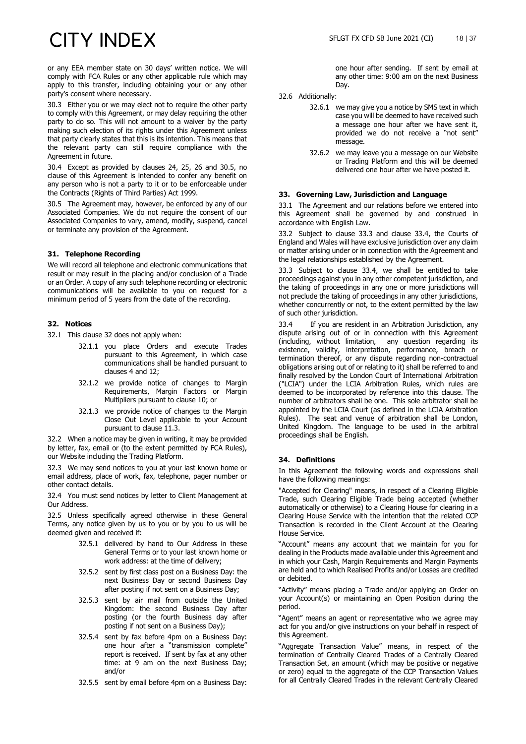or any EEA member state on 30 days' written notice. We will comply with FCA Rules or any other applicable rule which may apply to this transfer, including obtaining your or any other party's consent where necessary.

30.3 Either you or we may elect not to require the other party to comply with this Agreement, or may delay requiring the other party to do so. This will not amount to a waiver by the party making such election of its rights under this Agreement unless that party clearly states that this is its intention. This means that the relevant party can still require compliance with the Agreement in future.

30.4 Except as provided by clauses 24, 25, 26 and 30.5, no clause of this Agreement is intended to confer any benefit on any person who is not a party to it or to be enforceable under the Contracts (Rights of Third Parties) Act 1999.

30.5 The Agreement may, however, be enforced by any of our Associated Companies. We do not require the consent of our Associated Companies to vary, amend, modify, suspend, cancel or terminate any provision of the Agreement.

### 31. Telephone Recording

We will record all telephone and electronic communications that result or may result in the placing and/or conclusion of a Trade or an Order. A copy of any such telephone recording or electronic communications will be available to you on request for a minimum period of 5 years from the date of the recording.

### 32. Notices

32.1 This clause 32 does not apply when:

- 32.1.1 you place Orders and execute Trades pursuant to this Agreement, in which case communications shall be handled pursuant to clauses 4 and 12;
- 32.1.2 we provide notice of changes to Margin Requirements, Margin Factors or Margin Multipliers pursuant to clause 10; or
- 32.1.3 we provide notice of changes to the Margin Close Out Level applicable to your Account pursuant to clause 11.3.

32.2 When a notice may be given in writing, it may be provided by letter, fax, email or (to the extent permitted by FCA Rules), our Website including the Trading Platform.

32.3 We may send notices to you at your last known home or email address, place of work, fax, telephone, pager number or other contact details.

32.4 You must send notices by letter to Client Management at Our Address.

32.5 Unless specifically agreed otherwise in these General Terms, any notice given by us to you or by you to us will be deemed given and received if:

- 32.5.1 delivered by hand to Our Address in these General Terms or to your last known home or work address: at the time of delivery;
- 32.5.2 sent by first class post on a Business Day: the next Business Day or second Business Day after posting if not sent on a Business Day;
- 32.5.3 sent by air mail from outside the United Kingdom: the second Business Day after posting (or the fourth Business day after posting if not sent on a Business Day);
- 32.5.4 sent by fax before 4pm on a Business Day: one hour after a "transmission complete" report is received. If sent by fax at any other time: at 9 am on the next Business Day; and/or
- 32.5.5 sent by email before 4pm on a Business Day: one hour after sending. If sent by email at any other time: 9:00 am on the next Business Day.

32.6 Additionally:

- 32.6.1 we may give you a notice by SMS text in which case you will be deemed to have received such a message one hour after we have sent it, provided we do not receive a "not sent" message.
- 32.6.2 we may leave you a message on our Website or Trading Platform and this will be deemed delivered one hour after we have posted it.

### 33. Governing Law, Jurisdiction and Language

33.1 The Agreement and our relations before we entered into this Agreement shall be governed by and construed in accordance with English Law.

33.2 Subject to clause 33.3 and clause 33.4, the Courts of England and Wales will have exclusive jurisdiction over any claim or matter arising under or in connection with the Agreement and the legal relationships established by the Agreement.

33.3 Subject to clause 33.4, we shall be entitled to take proceedings against you in any other competent jurisdiction, and the taking of proceedings in any one or more jurisdictions will not preclude the taking of proceedings in any other jurisdictions, whether concurrently or not, to the extent permitted by the law of such other jurisdiction.

33.4 If you are resident in an Arbitration Jurisdiction, any dispute arising out of or in connection with this Agreement (including, without limitation, any question regarding its existence, validity, interpretation, performance, breach or termination thereof, or any dispute regarding non-contractual obligations arising out of or relating to it) shall be referred to and finally resolved by the London Court of International Arbitration ("LCIA") under the LCIA Arbitration Rules, which rules are deemed to be incorporated by reference into this clause. The number of arbitrators shall be one. This sole arbitrator shall be appointed by the LCIA Court (as defined in the LCIA Arbitration Rules). The seat and venue of arbitration shall be London, United Kingdom. The language to be used in the arbitral proceedings shall be English.

### 34. Definitions

In this Agreement the following words and expressions shall have the following meanings:

"Accepted for Clearing" means, in respect of a Clearing Eligible Trade, such Clearing Eligible Trade being accepted (whether automatically or otherwise) to a Clearing House for clearing in a Clearing House Service with the intention that the related CCP Transaction is recorded in the Client Account at the Clearing House Service.

"Account" means any account that we maintain for you for dealing in the Products made available under this Agreement and in which your Cash, Margin Requirements and Margin Payments are held and to which Realised Profits and/or Losses are credited or debited.

"Activity" means placing a Trade and/or applying an Order on your Account(s) or maintaining an Open Position during the period.

"Agent" means an agent or representative who we agree may act for you and/or give instructions on your behalf in respect of this Agreement.

"Aggregate Transaction Value" means, in respect of the termination of Centrally Cleared Trades of a Centrally Cleared Transaction Set, an amount (which may be positive or negative or zero) equal to the aggregate of the CCP Transaction Values for all Centrally Cleared Trades in the relevant Centrally Cleared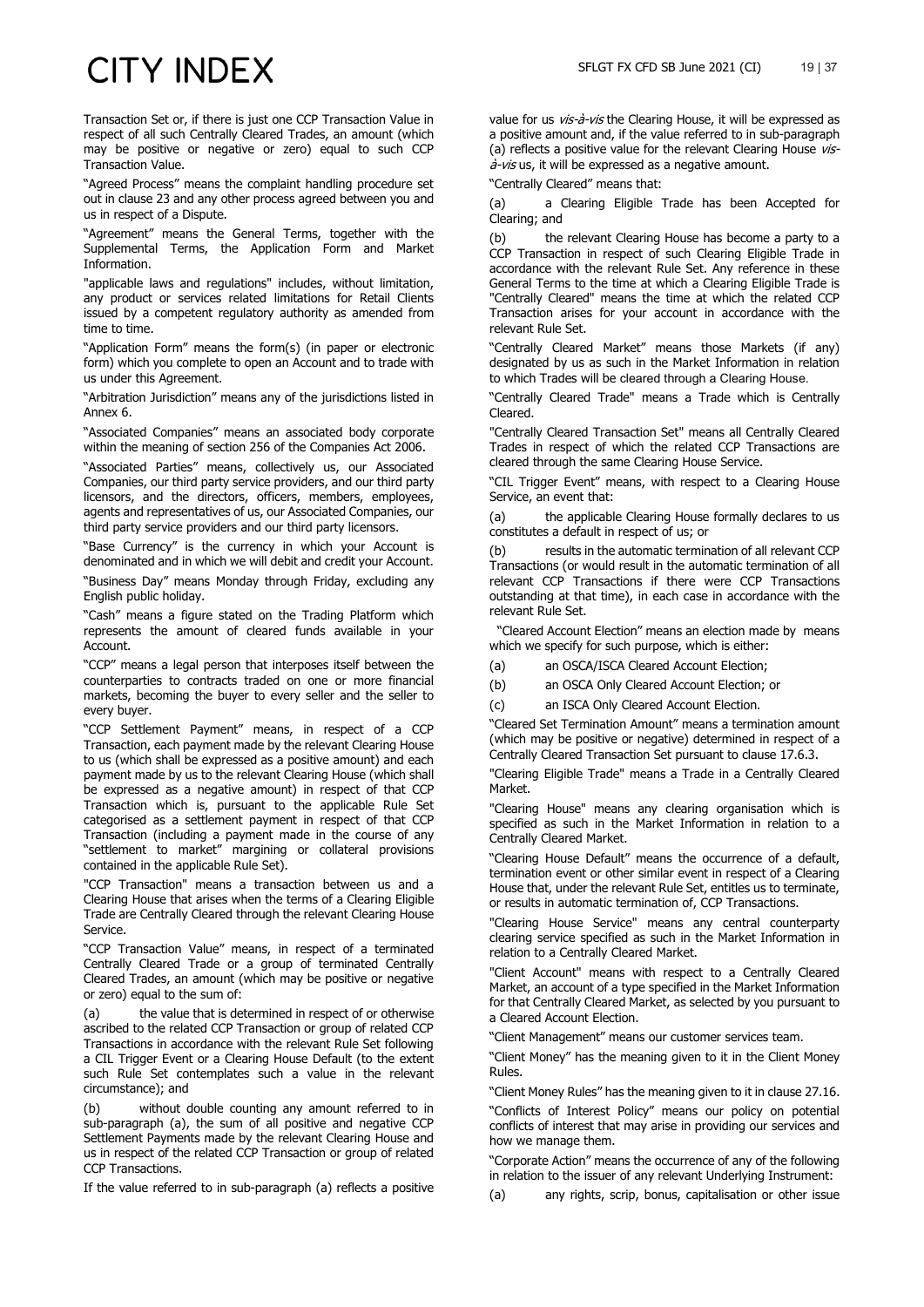Transaction Set or, if there is just one CCP Transaction Value in respect of all such Centrally Cleared Trades, an amount (which may be positive or negative or zero) equal to such CCP Transaction Value.

"Agreed Process" means the complaint handling procedure set out in clause 23 and any other process agreed between you and us in respect of a Dispute.

"Agreement" means the General Terms, together with the Supplemental Terms, the Application Form and Market Information.

"applicable laws and regulations" includes, without limitation, any product or services related limitations for Retail Clients issued by a competent regulatory authority as amended from time to time.

"Application Form" means the form(s) (in paper or electronic form) which you complete to open an Account and to trade with us under this Agreement.

"Arbitration Jurisdiction" means any of the jurisdictions listed in Annex 6.

"Associated Companies" means an associated body corporate within the meaning of section 256 of the Companies Act 2006.

"Associated Parties" means, collectively us, our Associated Companies, our third party service providers, and our third party licensors, and the directors, officers, members, employees, agents and representatives of us, our Associated Companies, our third party service providers and our third party licensors.

"Base Currency" is the currency in which your Account is denominated and in which we will debit and credit your Account.

"Business Day" means Monday through Friday, excluding any English public holiday.

"Cash" means a figure stated on the Trading Platform which represents the amount of cleared funds available in your Account.

"CCP" means a legal person that interposes itself between the counterparties to contracts traded on one or more financial markets, becoming the buyer to every seller and the seller to every buyer.

"CCP Settlement Payment" means, in respect of a CCP Transaction, each payment made by the relevant Clearing House to us (which shall be expressed as a positive amount) and each payment made by us to the relevant Clearing House (which shall be expressed as a negative amount) in respect of that CCP Transaction which is, pursuant to the applicable Rule Set categorised as a settlement payment in respect of that CCP Transaction (including a payment made in the course of any "settlement to market" margining or collateral provisions contained in the applicable Rule Set).

"CCP Transaction" means a transaction between us and a Clearing House that arises when the terms of a Clearing Eligible Trade are Centrally Cleared through the relevant Clearing House Service.

"CCP Transaction Value" means, in respect of a terminated Centrally Cleared Trade or a group of terminated Centrally Cleared Trades, an amount (which may be positive or negative or zero) equal to the sum of:

(a) the value that is determined in respect of or otherwise ascribed to the related CCP Transaction or group of related CCP Transactions in accordance with the relevant Rule Set following a CIL Trigger Event or a Clearing House Default (to the extent such Rule Set contemplates such a value in the relevant circumstance); and

(b) without double counting any amount referred to in sub-paragraph (a), the sum of all positive and negative CCP Settlement Payments made by the relevant Clearing House and us in respect of the related CCP Transaction or group of related CCP Transactions.

If the value referred to in sub-paragraph (a) reflects a positive value for us *vis-à-vis* the Clearing House, it will be expressed as a positive amount and, if the value referred to in sub-paragraph (a) reflects a positive value for the relevant Clearing House *vis-à-vis* us, it will be expressed as a negative amount.

"Centrally Cleared" means that:

(a) a Clearing Eligible Trade has been Accepted for Clearing; and

(b) the relevant Clearing House has become a party to a CCP Transaction in respect of such Clearing Eligible Trade in accordance with the relevant Rule Set. Any reference in these General Terms to the time at which a Clearing Eligible Trade is "Centrally Cleared" means the time at which the related CCP Transaction arises for your account in accordance with the relevant Rule Set.

"Centrally Cleared Market" means those Markets (if any) designated by us as such in the Market Information in relation to which Trades will be cleared through a Clearing House.

"Centrally Cleared Trade" means a Trade which is Centrally Cleared.

"Centrally Cleared Transaction Set" means all Centrally Cleared Trades in respect of which the related CCP Transactions are cleared through the same Clearing House Service.

"CIL Trigger Event" means, with respect to a Clearing House Service, an event that:

(a) the applicable Clearing House formally declares to us constitutes a default in respect of us; or

(b) results in the automatic termination of all relevant CCP Transactions (or would result in the automatic termination of all relevant CCP Transactions if there were CCP Transactions outstanding at that time), in each case in accordance with the relevant Rule Set.

"Cleared Account Election" means an election made by means which we specify for such purpose, which is either:

(a) an OSCA/ISCA Cleared Account Election;

(b) an OSCA Only Cleared Account Election; or

(c) an ISCA Only Cleared Account Election.

"Cleared Set Termination Amount" means a termination amount (which may be positive or negative) determined in respect of a Centrally Cleared Transaction Set pursuant to clause 17.6.3.

"Clearing Eligible Trade" means a Trade in a Centrally Cleared Market.

"Clearing House" means any clearing organisation which is specified as such in the Market Information in relation to a Centrally Cleared Market.

"Clearing House Default" means the occurrence of a default, termination event or other similar event in respect of a Clearing House that, under the relevant Rule Set, entitles us to terminate, or results in automatic termination of, CCP Transactions.

"Clearing House Service" means any central counterparty clearing service specified as such in the Market Information in relation to a Centrally Cleared Market.

"Client Account" means with respect to a Centrally Cleared Market, an account of a type specified in the Market Information for that Centrally Cleared Market, as selected by you pursuant to a Cleared Account Election.

"Client Management" means our customer services team.

"Client Money" has the meaning given to it in the Client Money Rules.

"Client Money Rules" has the meaning given to it in clause 27.16.

"Conflicts of Interest Policy" means our policy on potential conflicts of interest that may arise in providing our services and how we manage them.

"Corporate Action" means the occurrence of any of the following in relation to the issuer of any relevant Underlying Instrument:

(a) any rights, scrip, bonus, capitalisation or other issue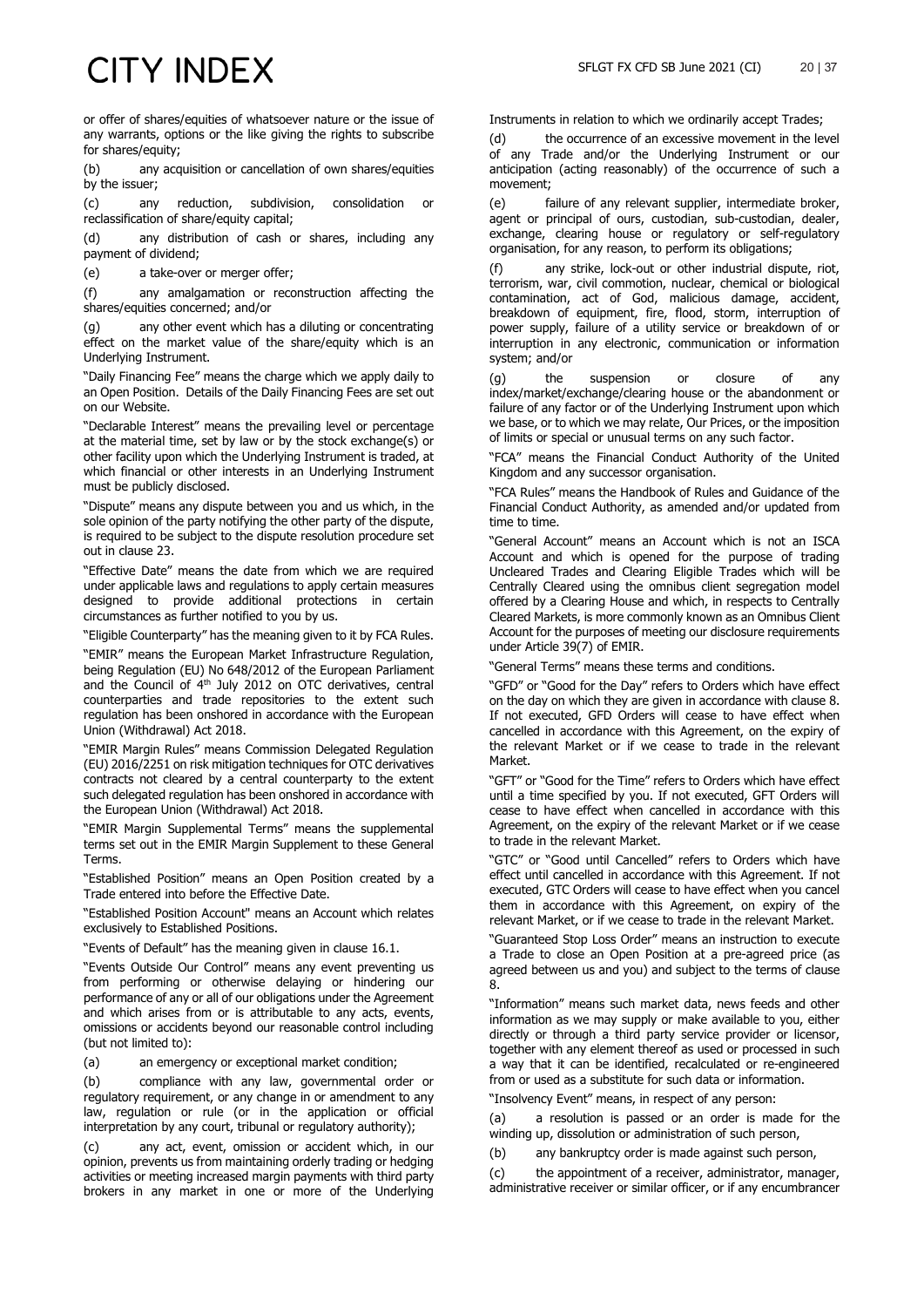or offer of shares/equities of whatsoever nature or the issue of any warrants, options or the like giving the rights to subscribe for shares/equity;

(b) any acquisition or cancellation of own shares/equities by the issuer;

(c) any reduction, subdivision, consolidation or reclassification of share/equity capital;

(d) any distribution of cash or shares, including any payment of dividend;

(e) a take-over or merger offer;

(f) any amalgamation or reconstruction affecting the shares/equities concerned; and/or

(g) any other event which has a diluting or concentrating effect on the market value of the share/equity which is an Underlying Instrument.

"Daily Financing Fee" means the charge which we apply daily to an Open Position. Details of the Daily Financing Fees are set out on our Website.

"Declarable Interest" means the prevailing level or percentage at the material time, set by law or by the stock exchange(s) or other facility upon which the Underlying Instrument is traded, at which financial or other interests in an Underlying Instrument must be publicly disclosed.

"Dispute" means any dispute between you and us which, in the sole opinion of the party notifying the other party of the dispute, is required to be subject to the dispute resolution procedure set out in clause 23.

"Effective Date" means the date from which we are required under applicable laws and regulations to apply certain measures designed to provide additional protections in certain circumstances as further notified to you by us.

"Eligible Counterparty" has the meaning given to it by FCA Rules.

"EMIR" means the European Market Infrastructure Regulation, being Regulation (EU) No 648/2012 of the European Parliament and the Council of 4th July 2012 on OTC derivatives, central counterparties and trade repositories to the extent such regulation has been onshored in accordance with the European Union (Withdrawal) Act 2018.

"EMIR Margin Rules" means Commission Delegated Regulation (EU) 2016/2251 on risk mitigation techniques for OTC derivatives contracts not cleared by a central counterparty to the extent such delegated regulation has been onshored in accordance with the European Union (Withdrawal) Act 2018.

"EMIR Margin Supplemental Terms" means the supplemental terms set out in the EMIR Margin Supplement to these General Terms.

"Established Position" means an Open Position created by a Trade entered into before the Effective Date.

"Established Position Account" means an Account which relates exclusively to Established Positions.

"Events of Default" has the meaning given in clause 16.1.

"Events Outside Our Control" means any event preventing us from performing or otherwise delaying or hindering our performance of any or all of our obligations under the Agreement and which arises from or is attributable to any acts, events, omissions or accidents beyond our reasonable control including (but not limited to):

(a) an emergency or exceptional market condition;

(b) compliance with any law, governmental order or regulatory requirement, or any change in or amendment to any law, regulation or rule (or in the application or official interpretation by any court, tribunal or regulatory authority);

(c) any act, event, omission or accident which, in our opinion, prevents us from maintaining orderly trading or hedging activities or meeting increased margin payments with third party brokers in any market in one or more of the Underlying Instruments in relation to which we ordinarily accept Trades;

(d) the occurrence of an excessive movement in the level of any Trade and/or the Underlying Instrument or our anticipation (acting reasonably) of the occurrence of such a movement;

(e) failure of any relevant supplier, intermediate broker, agent or principal of ours, custodian, sub-custodian, dealer, exchange, clearing house or regulatory or self-regulatory organisation, for any reason, to perform its obligations;

(f) any strike, lock-out or other industrial dispute, riot, terrorism, war, civil commotion, nuclear, chemical or biological contamination, act of God, malicious damage, accident, breakdown of equipment, fire, flood, storm, interruption of power supply, failure of a utility service or breakdown of or interruption in any electronic, communication or information system; and/or

(g) the suspension or closure of any index/market/exchange/clearing house or the abandonment or failure of any factor or of the Underlying Instrument upon which we base, or to which we may relate, Our Prices, or the imposition of limits or special or unusual terms on any such factor.

"FCA" means the Financial Conduct Authority of the United Kingdom and any successor organisation.

"FCA Rules" means the Handbook of Rules and Guidance of the Financial Conduct Authority, as amended and/or updated from time to time.

"General Account" means an Account which is not an ISCA Account and which is opened for the purpose of trading Uncleared Trades and Clearing Eligible Trades which will be Centrally Cleared using the omnibus client segregation model offered by a Clearing House and which, in respects to Centrally Cleared Markets, is more commonly known as an Omnibus Client Account for the purposes of meeting our disclosure requirements under Article 39(7) of EMIR.

"General Terms" means these terms and conditions.

"GFD" or "Good for the Day" refers to Orders which have effect on the day on which they are given in accordance with clause 8. If not executed, GFD Orders will cease to have effect when cancelled in accordance with this Agreement, on the expiry of the relevant Market or if we cease to trade in the relevant Market.

"GFT" or "Good for the Time" refers to Orders which have effect until a time specified by you. If not executed, GFT Orders will cease to have effect when cancelled in accordance with this Agreement, on the expiry of the relevant Market or if we cease to trade in the relevant Market.

"GTC" or "Good until Cancelled" refers to Orders which have effect until cancelled in accordance with this Agreement. If not executed, GTC Orders will cease to have effect when you cancel them in accordance with this Agreement, on expiry of the relevant Market, or if we cease to trade in the relevant Market.

"Guaranteed Stop Loss Order" means an instruction to execute a Trade to close an Open Position at a pre-agreed price (as agreed between us and you) and subject to the terms of clause 8.

"Information" means such market data, news feeds and other information as we may supply or make available to you, either directly or through a third party service provider or licensor, together with any element thereof as used or processed in such a way that it can be identified, recalculated or re-engineered from or used as a substitute for such data or information.

"Insolvency Event" means, in respect of any person:

(a) a resolution is passed or an order is made for the winding up, dissolution or administration of such person,

(b) any bankruptcy order is made against such person,

(c) the appointment of a receiver, administrator, manager, administrative receiver or similar officer, or if any encumbrancer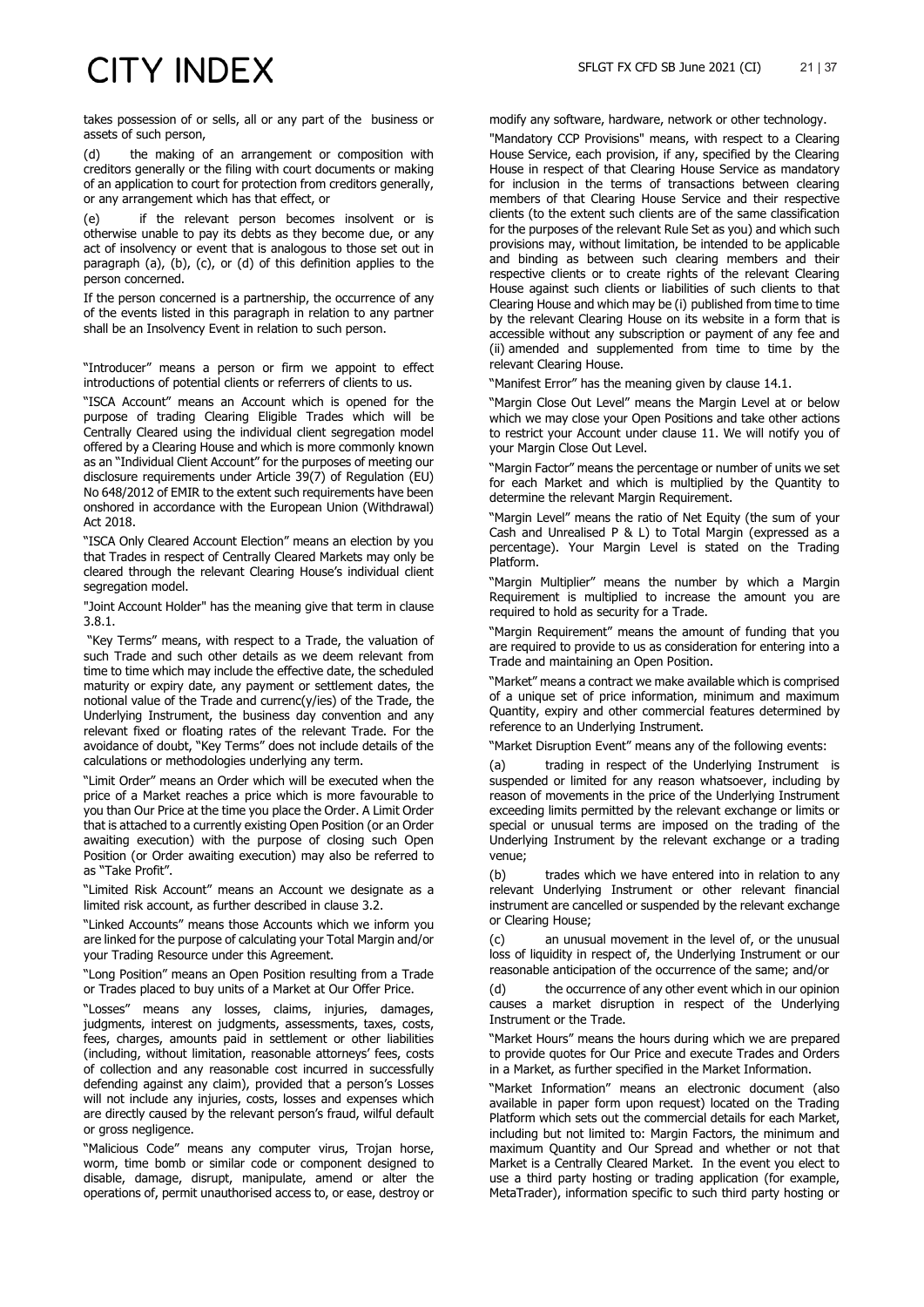takes possession of or sells, all or any part of the business or assets of such person,

(d) the making of an arrangement or composition with creditors generally or the filing with court documents or making of an application to court for protection from creditors generally, or any arrangement which has that effect, or

(e) if the relevant person becomes insolvent or is otherwise unable to pay its debts as they become due, or any act of insolvency or event that is analogous to those set out in paragraph (a), (b), (c), or (d) of this definition applies to the person concerned.

If the person concerned is a partnership, the occurrence of any of the events listed in this paragraph in relation to any partner shall be an Insolvency Event in relation to such person.

"Introducer" means a person or firm we appoint to effect introductions of potential clients or referrers of clients to us.

"ISCA Account" means an Account which is opened for the purpose of trading Clearing Eligible Trades which will be Centrally Cleared using the individual client segregation model offered by a Clearing House and which is more commonly known as an "Individual Client Account" for the purposes of meeting our disclosure requirements under Article 39(7) of Regulation (EU) No 648/2012 of EMIR to the extent such requirements have been onshored in accordance with the European Union (Withdrawal) Act 2018.

"ISCA Only Cleared Account Election" means an election by you that Trades in respect of Centrally Cleared Markets may only be cleared through the relevant Clearing House's individual client segregation model.

"Joint Account Holder" has the meaning give that term in clause 3.8.1.

"Key Terms" means, with respect to a Trade, the valuation of such Trade and such other details as we deem relevant from time to time which may include the effective date, the scheduled maturity or expiry date, any payment or settlement dates, the notional value of the Trade and currenc(y/ies) of the Trade, the Underlying Instrument, the business day convention and any relevant fixed or floating rates of the relevant Trade. For the avoidance of doubt, "Key Terms" does not include details of the calculations or methodologies underlying any term.

"Limit Order" means an Order which will be executed when the price of a Market reaches a price which is more favourable to you than Our Price at the time you place the Order. A Limit Order that is attached to a currently existing Open Position (or an Order awaiting execution) with the purpose of closing such Open Position (or Order awaiting execution) may also be referred to as "Take Profit".

"Limited Risk Account" means an Account we designate as a limited risk account, as further described in clause 3.2.

"Linked Accounts" means those Accounts which we inform you are linked for the purpose of calculating your Total Margin and/or your Trading Resource under this Agreement.

"Long Position" means an Open Position resulting from a Trade or Trades placed to buy units of a Market at Our Offer Price.

"Losses" means any losses, claims, injuries, damages, judgments, interest on judgments, assessments, taxes, costs, fees, charges, amounts paid in settlement or other liabilities (including, without limitation, reasonable attorneys' fees, costs of collection and any reasonable cost incurred in successfully defending against any claim), provided that a person's Losses will not include any injuries, costs, losses and expenses which are directly caused by the relevant person's fraud, wilful default or gross negligence.

"Malicious Code" means any computer virus, Trojan horse, worm, time bomb or similar code or component designed to disable, damage, disrupt, manipulate, amend or alter the operations of, permit unauthorised access to, or ease, destroy or modify any software, hardware, network or other technology.

"Mandatory CCP Provisions" means, with respect to a Clearing House Service, each provision, if any, specified by the Clearing House in respect of that Clearing House Service as mandatory for inclusion in the terms of transactions between clearing members of that Clearing House Service and their respective clients (to the extent such clients are of the same classification for the purposes of the relevant Rule Set as you) and which such provisions may, without limitation, be intended to be applicable and binding as between such clearing members and their respective clients or to create rights of the relevant Clearing House against such clients or liabilities of such clients to that Clearing House and which may be (i) published from time to time by the relevant Clearing House on its website in a form that is accessible without any subscription or payment of any fee and (ii) amended and supplemented from time to time by the relevant Clearing House.

"Manifest Error" has the meaning given by clause 14.1.

"Margin Close Out Level" means the Margin Level at or below which we may close your Open Positions and take other actions to restrict your Account under clause 11. We will notify you of your Margin Close Out Level.

"Margin Factor" means the percentage or number of units we set for each Market and which is multiplied by the Quantity to determine the relevant Margin Requirement.

"Margin Level" means the ratio of Net Equity (the sum of your Cash and Unrealised P & L) to Total Margin (expressed as a percentage). Your Margin Level is stated on the Trading Platform.

"Margin Multiplier" means the number by which a Margin Requirement is multiplied to increase the amount you are required to hold as security for a Trade.

"Margin Requirement" means the amount of funding that you are required to provide to us as consideration for entering into a Trade and maintaining an Open Position.

"Market" means a contract we make available which is comprised of a unique set of price information, minimum and maximum Quantity, expiry and other commercial features determined by reference to an Underlying Instrument.

"Market Disruption Event" means any of the following events:

(a) trading in respect of the Underlying Instrument is suspended or limited for any reason whatsoever, including by reason of movements in the price of the Underlying Instrument exceeding limits permitted by the relevant exchange or limits or special or unusual terms are imposed on the trading of the Underlying Instrument by the relevant exchange or a trading venue;

(b) trades which we have entered into in relation to any relevant Underlying Instrument or other relevant financial instrument are cancelled or suspended by the relevant exchange or Clearing House;

(c) an unusual movement in the level of, or the unusual loss of liquidity in respect of, the Underlying Instrument or our reasonable anticipation of the occurrence of the same; and/or

(d) the occurrence of any other event which in our opinion causes a market disruption in respect of the Underlying Instrument or the Trade.

"Market Hours" means the hours during which we are prepared to provide quotes for Our Price and execute Trades and Orders in a Market, as further specified in the Market Information.

"Market Information" means an electronic document (also available in paper form upon request) located on the Trading Platform which sets out the commercial details for each Market, including but not limited to: Margin Factors, the minimum and maximum Quantity and Our Spread and whether or not that Market is a Centrally Cleared Market. In the event you elect to use a third party hosting or trading application (for example, MetaTrader), information specific to such third party hosting or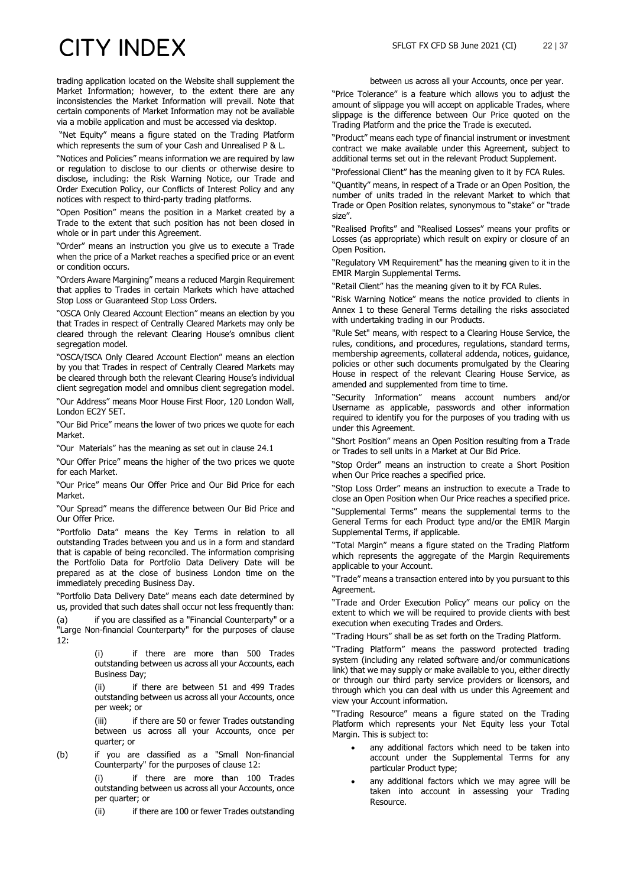trading application located on the Website shall supplement the Market Information; however, to the extent there are any inconsistencies the Market Information will prevail. Note that certain components of Market Information may not be available via a mobile application and must be accessed via desktop.

"Net Equity" means a figure stated on the Trading Platform which represents the sum of your Cash and Unrealised P & L.

"Notices and Policies" means information we are required by law or regulation to disclose to our clients or otherwise desire to disclose, including: the Risk Warning Notice, our Trade and Order Execution Policy, our Conflicts of Interest Policy and any notices with respect to third-party trading platforms.

"Open Position" means the position in a Market created by a Trade to the extent that such position has not been closed in whole or in part under this Agreement.

"Order" means an instruction you give us to execute a Trade when the price of a Market reaches a specified price or an event or condition occurs.

"Orders Aware Margining" means a reduced Margin Requirement that applies to Trades in certain Markets which have attached Stop Loss or Guaranteed Stop Loss Orders.

"OSCA Only Cleared Account Election" means an election by you that Trades in respect of Centrally Cleared Markets may only be cleared through the relevant Clearing House's omnibus client segregation model.

"OSCA/ISCA Only Cleared Account Election" means an election by you that Trades in respect of Centrally Cleared Markets may be cleared through both the relevant Clearing House's individual client segregation model and omnibus client segregation model.

"Our Address" means Moor House First Floor, 120 London Wall, London EC2Y 5ET.

"Our Bid Price" means the lower of two prices we quote for each Market.

"Our Materials" has the meaning as set out in clause 24.1

"Our Offer Price" means the higher of the two prices we quote for each Market.

"Our Price" means Our Offer Price and Our Bid Price for each Market.

"Our Spread" means the difference between Our Bid Price and Our Offer Price.

"Portfolio Data" means the Key Terms in relation to all outstanding Trades between you and us in a form and standard that is capable of being reconciled. The information comprising the Portfolio Data for Portfolio Data Delivery Date will be prepared as at the close of business London time on the immediately preceding Business Day.

"Portfolio Data Delivery Date" means each date determined by us, provided that such dates shall occur not less frequently than:

(a) if you are classified as a "Financial Counterparty" or a "Large Non-financial Counterparty" for the purposes of clause 12:

(i) if there are more than 500 Trades outstanding between us across all your Accounts, each Business Day;

(ii) if there are between 51 and 499 Trades outstanding between us across all your Accounts, once per week; or

(iii) if there are 50 or fewer Trades outstanding between us across all your Accounts, once per quarter; or

(b) if you are classified as a "Small Non-financial Counterparty" for the purposes of clause 12:

(i) if there are more than 100 Trades outstanding between us across all your Accounts, once per quarter; or

(ii) if there are 100 or fewer Trades outstanding between us across all your Accounts, once per year.

"Price Tolerance" is a feature which allows you to adjust the amount of slippage you will accept on applicable Trades, where slippage is the difference between Our Price quoted on the Trading Platform and the price the Trade is executed.

"Product" means each type of financial instrument or investment contract we make available under this Agreement, subject to additional terms set out in the relevant Product Supplement.

"Professional Client" has the meaning given to it by FCA Rules.

"Quantity" means, in respect of a Trade or an Open Position, the number of units traded in the relevant Market to which that Trade or Open Position relates, synonymous to "stake" or "trade size".

"Realised Profits" and "Realised Losses" means your profits or Losses (as appropriate) which result on expiry or closure of an Open Position.

"Regulatory VM Requirement" has the meaning given to it in the EMIR Margin Supplemental Terms.

"Retail Client" has the meaning given to it by FCA Rules.

"Risk Warning Notice" means the notice provided to clients in Annex 1 to these General Terms detailing the risks associated with undertaking trading in our Products.

"Rule Set" means, with respect to a Clearing House Service, the rules, conditions, and procedures, regulations, standard terms, membership agreements, collateral addenda, notices, guidance, policies or other such documents promulgated by the Clearing House in respect of the relevant Clearing House Service, as amended and supplemented from time to time.

"Security Information" means account numbers and/or Username as applicable, passwords and other information required to identify you for the purposes of you trading with us under this Agreement.

"Short Position" means an Open Position resulting from a Trade or Trades to sell units in a Market at Our Bid Price.

"Stop Order" means an instruction to create a Short Position when Our Price reaches a specified price.

"Stop Loss Order" means an instruction to execute a Trade to close an Open Position when Our Price reaches a specified price.

"Supplemental Terms" means the supplemental terms to the General Terms for each Product type and/or the EMIR Margin Supplemental Terms, if applicable.

"Total Margin" means a figure stated on the Trading Platform which represents the aggregate of the Margin Requirements applicable to your Account.

"Trade" means a transaction entered into by you pursuant to this Agreement.

"Trade and Order Execution Policy" means our policy on the extent to which we will be required to provide clients with best execution when executing Trades and Orders.

"Trading Hours" shall be as set forth on the Trading Platform.

"Trading Platform" means the password protected trading system (including any related software and/or communications link) that we may supply or make available to you, either directly or through our third party service providers or licensors, and through which you can deal with us under this Agreement and view your Account information.

"Trading Resource" means a figure stated on the Trading Platform which represents your Net Equity less your Total Margin. This is subject to:

- any additional factors which need to be taken into account under the Supplemental Terms for any particular Product type;
- any additional factors which we may agree will be taken into account in assessing your Trading Resource.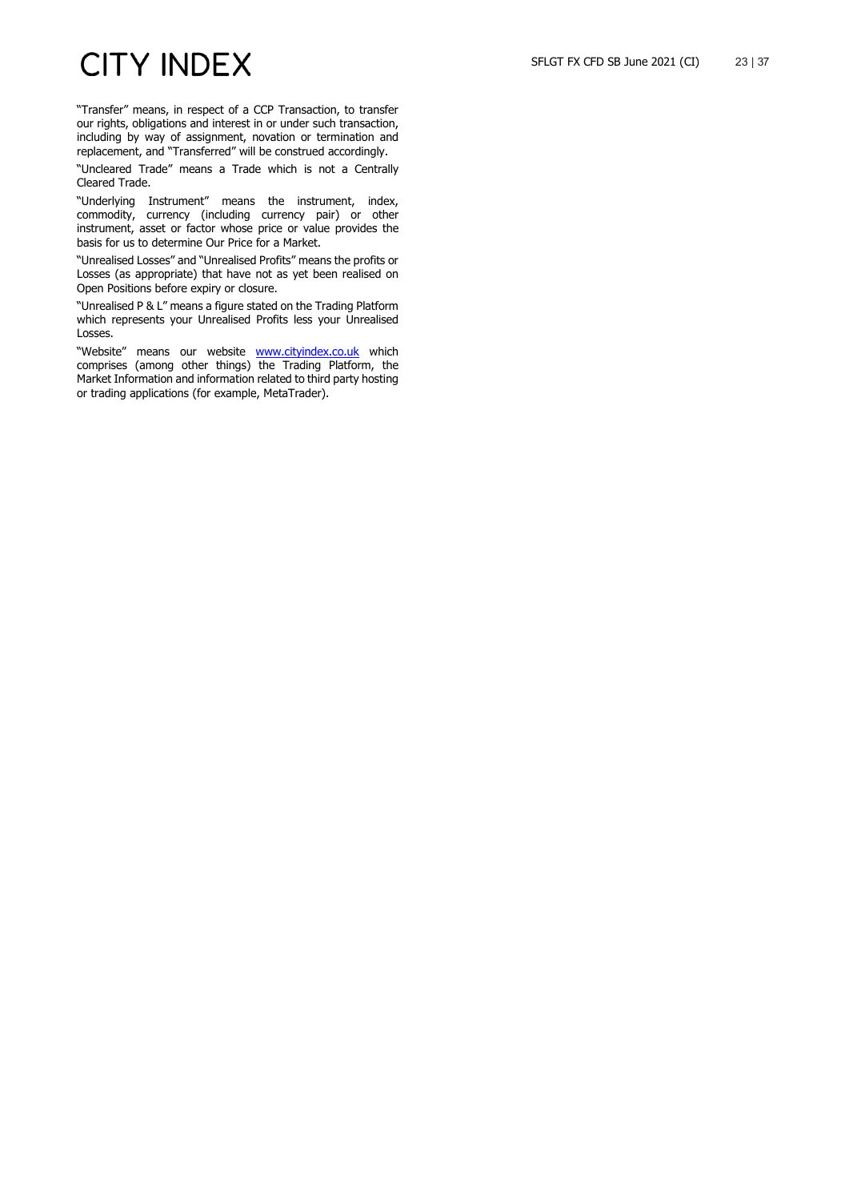"Transfer" means, in respect of a CCP Transaction, to transfer our rights, obligations and interest in or under such transaction, including by way of assignment, novation or termination and replacement, and "Transferred" will be construed accordingly.

"Uncleared Trade" means a Trade which is not a Centrally Cleared Trade.

"Underlying Instrument" means the instrument, index, commodity, currency (including currency pair) or other instrument, asset or factor whose price or value provides the basis for us to determine Our Price for a Market.

"Unrealised Losses" and "Unrealised Profits" means the profits or Losses (as appropriate) that have not as yet been realised on Open Positions before expiry or closure.

"Unrealised P & L" means a figure stated on the Trading Platform which represents your Unrealised Profits less your Unrealised Losses.

"Website" means our website [www.cityindex.co.uk](www.cityindex.co.uk) which comprises (among other things) the Trading Platform, the Market Information and information related to third party hosting or trading applications (for example, MetaTrader).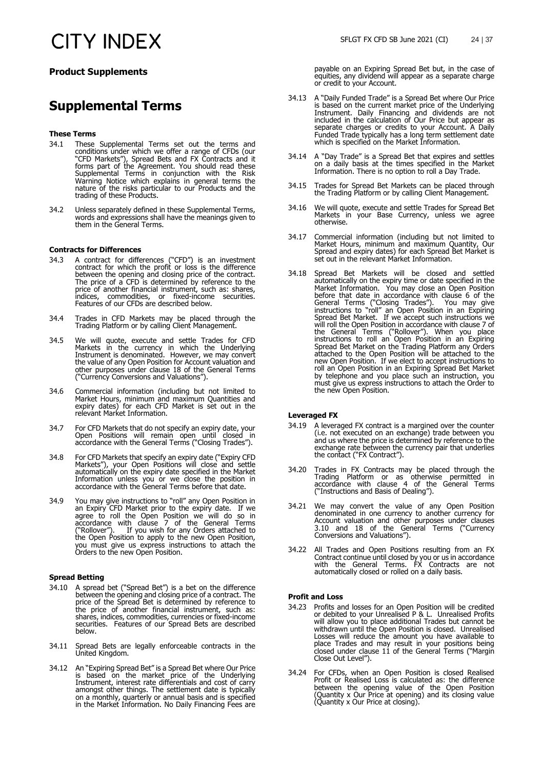## Product Supplements

# Supplemental Terms

### These Terms

34.1 These Supplemental Terms set out the terms and conditions under which we offer a range of CFDs (our "CFD Markets"), Spread Bets and FX Contracts and it forms part of the Agreement. You should read these Supplemental Terms in conjunction with the Risk Warning Notice which explains in general terms the nature of the risks particular to our Products and the trading of these Products.

34.2 Unless separately defined in these Supplemental Terms, words and expressions shall have the meanings given to them in the General Terms.

### Contracts for Differences

34.3 A contract for differences ("CFD") is an investment contract for which the profit or loss is the difference between the opening and closing price of the contract. The price of a CFD is determined by reference to the price of another financial instrument, such as: shares, indices, commodities, or fixed-income securities. Features of our CFDs are described below.

34.4 Trades in CFD Markets may be placed through the Trading Platform or by calling Client Management.

34.5 We will quote, execute and settle Trades for CFD Markets in the currency in which the Underlying Instrument is denominated. However, we may convert the value of any Open Position for Account valuation and other purposes under clause 18 of the General Terms ("Currency Conversions and Valuations").

34.6 Commercial information (including but not limited to Market Hours, minimum and maximum Quantities and expiry dates) for each CFD Market is set out in the relevant Market Information.

34.7 For CFD Markets that do not specify an expiry date, your Open Positions will remain open until closed in accordance with the General Terms ("Closing Trades").

34.8 For CFD Markets that specify an expiry date ("Expiry CFD Markets"), your Open Positions will close and settle automatically on the expiry date specified in the Market Information unless you or we close the position in accordance with the General Terms before that date.

34.9 You may give instructions to "roll" any Open Position in an Expiry CFD Market prior to the expiry date. If we agree to roll the Open Position we will do so in accordance with clause 7 of the General Terms ("Rollover"). If you wish for any Orders attached to the Open Position to apply to the new Open Position, you must give us express instructions to attach the Orders to the new Open Position.

### Spread Betting

34.10 A spread bet ("Spread Bet") is a bet on the difference between the opening and closing price of a contract. The price of the Spread Bet is determined by reference to the price of another financial instrument, such as: shares, indices, commodities, currencies or fixed-income securities. Features of our Spread Bets are described below.

34.11 Spread Bets are legally enforceable contracts in the United Kingdom.

34.12 An "Expiring Spread Bet" is a Spread Bet where Our Price is based on the market price of the Underlying Instrument, interest rate differentials and cost of carry amongst other things. The settlement date is typically on a monthly, quarterly or annual basis and is specified in the Market Information. No Daily Financing Fees are payable on an Expiring Spread Bet but, in the case of equities, any dividend will appear as a separate charge or credit to your Account.

34.13 A "Daily Funded Trade" is a Spread Bet where Our Price is based on the current market price of the Underlying Instrument. Daily Financing and dividends are not included in the calculation of Our Price but appear as separate charges or credits to your Account. A Daily Funded Trade typically has a long term settlement date which is specified on the Market Information.

34.14 A "Day Trade" is a Spread Bet that expires and settles on a daily basis at the times specified in the Market Information. There is no option to roll a Day Trade.

34.15 Trades for Spread Bet Markets can be placed through the Trading Platform or by calling Client Management.

34.16 We will quote, execute and settle Trades for Spread Bet Markets in your Base Currency, unless we agree otherwise.

34.17 Commercial information (including but not limited to Market Hours, minimum and maximum Quantity, Our Spread and expiry dates) for each Spread Bet Market is set out in the relevant Market Information.

34.18 Spread Bet Markets will be closed and settled automatically on the expiry time or date specified in the Market Information. You may close an Open Position before that date in accordance with clause 6 of the General Terms ("Closing Trades"). You may give instructions to "roll" an Open Position in an Expiring Spread Bet Market. If we accept such instructions we will roll the Open Position in accordance with clause 7 of the General Terms ("Rollover"). When you place instructions to roll an Open Position in an Expiring Spread Bet Market on the Trading Platform any Orders attached to the Open Position will be attached to the new Open Position. If we elect to accept instructions to roll an Open Position in an Expiring Spread Bet Market by telephone and you place such an instruction, you must give us express instructions to attach the Order to the new Open Position.

### Leveraged FX

34.19 A leveraged FX contract is a margined over the counter (i.e. not executed on an exchange) trade between you and us where the price is determined by reference to the exchange rate between the currency pair that underlies the contact ("FX Contract").

34.20 Trades in FX Contracts may be placed through the Trading Platform or as otherwise permitted in accordance with clause 4 of the General Terms ("Instructions and Basis of Dealing").

34.21 We may convert the value of any Open Position denominated in one currency to another currency for Account valuation and other purposes under clauses 3.10 and 18 of the General Terms ("Currency Conversions and Valuations").

34.22 All Trades and Open Positions resulting from an FX Contract continue until closed by you or us in accordance with the General Terms. FX Contracts are not automatically closed or rolled on a daily basis.

### Profit and Loss

34.23 Profits and losses for an Open Position will be credited or debited to your Unrealised P & L. Unrealised Profits will allow you to place additional Trades but cannot be withdrawn until the Open Position is closed. Unrealised Losses will reduce the amount you have available to place Trades and may result in your positions being closed under clause 11 of the General Terms ("Margin Close Out Level").

34.24 For CFDs, when an Open Position is closed Realised Profit or Realised Loss is calculated as: the difference between the opening value of the Open Position (Quantity x Our Price at opening) and its closing value (Quantity x Our Price at closing).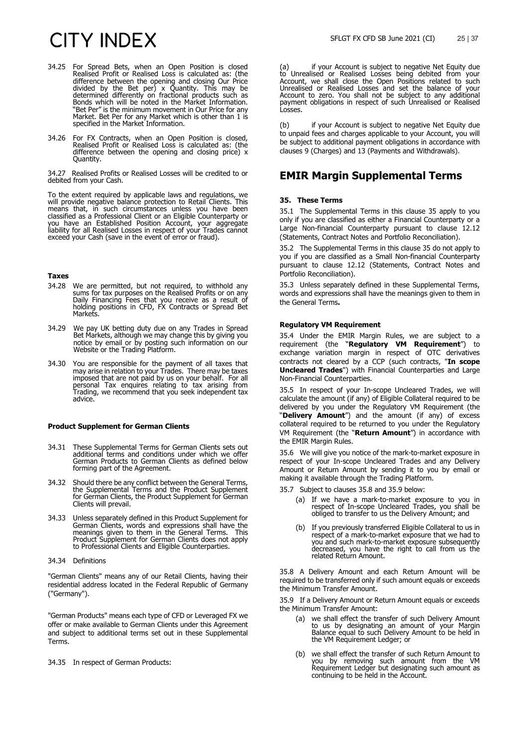34.25 For Spread Bets, when an Open Position is closed Realised Profit or Realised Loss is calculated as: (the difference between the opening and closing Our Price divided by the Bet per) x Quantity. This may be determined differently on fractional products such as Bonds which will be noted in the Market Information. "Bet Per" is the minimum movement in Our Price for any Market. Bet Per for any Market which is other than 1 is specified in the Market Information.

34.26 For FX Contracts, when an Open Position is closed, Realised Profit or Realised Loss is calculated as: (the difference between the opening and closing price) x Quantity.

34.27 Realised Profits or Realised Losses will be credited to or debited from your Cash.

To the extent required by applicable laws and regulations, we will provide negative balance protection to Retail Clients. This means that, in such circumstances unless you have been classified as a Professional Client or an Eligible Counterparty or you have an Established Position Account, your aggregate liability for all Realised Losses in respect of your Trades cannot exceed your Cash (save in the event of error or fraud).

**Taxes**

34.28 We are permitted, but not required, to withhold any sums for tax purposes on the Realised Profits or on any Daily Financing Fees that you receive as a result of holding positions in CFD, FX Contracts or Spread Bet Markets.

34.29 We pay UK betting duty due on any Trades in Spread Bet Markets, although we may change this by giving you notice by email or by posting such information on our Website or the Trading Platform.

34.30 You are responsible for the payment of all taxes that may arise in relation to your Trades. There may be taxes imposed that are not paid by us on your behalf. For all personal Tax enquires relating to tax arising from Trading, we recommend that you seek independent tax advice.

**Product Supplement for German Clients**

34.31 These Supplemental Terms for German Clients sets out additional terms and conditions under which we offer German Products to German Clients as defined below forming part of the Agreement.

34.32 Should there be any conflict between the General Terms, the Supplemental Terms and the Product Supplement for German Clients, the Product Supplement for German Clients will prevail.

34.33 Unless separately defined in this Product Supplement for German Clients, words and expressions shall have the meanings given to them in the General Terms. This Product Supplement for German Clients does not apply to Professional Clients and Eligible Counterparties.

34.34 Definitions

"German Clients" means any of our Retail Clients, having their residential address located in the Federal Republic of Germany ("Germany").

"German Products" means each type of CFD or Leveraged FX we offer or make available to German Clients under this Agreement and subject to additional terms set out in these Supplemental Terms.

34.35 In respect of German Products:

(a) if your Account is subject to negative Net Equity due to Unrealised or Realised Losses being debited from your Account, we shall close the Open Positions related to such Unrealised or Realised Losses and set the balance of your Account to zero. You shall not be subject to any additional payment obligations in respect of such Unrealised or Realised Losses.

(b) if your Account is subject to negative Net Equity due to unpaid fees and charges applicable to your Account, you will be subject to additional payment obligations in accordance with clauses 9 (Charges) and 13 (Payments and Withdrawals).

## EMIR Margin Supplemental Terms

### 35. These Terms

35.1 The Supplemental Terms in this clause 35 apply to you only if you are classified as either a Financial Counterparty or a Large Non-financial Counterparty pursuant to clause 12.12 (Statements, Contract Notes and Portfolio Reconciliation).

35.2 The Supplemental Terms in this clause 35 do not apply to you if you are classified as a Small Non-financial Counterparty pursuant to clause 12.12 (Statements, Contract Notes and Portfolio Reconciliation).

35.3 Unless separately defined in these Supplemental Terms, words and expressions shall have the meanings given to them in the General Terms**.**

**Regulatory VM Requirement**

35.4 Under the EMIR Margin Rules, we are subject to a requirement (the "**Regulatory VM Requirement**") to exchange variation margin in respect of OTC derivatives contracts not cleared by a CCP (such contracts, "**In scope Uncleared Trades**") with Financial Counterparties and Large Non-Financial Counterparties.

35.5 In respect of your In-scope Uncleared Trades, we will calculate the amount (if any) of Eligible Collateral required to be delivered by you under the Regulatory VM Requirement (the "**Delivery Amount**") and the amount (if any) of excess collateral required to be returned to you under the Regulatory VM Requirement (the "**Return Amount**") in accordance with the EMIR Margin Rules.

35.6 We will give you notice of the mark-to-market exposure in respect of your In-scope Uncleared Trades and any Delivery Amount or Return Amount by sending it to you by email or making it available through the Trading Platform.

35.7 Subject to clauses 35.8 and 35.9 below:

(a) If we have a mark-to-market exposure to you in respect of In-scope Uncleared Trades, you shall be obliged to transfer to us the Delivery Amount; and

(b) If you previously transferred Eligible Collateral to us in respect of a mark-to-market exposure that we had to you and such mark-to-market exposure subsequently decreased, you have the right to call from us the related Return Amount.

35.8 A Delivery Amount and each Return Amount will be required to be transferred only if such amount equals or exceeds the Minimum Transfer Amount.

35.9 If a Delivery Amount or Return Amount equals or exceeds the Minimum Transfer Amount:

(a) we shall effect the transfer of such Delivery Amount to us by designating an amount of your Margin Balance equal to such Delivery Amount to be held in the VM Requirement Ledger; or

(b) we shall effect the transfer of such Return Amount to you by removing such amount from the VM Requirement Ledger but designating such amount as continuing to be held in the Account.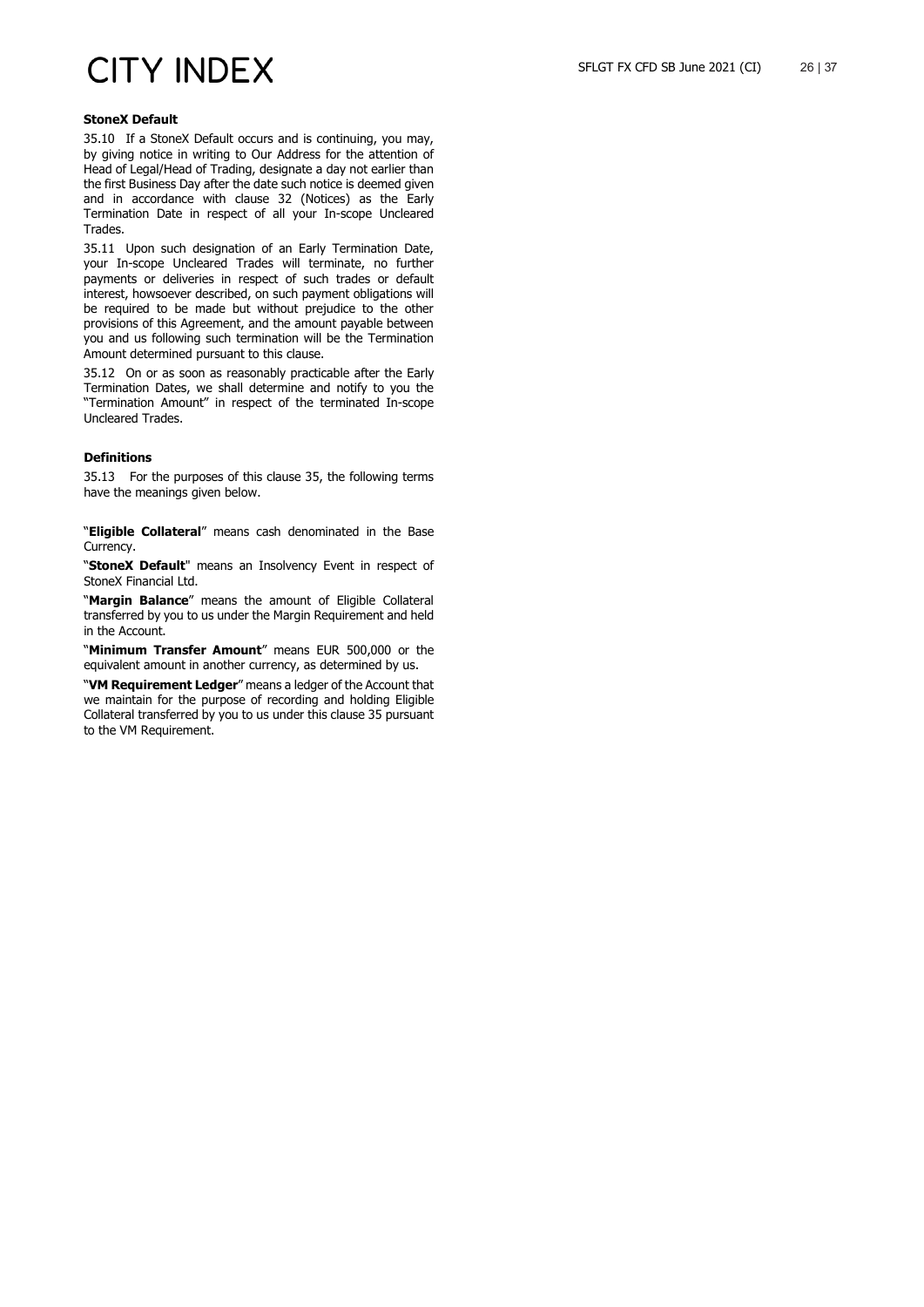**StoneX Default**

35.10 If a StoneX Default occurs and is continuing, you may, by giving notice in writing to Our Address for the attention of Head of Legal/Head of Trading, designate a day not earlier than the first Business Day after the date such notice is deemed given and in accordance with clause 32 (Notices) as the Early Termination Date in respect of all your In-scope Uncleared Trades.

35.11 Upon such designation of an Early Termination Date, your In-scope Uncleared Trades will terminate, no further payments or deliveries in respect of such trades or default interest, howsoever described, on such payment obligations will be required to be made but without prejudice to the other provisions of this Agreement, and the amount payable between you and us following such termination will be the Termination Amount determined pursuant to this clause.

35.12 On or as soon as reasonably practicable after the Early Termination Dates, we shall determine and notify to you the "Termination Amount" in respect of the terminated In-scope Uncleared Trades.

**Definitions**

35.13 For the purposes of this clause 35, the following terms have the meanings given below.

"**Eligible Collateral**" means cash denominated in the Base Currency.

"**StoneX Default**" means an Insolvency Event in respect of StoneX Financial Ltd.

"**Margin Balance**" means the amount of Eligible Collateral transferred by you to us under the Margin Requirement and held in the Account.

"**Minimum Transfer Amount**" means EUR 500,000 or the equivalent amount in another currency, as determined by us.

"**VM Requirement Ledger**" means a ledger of the Account that we maintain for the purpose of recording and holding Eligible Collateral transferred by you to us under this clause 35 pursuant to the VM Requirement.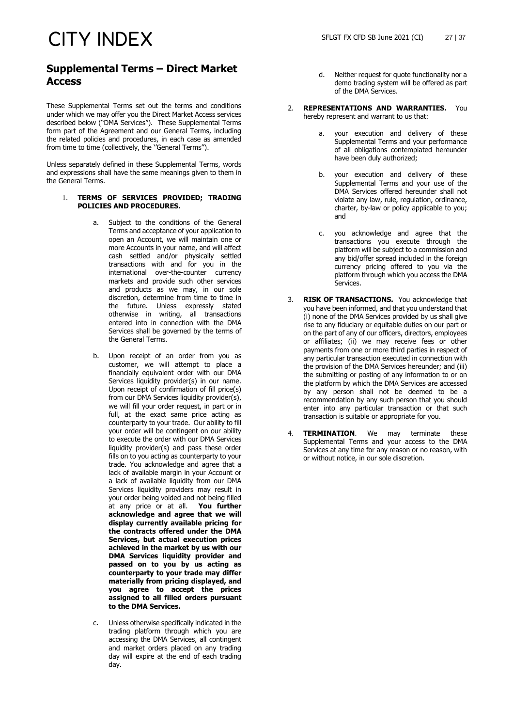## Supplemental Terms – Direct Market Access

These Supplemental Terms set out the terms and conditions under which we may offer you the Direct Market Access services described below ("DMA Services"). These Supplemental Terms form part of the Agreement and our General Terms, including the related policies and procedures, in each case as amended from time to time (collectively, the ''General Terms").

Unless separately defined in these Supplemental Terms, words and expressions shall have the same meanings given to them in the General Terms.

1. **TERMS OF SERVICES PROVIDED; TRADING POLICIES AND PROCEDURES.**

   a. Subject to the conditions of the General Terms and acceptance of your application to open an Account, we will maintain one or more Accounts in your name, and will affect cash settled and/or physically settled transactions with and for you in the international over-the-counter currency markets and provide such other services and products as we may, in our sole discretion, determine from time to time in the future. Unless expressly stated otherwise in writing, all transactions entered into in connection with the DMA Services shall be governed by the terms of the General Terms.

   b. Upon receipt of an order from you as customer, we will attempt to place a financially equivalent order with our DMA Services liquidity provider(s) in our name. Upon receipt of confirmation of fill price(s) from our DMA Services liquidity provider(s), we will fill your order request, in part or in full, at the exact same price acting as counterparty to your trade. Our ability to fill your order will be contingent on our ability to execute the order with our DMA Services liquidity provider(s) and pass these order fills on to you acting as counterparty to your trade. You acknowledge and agree that a lack of available margin in your Account or a lack of available liquidity from our DMA Services liquidity providers may result in your order being voided and not being filled at any price or at all. **You further acknowledge and agree that we will display currently available pricing for the contracts offered under the DMA Services, but actual execution prices achieved in the market by us with our DMA Services liquidity provider and passed on to you by us acting as counterparty to your trade may differ materially from pricing displayed, and you agree to accept the prices assigned to all filled orders pursuant to the DMA Services.**

   c. Unless otherwise specifically indicated in the trading platform through which you are accessing the DMA Services, all contingent and market orders placed on any trading day will expire at the end of each trading day.

   d. Neither request for quote functionality nor a demo trading system will be offered as part of the DMA Services.

2. **REPRESENTATIONS AND WARRANTIES.** You hereby represent and warrant to us that:

   a. your execution and delivery of these Supplemental Terms and your performance of all obligations contemplated hereunder have been duly authorized;

   b. your execution and delivery of these Supplemental Terms and your use of the DMA Services offered hereunder shall not violate any law, rule, regulation, ordinance, charter, by-law or policy applicable to you; and

   c. you acknowledge and agree that the transactions you execute through the platform will be subject to a commission and any bid/offer spread included in the foreign currency pricing offered to you via the platform through which you access the DMA Services.

3. **RISK OF TRANSACTIONS.** You acknowledge that you have been informed, and that you understand that (i) none of the DMA Services provided by us shall give rise to any fiduciary or equitable duties on our part or on the part of any of our officers, directors, employees or affiliates; (ii) we may receive fees or other payments from one or more third parties in respect of any particular transaction executed in connection with the provision of the DMA Services hereunder; and (iii) the submitting or posting of any information to or on the platform by which the DMA Services are accessed by any person shall not be deemed to be a recommendation by any such person that you should enter into any particular transaction or that such transaction is suitable or appropriate for you.

4. **TERMINATION**. We may terminate these Supplemental Terms and your access to the DMA Services at any time for any reason or no reason, with or without notice, in our sole discretion.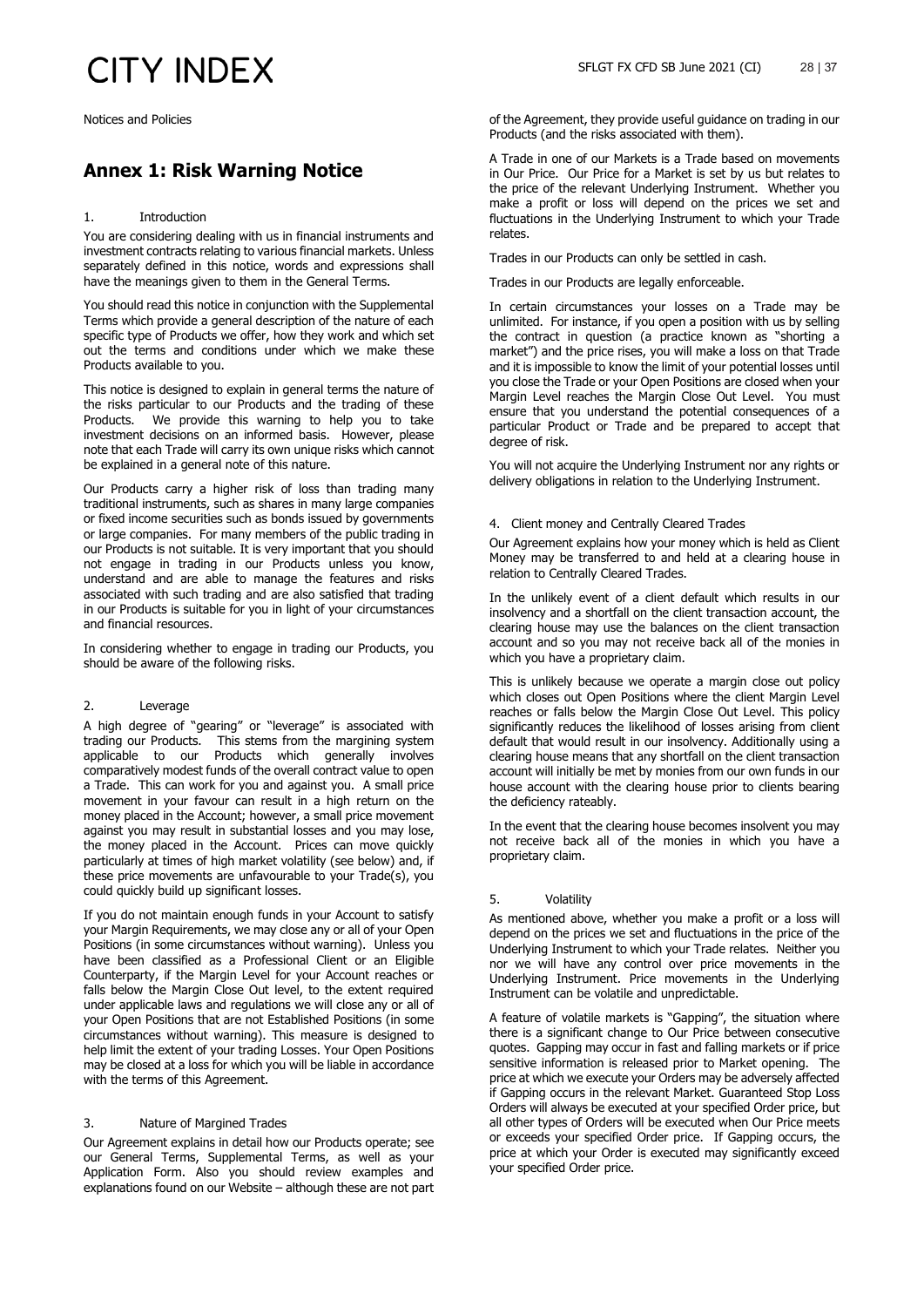Notices and Policies

## Annex 1: Risk Warning Notice

### 1. Introduction

You are considering dealing with us in financial instruments and investment contracts relating to various financial markets. Unless separately defined in this notice, words and expressions shall have the meanings given to them in the General Terms.

You should read this notice in conjunction with the Supplemental Terms which provide a general description of the nature of each specific type of Products we offer, how they work and which set out the terms and conditions under which we make these Products available to you.

This notice is designed to explain in general terms the nature of the risks particular to our Products and the trading of these Products. We provide this warning to help you to take investment decisions on an informed basis. However, please note that each Trade will carry its own unique risks which cannot be explained in a general note of this nature.

Our Products carry a higher risk of loss than trading many traditional instruments, such as shares in many large companies or fixed income securities such as bonds issued by governments or large companies. For many members of the public trading in our Products is not suitable. It is very important that you should not engage in trading in our Products unless you know, understand and are able to manage the features and risks associated with such trading and are also satisfied that trading in our Products is suitable for you in light of your circumstances and financial resources.

In considering whether to engage in trading our Products, you should be aware of the following risks.

### 2. Leverage

A high degree of "gearing" or "leverage" is associated with trading our Products. This stems from the margining system applicable to our Products which generally involves comparatively modest funds of the overall contract value to open a Trade. This can work for you and against you. A small price movement in your favour can result in a high return on the money placed in the Account; however, a small price movement against you may result in substantial losses and you may lose, the money placed in the Account. Prices can move quickly particularly at times of high market volatility (see below) and, if these price movements are unfavourable to your Trade(s), you could quickly build up significant losses.

If you do not maintain enough funds in your Account to satisfy your Margin Requirements, we may close any or all of your Open Positions (in some circumstances without warning). Unless you have been classified as a Professional Client or an Eligible Counterparty, if the Margin Level for your Account reaches or falls below the Margin Close Out level, to the extent required under applicable laws and regulations we will close any or all of your Open Positions that are not Established Positions (in some circumstances without warning). This measure is designed to help limit the extent of your trading Losses. Your Open Positions may be closed at a loss for which you will be liable in accordance with the terms of this Agreement.

### 3. Nature of Margined Trades

Our Agreement explains in detail how our Products operate; see our General Terms, Supplemental Terms, as well as your Application Form. Also you should review examples and explanations found on our Website – although these are not part of the Agreement, they provide useful guidance on trading in our Products (and the risks associated with them).

A Trade in one of our Markets is a Trade based on movements in our Price. Our Price for a Market is set by us but relates to the price of the relevant Underlying Instrument. Whether you make a profit or loss will depend on the prices we set and fluctuations in the Underlying Instrument to which your Trade relates.

Trades in our Products can only be settled in cash.

Trades in our Products are legally enforceable.

In certain circumstances your losses on a Trade may be unlimited. For instance, if you open a position with us by selling the contract in question (a practice known as "shorting a market") and the price rises, you will make a loss on that Trade and it is impossible to know the limit of your potential losses until you close the Trade or your Open Positions are closed when your Margin Level reaches the Margin Close Out Level. You must ensure that you understand the potential consequences of a particular Product or Trade and be prepared to accept that degree of risk.

You will not acquire the Underlying Instrument nor any rights or delivery obligations in relation to the Underlying Instrument.

### 4. Client money and Centrally Cleared Trades

Our Agreement explains how your money which is held as Client Money may be transferred to and held at a clearing house in relation to Centrally Cleared Trades.

In the unlikely event of a client default which results in our insolvency and a shortfall on the client transaction account, the clearing house may use the balances on the client transaction account and so you may not receive back all of the monies in which you have a proprietary claim.

This is unlikely because we operate a margin close out policy which closes out Open Positions where the client Margin Level reaches or falls below the Margin Close Out Level. This policy significantly reduces the likelihood of losses arising from client default that would result in our insolvency. Additionally using a clearing house means that any shortfall on the client transaction account will initially be met by monies from our own funds in our house account with the clearing house prior to clients bearing the deficiency rateably.

In the event that the clearing house becomes insolvent you may not receive back all of the monies in which you have a proprietary claim.

### 5. Volatility

As mentioned above, whether you make a profit or a loss will depend on the prices we set and fluctuations in the price of the Underlying Instrument to which your Trade relates. Neither you nor we will have any control over price movements in the Underlying Instrument. Price movements in the Underlying Instrument can be volatile and unpredictable.

A feature of volatile markets is "Gapping", the situation where there is a significant change to Our Price between consecutive quotes. Gapping may occur in fast and falling markets or if price sensitive information is released prior to Market opening. The price at which we execute your Orders may be adversely affected if Gapping occurs in the relevant Market. Guaranteed Stop Loss Orders will always be executed at your specified Order price, but all other types of Orders will be executed when Our Price meets or exceeds your specified Order price. If Gapping occurs, the price at which your Order is executed may significantly exceed your specified Order price.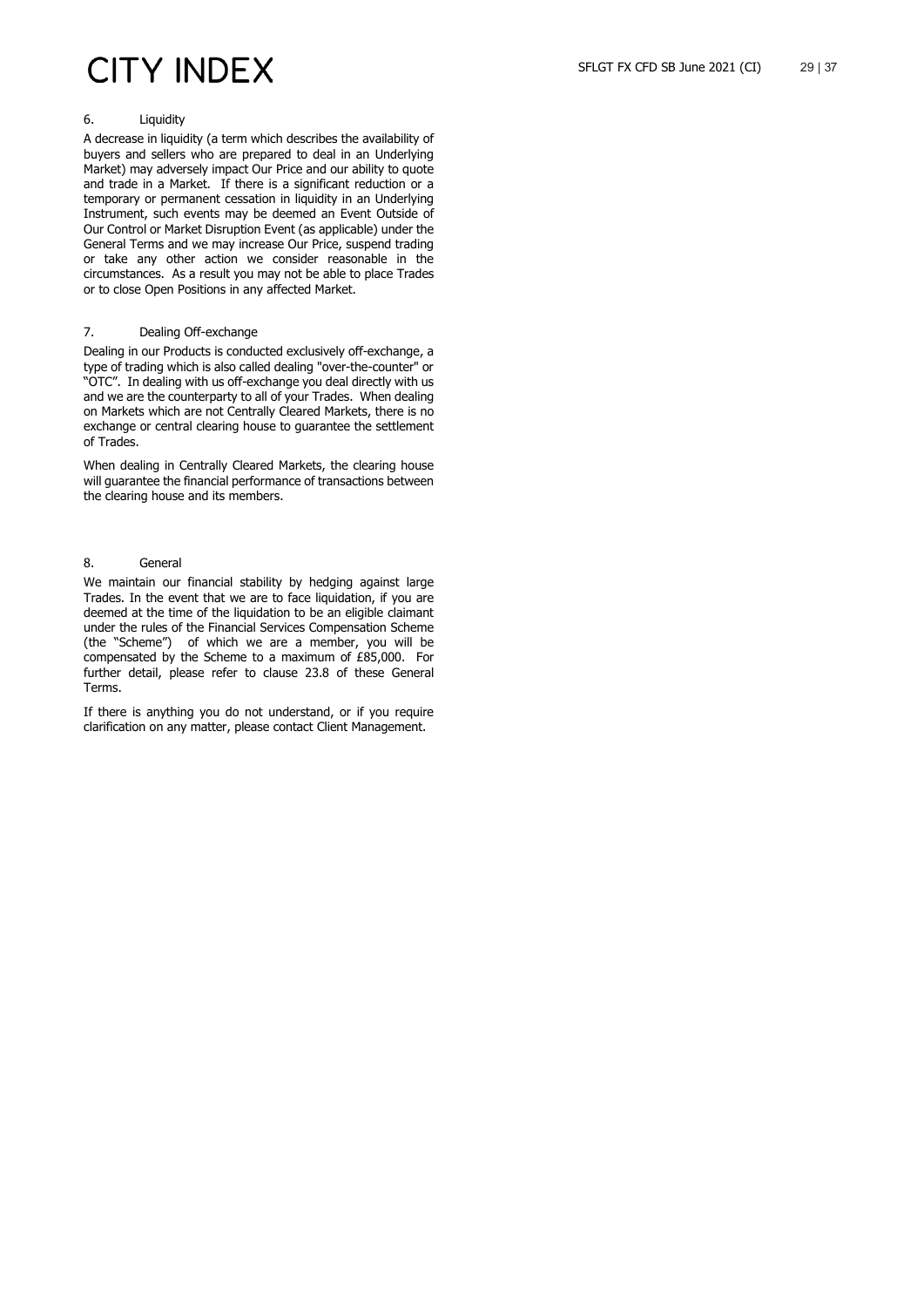## 6. Liquidity

A decrease in liquidity (a term which describes the availability of buyers and sellers who are prepared to deal in an Underlying Market) may adversely impact Our Price and our ability to quote and trade in a Market. If there is a significant reduction or a temporary or permanent cessation in liquidity in an Underlying Instrument, such events may be deemed an Event Outside of Our Control or Market Disruption Event (as applicable) under the General Terms and we may increase Our Price, suspend trading or take any other action we consider reasonable in the circumstances. As a result you may not be able to place Trades or to close Open Positions in any affected Market.

## 7. Dealing Off-exchange

Dealing in our Products is conducted exclusively off-exchange, a type of trading which is also called dealing "over-the-counter" or "OTC". In dealing with us off-exchange you deal directly with us and we are the counterparty to all of your Trades. When dealing on Markets which are not Centrally Cleared Markets, there is no exchange or central clearing house to guarantee the settlement of Trades.

When dealing in Centrally Cleared Markets, the clearing house will guarantee the financial performance of transactions between the clearing house and its members.

## 8. General

We maintain our financial stability by hedging against large Trades. In the event that we are to face liquidation, if you are deemed at the time of the liquidation to be an eligible claimant under the rules of the Financial Services Compensation Scheme (the "Scheme") of which we are a member, you will be compensated by the Scheme to a maximum of £85,000. For further detail, please refer to clause 23.8 of these General Terms.

If there is anything you do not understand, or if you require clarification on any matter, please contact Client Management.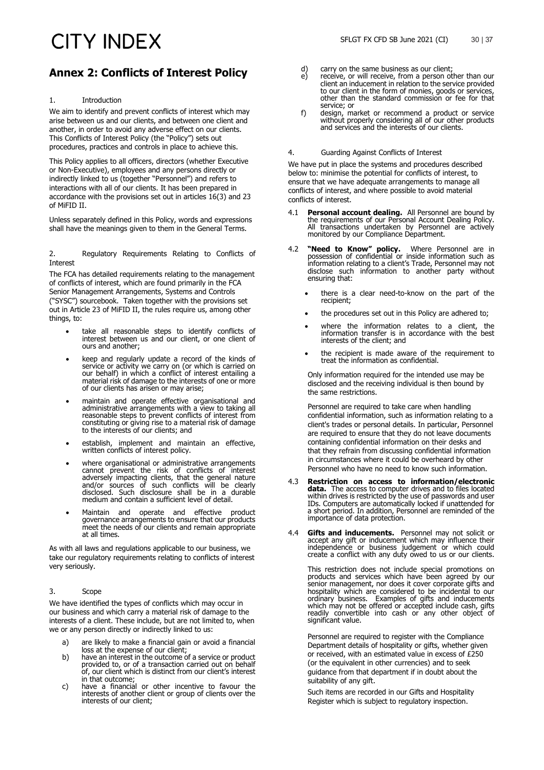## Annex 2: Conflicts of Interest Policy

1. Introduction

We aim to identify and prevent conflicts of interest which may arise between us and our clients, and between one client and another, in order to avoid any adverse effect on our clients. This Conflicts of Interest Policy (the "Policy") sets out procedures, practices and controls in place to achieve this.

This Policy applies to all officers, directors (whether Executive or Non-Executive), employees and any persons directly or indirectly linked to us (together "Personnel") and refers to interactions with all of our clients. It has been prepared in accordance with the provisions set out in articles 16(3) and 23 of MiFID II.

Unless separately defined in this Policy, words and expressions shall have the meanings given to them in the General Terms.

2. Regulatory Requirements Relating to Conflicts of Interest

The FCA has detailed requirements relating to the management of conflicts of interest, which are found primarily in the FCA Senior Management Arrangements, Systems and Controls ("SYSC") sourcebook. Taken together with the provisions set out in Article 23 of MiFID II, the rules require us, among other things, to:

- take all reasonable steps to identify conflicts of interest between us and our client, or one client of ours and another;
- keep and regularly update a record of the kinds of service or activity we carry on (or which is carried on our behalf) in which a conflict of interest entailing a material risk of damage to the interests of one or more of our clients has arisen or may arise;
- maintain and operate effective organisational and administrative arrangements with a view to taking all reasonable steps to prevent conflicts of interest from constituting or giving rise to a material risk of damage to the interests of our clients; and
- establish, implement and maintain an effective, written conflicts of interest policy.
- where organisational or administrative arrangements cannot prevent the risk of conflicts of interest adversely impacting clients, that the general nature and/or sources of such conflicts will be clearly disclosed. Such disclosure shall be in a durable medium and contain a sufficient level of detail.
- Maintain and operate and effective product governance arrangements to ensure that our products meet the needs of our clients and remain appropriate at all times.

As with all laws and regulations applicable to our business, we take our regulatory requirements relating to conflicts of interest very seriously.

3. Scope

We have identified the types of conflicts which may occur in our business and which carry a material risk of damage to the interests of a client. These include, but are not limited to, when we or any person directly or indirectly linked to us:

a) are likely to make a financial gain or avoid a financial loss at the expense of our client;
b) have an interest in the outcome of a service or product provided to, or of a transaction carried out on behalf of, our client which is distinct from our client's interest in that outcome;
c) have a financial or other incentive to favour the interests of another client or group of clients over the interests of our client;
d) carry on the same business as our client;
e) receive, or will receive, from a person other than our client an inducement in relation to the service provided to our client in the form of monies, goods or services, other than the standard commission or fee for that service; or
f) design, market or recommend a product or service without properly considering all of our other products and services and the interests of our clients.

4. Guarding Against Conflicts of Interest

We have put in place the systems and procedures described below to: minimise the potential for conflicts of interest, to ensure that we have adequate arrangements to manage all conflicts of interest, and where possible to avoid material conflicts of interest.

4.1 **Personal account dealing.** All Personnel are bound by the requirements of our Personal Account Dealing Policy. All transactions undertaken by Personnel are actively monitored by our Compliance Department.

4.2 **"Need to Know" policy.** Where Personnel are in possession of confidential or inside information such as information relating to a client's Trade, Personnel may not disclose such information to another party without ensuring that:

- there is a clear need-to-know on the part of the recipient;
- the procedures set out in this Policy are adhered to;
- where the information relates to a client, the information transfer is in accordance with the best interests of the client; and
- the recipient is made aware of the requirement to treat the information as confidential.

Only information required for the intended use may be disclosed and the receiving individual is then bound by the same restrictions.

Personnel are required to take care when handling confidential information, such as information relating to a client's trades or personal details. In particular, Personnel are required to ensure that they do not leave documents containing confidential information on their desks and that they refrain from discussing confidential information in circumstances where it could be overheard by other Personnel who have no need to know such information.

4.3 **Restriction on access to information/electronic data.** The access to computer drives and to files located within drives is restricted by the use of passwords and user IDs. Computers are automatically locked if unattended for a short period. In addition, Personnel are reminded of the importance of data protection.

4.4 **Gifts and inducements.** Personnel may not solicit or accept any gift or inducement which may influence their independence or business judgement or which could create a conflict with any duty owed to us or our clients.

This restriction does not include special promotions on products and services which have been agreed by our senior management, nor does it cover corporate gifts and hospitality which are considered to be incidental to our ordinary business. Examples of gifts and inducements which may not be offered or accepted include cash, gifts readily convertible into cash or any other object of significant value.

Personnel are required to register with the Compliance Department details of hospitality or gifts, whether given or received, with an estimated value in excess of £250 (or the equivalent in other currencies) and to seek guidance from that department if in doubt about the suitability of any gift.

Such items are recorded in our Gifts and Hospitality Register which is subject to regulatory inspection.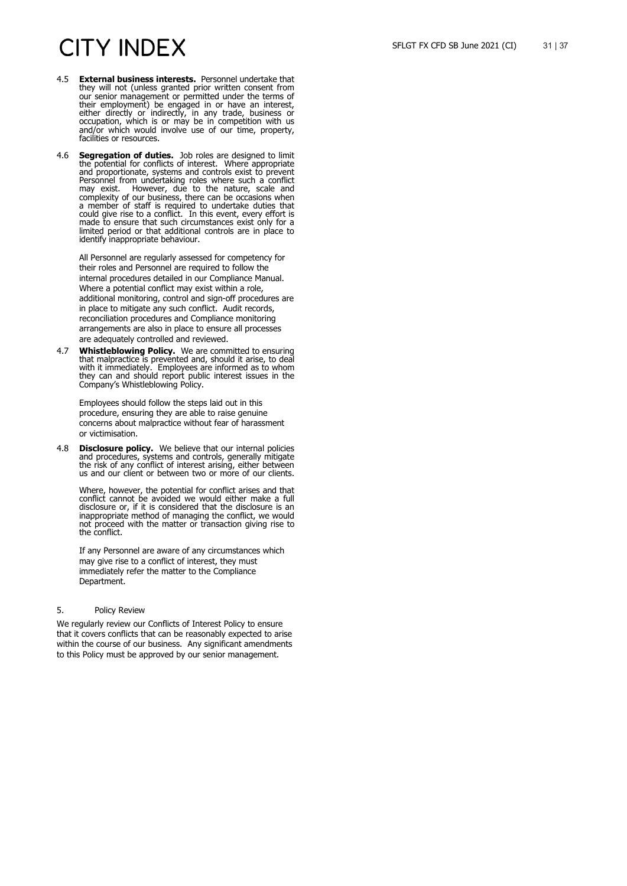4.5 **External business interests.** Personnel undertake that they will not (unless granted prior written consent from our senior management or permitted under the terms of their employment) be engaged in or have an interest, either directly or indirectly, in any trade, business or occupation, which is or may be in competition with us and/or which would involve use of our time, property, facilities or resources.

4.6 **Segregation of duties.** Job roles are designed to limit the potential for conflicts of interest. Where appropriate and proportionate, systems and controls exist to prevent Personnel from undertaking roles where such a conflict may exist. However, due to the nature, scale and complexity of our business, there can be occasions when a member of staff is required to undertake duties that could give rise to a conflict. In this event, every effort is made to ensure that such circumstances exist only for a limited period or that additional controls are in place to identify inappropriate behaviour.

All Personnel are regularly assessed for competency for their roles and Personnel are required to follow the internal procedures detailed in our Compliance Manual. Where a potential conflict may exist within a role, additional monitoring, control and sign-off procedures are in place to mitigate any such conflict. Audit records, reconciliation procedures and Compliance monitoring arrangements are also in place to ensure all processes are adequately controlled and reviewed.

4.7 **Whistleblowing Policy.** We are committed to ensuring that malpractice is prevented and, should it arise, to deal with it immediately. Employees are informed as to whom they can and should report public interest issues in the Company's Whistleblowing Policy.

Employees should follow the steps laid out in this procedure, ensuring they are able to raise genuine concerns about malpractice without fear of harassment or victimisation.

4.8 **Disclosure policy.** We believe that our internal policies and procedures, systems and controls, generally mitigate the risk of any conflict of interest arising, either between us and our client or between two or more of our clients.

Where, however, the potential for conflict arises and that conflict cannot be avoided we would either make a full disclosure or, if it is considered that the disclosure is an inappropriate method of managing the conflict, we would not proceed with the matter or transaction giving rise to the conflict.

If any Personnel are aware of any circumstances which may give rise to a conflict of interest, they must immediately refer the matter to the Compliance Department.

## 5. Policy Review

We regularly review our Conflicts of Interest Policy to ensure that it covers conflicts that can be reasonably expected to arise within the course of our business. Any significant amendments to this Policy must be approved by our senior management.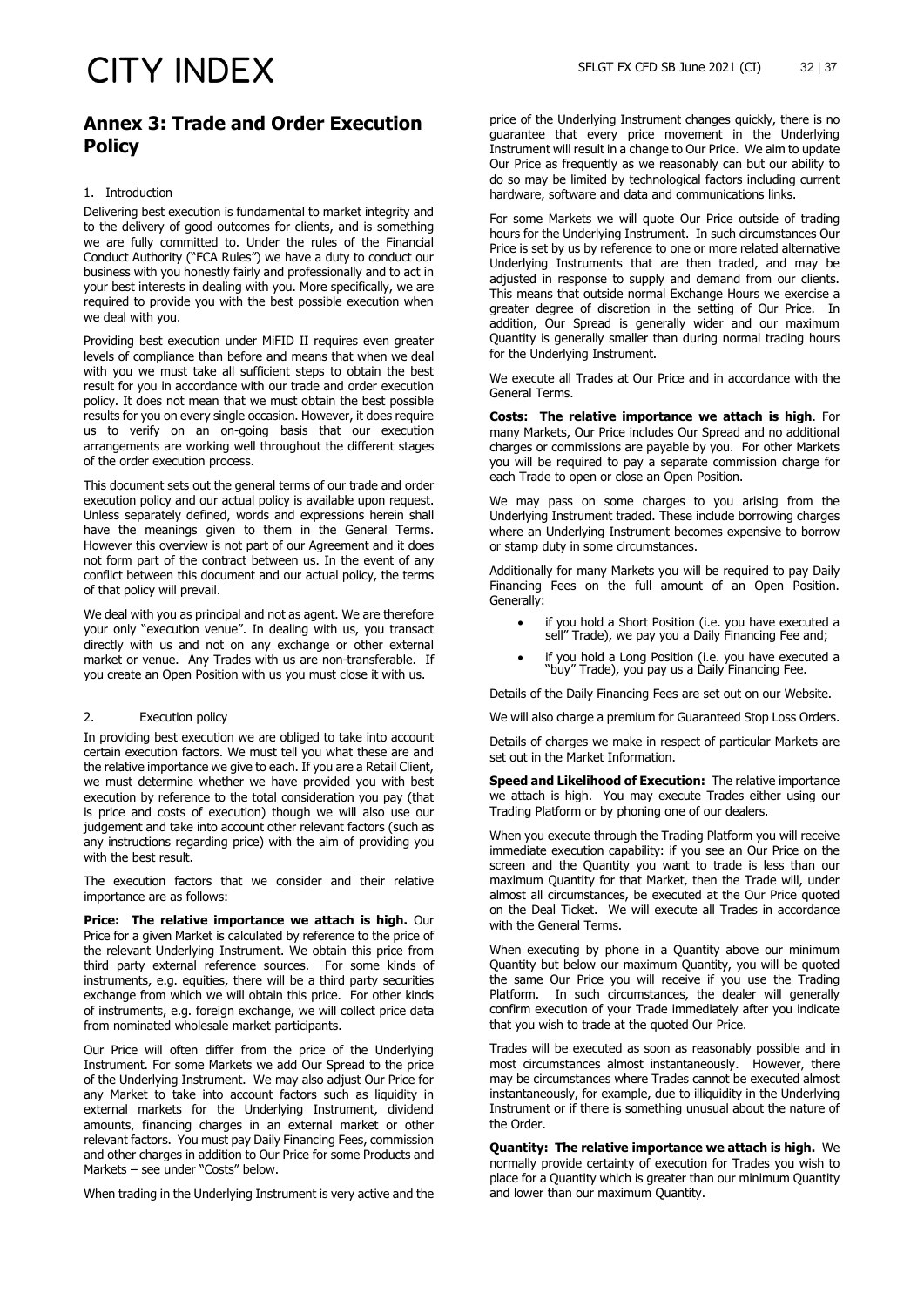## Annex 3: Trade and Order Execution Policy

1. Introduction

Delivering best execution is fundamental to market integrity and to the delivery of good outcomes for clients, and is something we are fully committed to. Under the rules of the Financial Conduct Authority ("FCA Rules") we have a duty to conduct our business with you honestly fairly and professionally and to act in your best interests in dealing with you. More specifically, we are required to provide you with the best possible execution when we deal with you.

Providing best execution under MiFID II requires even greater levels of compliance than before and means that when we deal with you we must take all sufficient steps to obtain the best result for you in accordance with our trade and order execution policy. It does not mean that we must obtain the best possible results for you on every single occasion. However, it does require us to verify on an on-going basis that our execution arrangements are working well throughout the different stages of the order execution process.

This document sets out the general terms of our trade and order execution policy and our actual policy is available upon request. Unless separately defined, words and expressions herein shall have the meanings given to them in the General Terms. However this overview is not part of our Agreement and it does not form part of the contract between us. In the event of any conflict between this document and our actual policy, the terms of that policy will prevail.

We deal with you as principal and not as agent. We are therefore your only "execution venue". In dealing with us, you transact directly with us and not on any exchange or other external market or venue. Any Trades with us are non-transferable. If you create an Open Position with us you must close it with us.

2. Execution policy

In providing best execution we are obliged to take into account certain execution factors. We must tell you what these are and the relative importance we give to each. If you are a Retail Client, we must determine whether we have provided you with best execution by reference to the total consideration you pay (that is price and costs of execution) though we will also use our judgement and take into account other relevant factors (such as any instructions regarding price) with the aim of providing you with the best result.

The execution factors that we consider and their relative importance are as follows:

**Price: The relative importance we attach is high.** Our Price for a given Market is calculated by reference to the price of the relevant Underlying Instrument. We obtain this price from third party external reference sources. For some kinds of instruments, e.g. equities, there will be a third party securities exchange from which we will obtain this price. For other kinds of instruments, e.g. foreign exchange, we will collect price data from nominated wholesale market participants.

Our Price will often differ from the price of the Underlying Instrument. For some Markets we add Our Spread to the price of the Underlying Instrument. We may also adjust Our Price for any Market to take into account factors such as liquidity in external markets for the Underlying Instrument, dividend amounts, financing charges in an external market or other relevant factors. You must pay Daily Financing Fees, commission and other charges in addition to Our Price for some Products and Markets – see under "Costs" below.

When trading in the Underlying Instrument is very active and the price of the Underlying Instrument changes quickly, there is no guarantee that every price movement in the Underlying Instrument will result in a change to Our Price. We aim to update Our Price as frequently as we reasonably can but our ability to do so may be limited by technological factors including current hardware, software and data and communications links.

For some Markets we will quote Our Price outside of trading hours for the Underlying Instrument. In such circumstances Our Price is set by us by reference to one or more related alternative Underlying Instruments that are then traded, and may be adjusted in response to supply and demand from our clients. This means that outside normal Exchange Hours we exercise a greater degree of discretion in the setting of Our Price. In addition, Our Spread is generally wider and our maximum Quantity is generally smaller than during normal trading hours for the Underlying Instrument.

We execute all Trades at Our Price and in accordance with the General Terms.

**Costs: The relative importance we attach is high**. For many Markets, Our Price includes Our Spread and no additional charges or commissions are payable by you. For other Markets you will be required to pay a separate commission charge for each Trade to open or close an Open Position.

We may pass on some charges to you arising from the Underlying Instrument traded. These include borrowing charges where an Underlying Instrument becomes expensive to borrow or stamp duty in some circumstances.

Additionally for many Markets you will be required to pay Daily Financing Fees on the full amount of an Open Position. Generally:

- if you hold a Short Position (i.e. you have executed a sell" Trade), we pay you a Daily Financing Fee and;
- if you hold a Long Position (i.e. you have executed a "buy" Trade), you pay us a Daily Financing Fee.

Details of the Daily Financing Fees are set out on our Website.

We will also charge a premium for Guaranteed Stop Loss Orders.

Details of charges we make in respect of particular Markets are set out in the Market Information.

**Speed and Likelihood of Execution:** The relative importance we attach is high. You may execute Trades either using our Trading Platform or by phoning one of our dealers.

When you execute through the Trading Platform you will receive immediate execution capability: if you see an Our Price on the screen and the Quantity you want to trade is less than our maximum Quantity for that Market, then the Trade will, under almost all circumstances, be executed at the Our Price quoted on the Deal Ticket. We will execute all Trades in accordance with the General Terms.

When executing by phone in a Quantity above our minimum Quantity but below our maximum Quantity, you will be quoted the same Our Price you will receive if you use the Trading Platform. In such circumstances, the dealer will generally confirm execution of your Trade immediately after you indicate that you wish to trade at the quoted Our Price.

Trades will be executed as soon as reasonably possible and in most circumstances almost instantaneously. However, there may be circumstances where Trades cannot be executed almost instantaneously, for example, due to illiquidity in the Underlying Instrument or if there is something unusual about the nature of the Order.

**Quantity: The relative importance we attach is high.** We normally provide certainty of execution for Trades you wish to place for a Quantity which is greater than our minimum Quantity and lower than our maximum Quantity.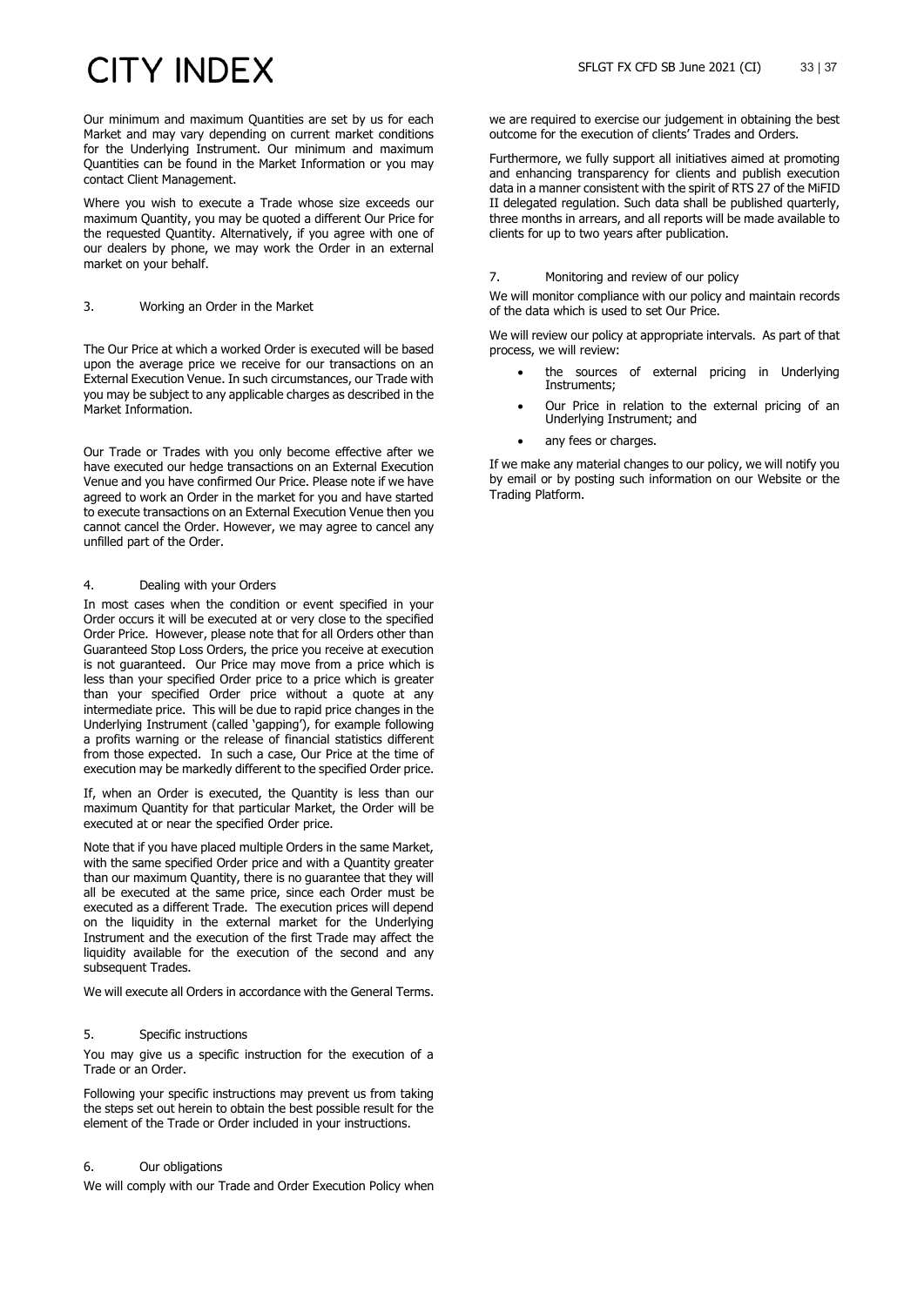Our minimum and maximum Quantities are set by us for each Market and may vary depending on current market conditions for the Underlying Instrument. Our minimum and maximum Quantities can be found in the Market Information or you may contact Client Management.

Where you wish to execute a Trade whose size exceeds our maximum Quantity, you may be quoted a different Our Price for the requested Quantity. Alternatively, if you agree with one of our dealers by phone, we may work the Order in an external market on your behalf.

### 3. Working an Order in the Market

The Our Price at which a worked Order is executed will be based upon the average price we receive for our transactions on an External Execution Venue. In such circumstances, our Trade with you may be subject to any applicable charges as described in the Market Information.

Our Trade or Trades with you only become effective after we have executed our hedge transactions on an External Execution Venue and you have confirmed Our Price. Please note if we have agreed to work an Order in the market for you and have started to execute transactions on an External Execution Venue then you cannot cancel the Order. However, we may agree to cancel any unfilled part of the Order.

### 4. Dealing with your Orders

In most cases when the condition or event specified in your Order occurs it will be executed at or very close to the specified Order Price. However, please note that for all Orders other than Guaranteed Stop Loss Orders, the price you receive at execution is not guaranteed. Our Price may move from a price which is less than your specified Order price to a price which is greater than your specified Order price without a quote at any intermediate price. This will be due to rapid price changes in the Underlying Instrument (called 'gapping'), for example following a profits warning or the release of financial statistics different from those expected. In such a case, Our Price at the time of execution may be markedly different to the specified Order price.

If, when an Order is executed, the Quantity is less than our maximum Quantity for that particular Market, the Order will be executed at or near the specified Order price.

Note that if you have placed multiple Orders in the same Market, with the same specified Order price and with a Quantity greater than our maximum Quantity, there is no guarantee that they will all be executed at the same price, since each Order must be executed as a different Trade. The execution prices will depend on the liquidity in the external market for the Underlying Instrument and the execution of the first Trade may affect the liquidity available for the execution of the second and any subsequent Trades.

We will execute all Orders in accordance with the General Terms.

### 5. Specific instructions

You may give us a specific instruction for the execution of a Trade or an Order.

Following your specific instructions may prevent us from taking the steps set out herein to obtain the best possible result for the element of the Trade or Order included in your instructions.

### 6. Our obligations

We will comply with our Trade and Order Execution Policy when we are required to exercise our judgement in obtaining the best outcome for the execution of clients' Trades and Orders.

Furthermore, we fully support all initiatives aimed at promoting and enhancing transparency for clients and publish execution data in a manner consistent with the spirit of RTS 27 of the MiFID II delegated regulation. Such data shall be published quarterly, three months in arrears, and all reports will be made available to clients for up to two years after publication.

### 7. Monitoring and review of our policy

We will monitor compliance with our policy and maintain records of the data which is used to set Our Price.

We will review our policy at appropriate intervals. As part of that process, we will review:

- the sources of external pricing in Underlying Instruments;
- Our Price in relation to the external pricing of an Underlying Instrument; and
- any fees or charges.

If we make any material changes to our policy, we will notify you by email or by posting such information on our Website or the Trading Platform.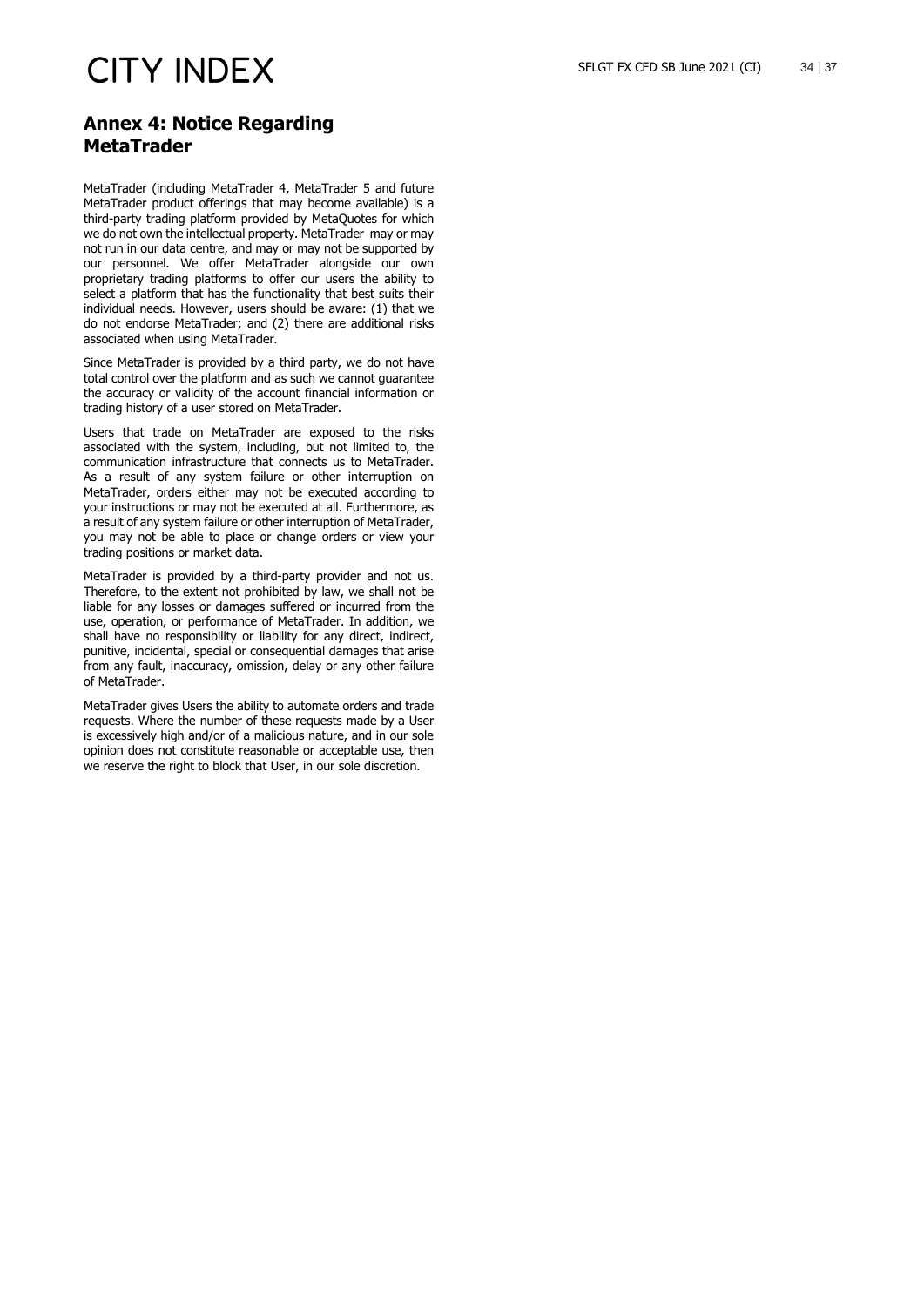## Annex 4: Notice Regarding MetaTrader

MetaTrader (including MetaTrader 4, MetaTrader 5 and future MetaTrader product offerings that may become available) is a third-party trading platform provided by MetaQuotes for which we do not own the intellectual property. MetaTrader may or may not run in our data centre, and may or may not be supported by our personnel. We offer MetaTrader alongside our own proprietary trading platforms to offer our users the ability to select a platform that has the functionality that best suits their individual needs. However, users should be aware: (1) that we do not endorse MetaTrader; and (2) there are additional risks associated when using MetaTrader.

Since MetaTrader is provided by a third party, we do not have total control over the platform and as such we cannot guarantee the accuracy or validity of the account financial information or trading history of a user stored on MetaTrader.

Users that trade on MetaTrader are exposed to the risks associated with the system, including, but not limited to, the communication infrastructure that connects us to MetaTrader. As a result of any system failure or other interruption on MetaTrader, orders either may not be executed according to your instructions or may not be executed at all. Furthermore, as a result of any system failure or other interruption of MetaTrader, you may not be able to place or change orders or view your trading positions or market data.

MetaTrader is provided by a third-party provider and not us. Therefore, to the extent not prohibited by law, we shall not be liable for any losses or damages suffered or incurred from the use, operation, or performance of MetaTrader. In addition, we shall have no responsibility or liability for any direct, indirect, punitive, incidental, special or consequential damages that arise from any fault, inaccuracy, omission, delay or any other failure of MetaTrader.

MetaTrader gives Users the ability to automate orders and trade requests. Where the number of these requests made by a User is excessively high and/or of a malicious nature, and in our sole opinion does not constitute reasonable or acceptable use, then we reserve the right to block that User, in our sole discretion.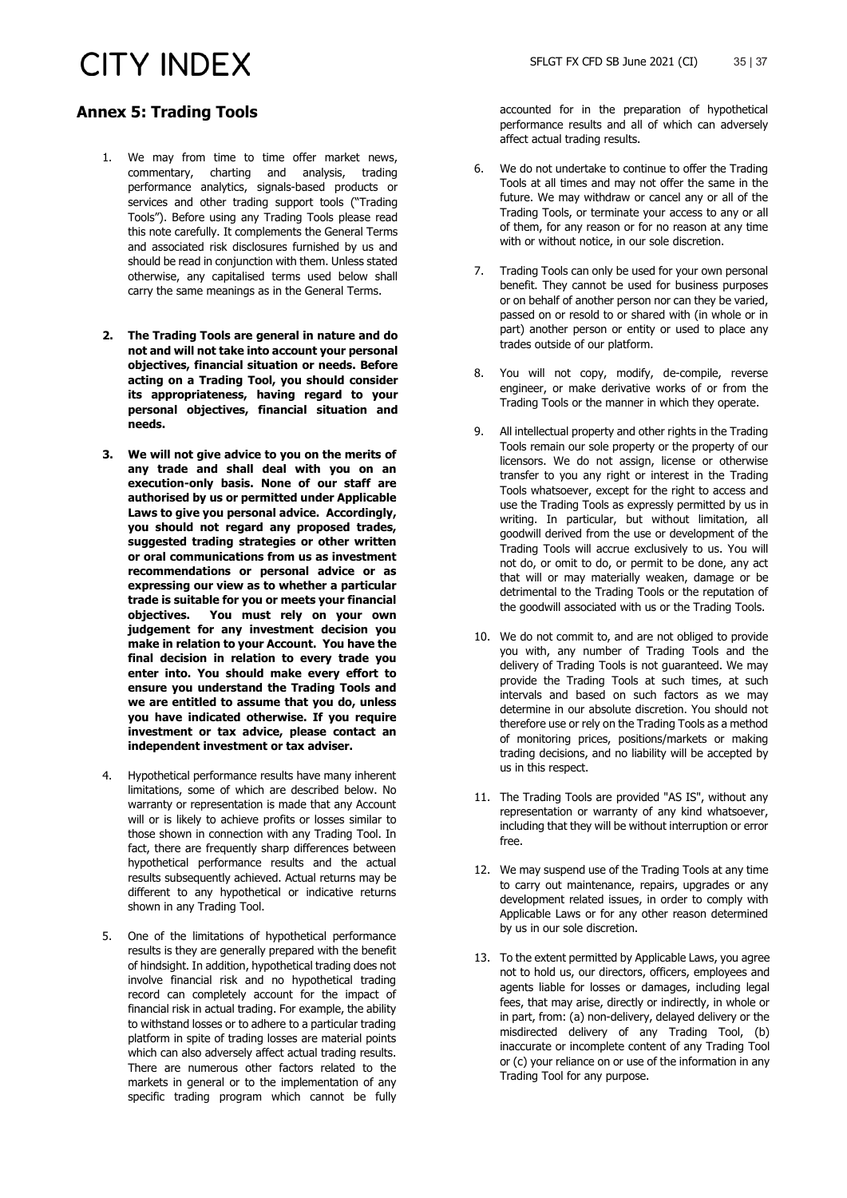## Annex 5: Trading Tools

1. We may from time to time offer market news, commentary, charting and analysis, trading performance analytics, signals-based products or services and other trading support tools ("Trading Tools"). Before using any Trading Tools please read this note carefully. It complements the General Terms and associated risk disclosures furnished by us and should be read in conjunction with them. Unless stated otherwise, any capitalised terms used below shall carry the same meanings as in the General Terms.

2. **The Trading Tools are general in nature and do not and will not take into account your personal objectives, financial situation or needs. Before acting on a Trading Tool, you should consider its appropriateness, having regard to your personal objectives, financial situation and needs.**

3. **We will not give advice to you on the merits of any trade and shall deal with you on an execution-only basis. None of our staff are authorised by us or permitted under Applicable Laws to give you personal advice. Accordingly, you should not regard any proposed trades, suggested trading strategies or other written or oral communications from us as investment recommendations or personal advice or as expressing our view as to whether a particular trade is suitable for you or meets your financial objectives. You must rely on your own judgement for any investment decision you make in relation to your Account. You have the final decision in relation to every trade you enter into. You should make every effort to ensure you understand the Trading Tools and we are entitled to assume that you do, unless you have indicated otherwise. If you require investment or tax advice, please contact an independent investment or tax adviser.**

4. Hypothetical performance results have many inherent limitations, some of which are described below. No warranty or representation is made that any Account will or is likely to achieve profits or losses similar to those shown in connection with any Trading Tool. In fact, there are frequently sharp differences between hypothetical performance results and the actual results subsequently achieved. Actual returns may be different to any hypothetical or indicative returns shown in any Trading Tool.

5. One of the limitations of hypothetical performance results is they are generally prepared with the benefit of hindsight. In addition, hypothetical trading does not involve financial risk and no hypothetical trading record can completely account for the impact of financial risk in actual trading. For example, the ability to withstand losses or to adhere to a particular trading platform in spite of trading losses are material points which can also adversely affect actual trading results. There are numerous other factors related to the markets in general or to the implementation of any specific trading program which cannot be fully accounted for in the preparation of hypothetical performance results and all of which can adversely affect actual trading results.

6. We do not undertake to continue to offer the Trading Tools at all times and may not offer the same in the future. We may withdraw or cancel any or all of the Trading Tools, or terminate your access to any or all of them, for any reason or for no reason at any time with or without notice, in our sole discretion.

7. Trading Tools can only be used for your own personal benefit. They cannot be used for business purposes or on behalf of another person nor can they be varied, passed on or resold to or shared with (in whole or in part) another person or entity or used to place any trades outside of our platform.

8. You will not copy, modify, de-compile, reverse engineer, or make derivative works of or from the Trading Tools or the manner in which they operate.

9. All intellectual property and other rights in the Trading Tools remain our sole property or the property of our licensors. We do not assign, license or otherwise transfer to you any right or interest in the Trading Tools whatsoever, except for the right to access and use the Trading Tools as expressly permitted by us in writing. In particular, but without limitation, all goodwill derived from the use or development of the Trading Tools will accrue exclusively to us. You will not do, or omit to do, or permit to be done, any act that will or may materially weaken, damage or be detrimental to the Trading Tools or the reputation of the goodwill associated with us or the Trading Tools.

10. We do not commit to, and are not obliged to provide you with, any number of Trading Tools and the delivery of Trading Tools is not guaranteed. We may provide the Trading Tools at such times, at such intervals and based on such factors as we may determine in our absolute discretion. You should not therefore use or rely on the Trading Tools as a method of monitoring prices, positions/markets or making trading decisions, and no liability will be accepted by us in this respect.

11. The Trading Tools are provided "AS IS", without any representation or warranty of any kind whatsoever, including that they will be without interruption or error free.

12. We may suspend use of the Trading Tools at any time to carry out maintenance, repairs, upgrades or any development related issues, in order to comply with Applicable Laws or for any other reason determined by us in our sole discretion.

13. To the extent permitted by Applicable Laws, you agree not to hold us, our directors, officers, employees and agents liable for losses or damages, including legal fees, that may arise, directly or indirectly, in whole or in part, from: (a) non-delivery, delayed delivery or the misdirected delivery of any Trading Tool, (b) inaccurate or incomplete content of any Trading Tool or (c) your reliance on or use of the information in any Trading Tool for any purpose.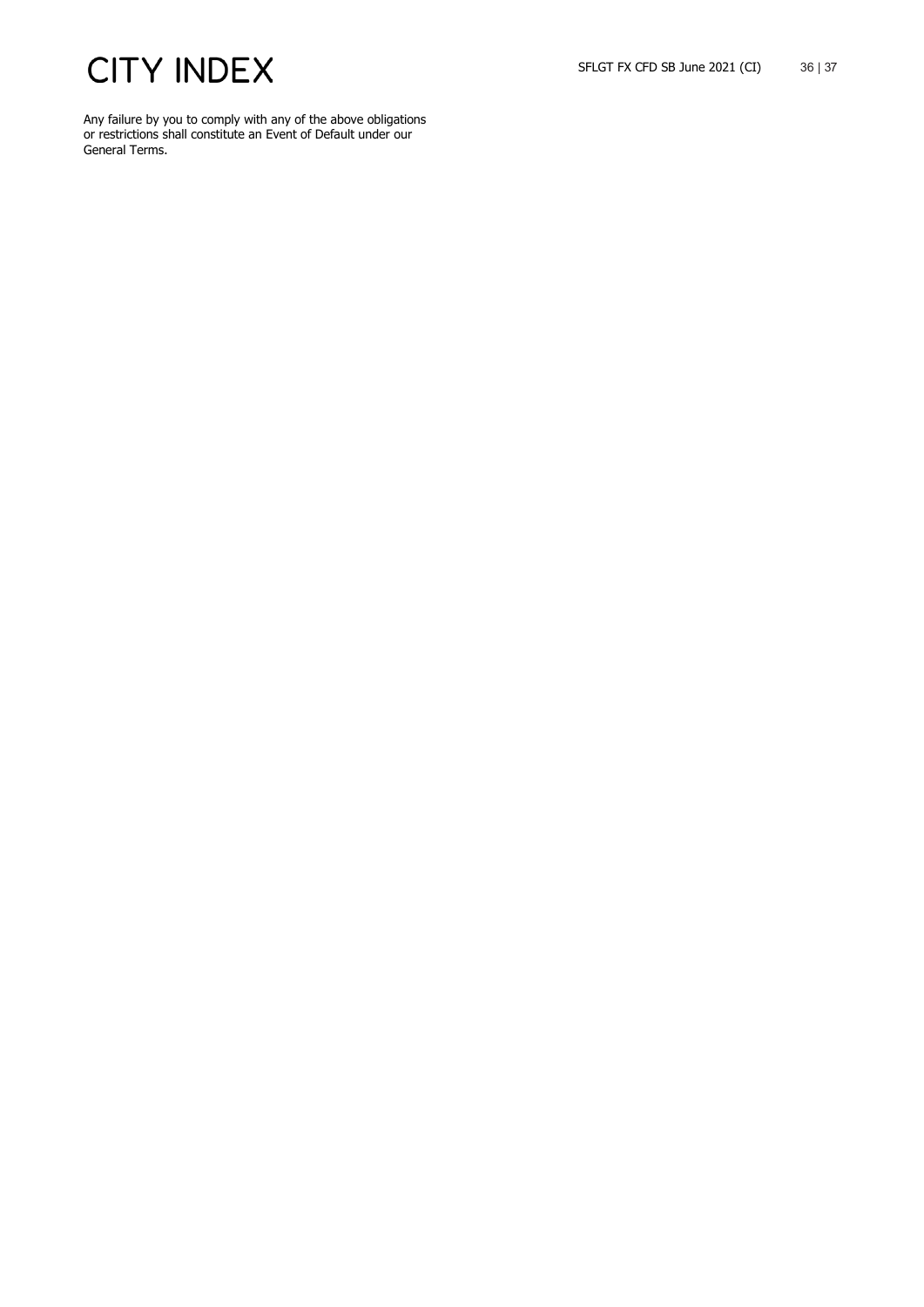Any failure by you to comply with any of the above obligations or restrictions shall constitute an Event of Default under our General Terms.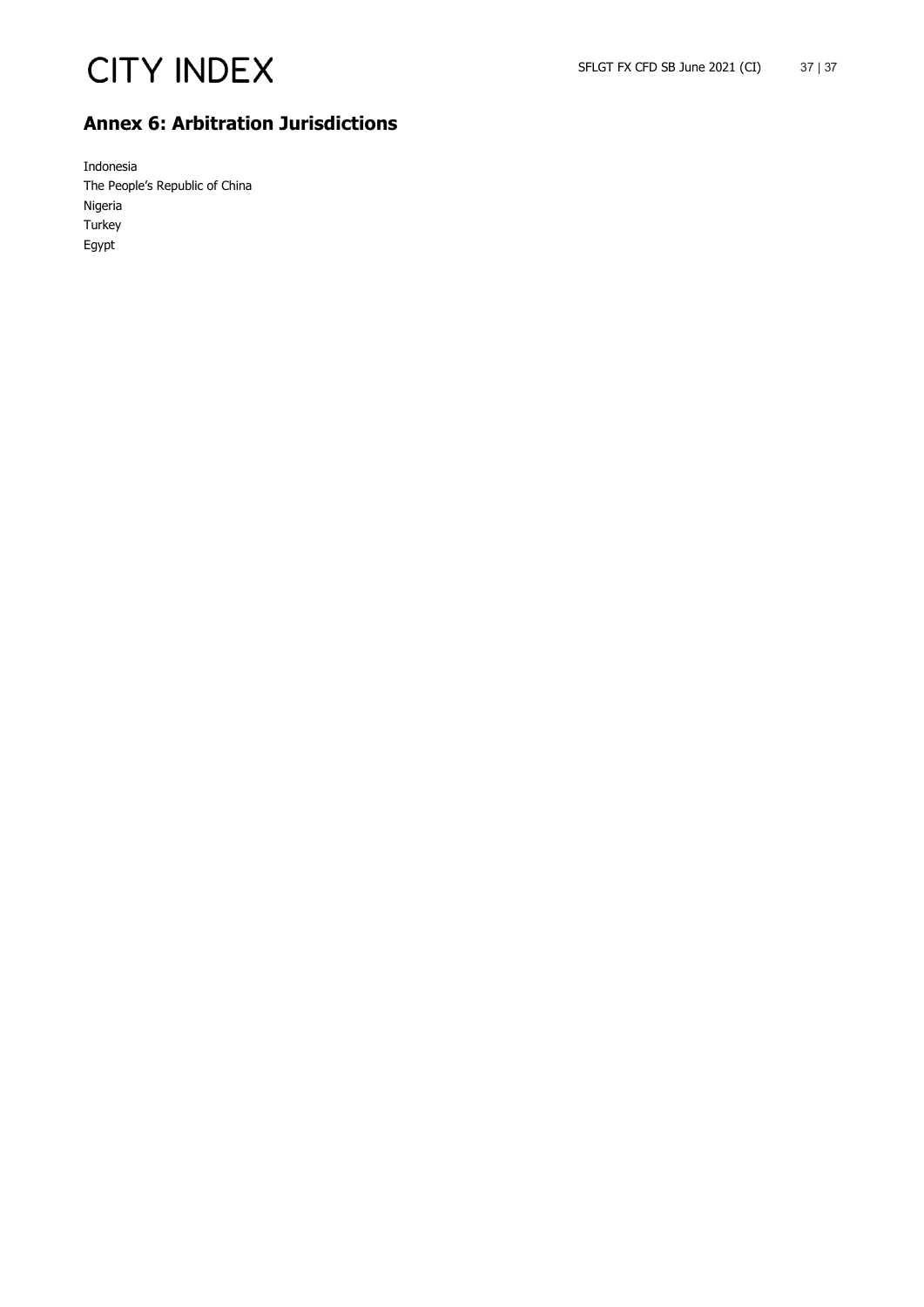## Annex 6: Arbitration Jurisdictions

Indonesia
The People's Republic of China
Nigeria
Turkey
Egypt